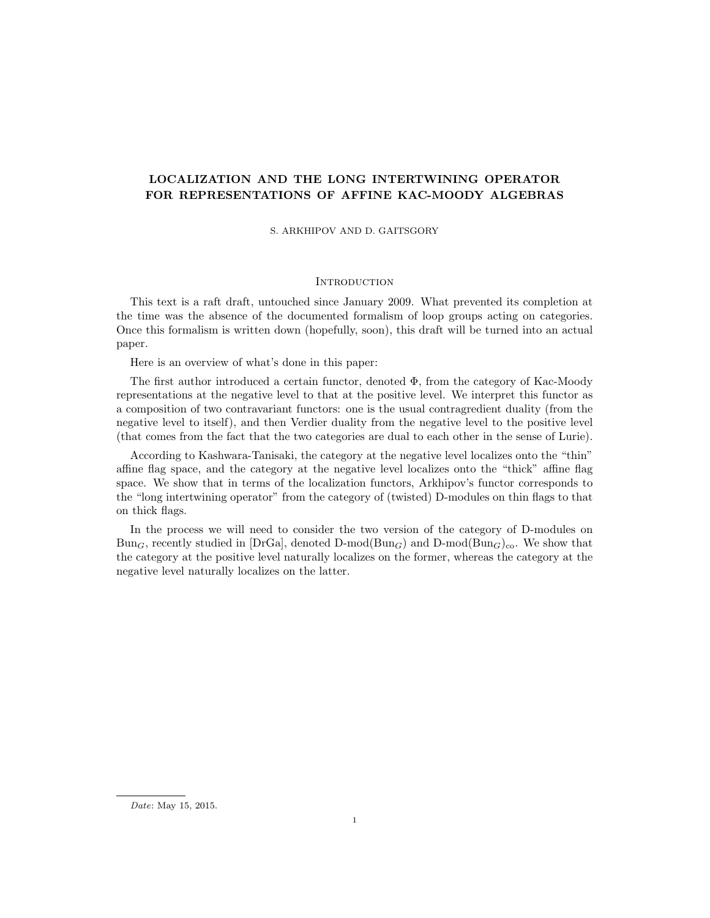# LOCALIZATION AND THE LONG INTERTWINING OPERATOR FOR REPRESENTATIONS OF AFFINE KAC-MOODY ALGEBRAS

S. ARKHIPOV AND D. GAITSGORY

## Introduction

This text is a raft draft, untouched since January 2009. What prevented its completion at the time was the absence of the documented formalism of loop groups acting on categories. Once this formalism is written down (hopefully, soon), this draft will be turned into an actual paper.

Here is an overview of what's done in this paper:

The first author introduced a certain functor, denoted $\Phi$, from the category of Kac-Moody representations at the negative level to that at the positive level. We interpret this functor as a composition of two contravariant functors: one is the usual contragredient duality (from the negative level to itself), and then Verdier duality from the negative level to the positive level (that comes from the fact that the two categories are dual to each other in the sense of Lurie).

According to Kashwara-Tanisaki, the category at the negative level localizes onto the "thin" affine flag space, and the category at the negative level localizes onto the "thick" affine flag space. We show that in terms of the localization functors, Arkhipov's functor corresponds to the "long intertwining operator" from the category of (twisted) D-modules on thin flags to that on thick flags.

In the process we will need to consider the two version of the category of D-modules on $\text{Bun}_G$, recently studied in [DrGa], denoted $\text{D-mod}(\text{Bun}_G)$ and $\text{D-mod}(\text{Bun}_G)_{\text{co}}$. We show that the category at the positive level naturally localizes on the former, whereas the category at the negative level naturally localizes on the latter.

*Date*: May 15, 2015.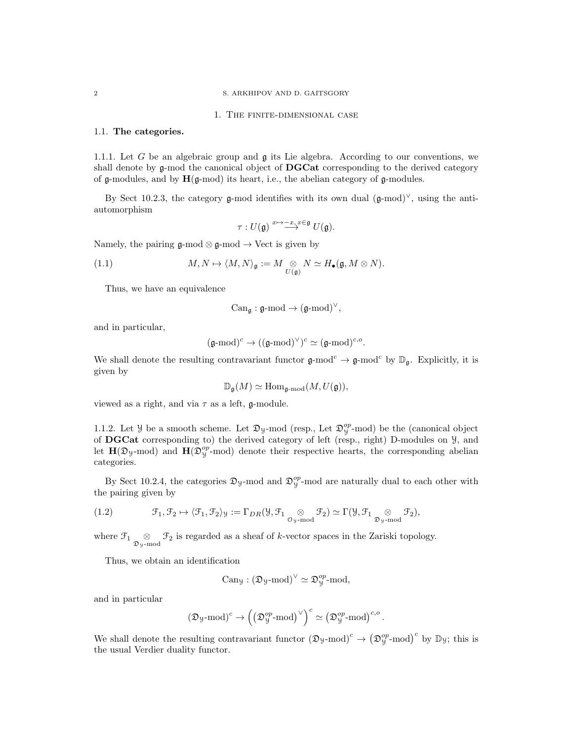# 1. The finite-dimensional case

## 1.1. The categories.

1.1.1. Let $G$ be an algebraic group and $\mathfrak{g}$ its Lie algebra. According to our conventions, we shall denote by $\mathfrak{g}$-mod the canonical object of **DGCat** corresponding to the derived category of $\mathfrak{g}$-modules, and by $\mathbf{H}(\mathfrak{g}\text{-mod})$ its heart, i.e., the abelian category of $\mathfrak{g}$-modules.

By Sect 10.2.3, the category $\mathfrak{g}$-mod identifies with its own dual $(\mathfrak{g}\text{-mod})^\vee$, using the anti-automorphism

$$\tau : U(\mathfrak{g}) \overset{x \mapsto -x,\, x \in \mathfrak{g}}{\longrightarrow} U(\mathfrak{g}).$$

Namely, the pairing $\mathfrak{g}\text{-mod} \otimes \mathfrak{g}\text{-mod} \to \mathrm{Vect}$ is given by

$$M, N \mapsto \langle M, N \rangle_{\mathfrak{g}} := M \underset{U(\mathfrak{g})}{\otimes} N \simeq H_\bullet(\mathfrak{g}, M \otimes N). \tag{1.1}$$

Thus, we have an equivalence

$$\mathrm{Can}_{\mathfrak{g}} : \mathfrak{g}\text{-mod} \to (\mathfrak{g}\text{-mod})^\vee,$$

and in particular,

$$(\mathfrak{g}\text{-mod})^c \to ((\mathfrak{g}\text{-mod})^\vee)^c \simeq (\mathfrak{g}\text{-mod})^{c,o}.$$

We shall denote the resulting contravariant functor $\mathfrak{g}\text{-mod}^c \to \mathfrak{g}\text{-mod}^c$ by $\mathbb{D}_{\mathfrak{g}}$. Explicitly, it is given by

$$\mathbb{D}_{\mathfrak{g}}(M) \simeq \mathrm{Hom}_{\mathfrak{g}\text{-mod}}(M, U(\mathfrak{g})),$$

viewed as a right, and via $\tau$ as a left, $\mathfrak{g}$-module.

1.1.2. Let $\mathcal{Y}$ be a smooth scheme. Let $\mathfrak{D}_{\mathcal{Y}}$-mod (resp., Let $\mathfrak{D}^{op}_{\mathcal{Y}}$-mod) be the (canonical object of **DGCat** corresponding to) the derived category of left (resp., right) D-modules on $\mathcal{Y}$, and let $\mathbf{H}(\mathfrak{D}_{\mathcal{Y}}\text{-mod})$ and $\mathbf{H}(\mathfrak{D}^{op}_{\mathcal{Y}}\text{-mod})$ denote their respective hearts, the corresponding abelian categories.

By Sect 10.2.4, the categories $\mathfrak{D}_{\mathcal{Y}}$-mod and $\mathfrak{D}^{op}_{\mathcal{Y}}$-mod are naturally dual to each other with the pairing given by

$$\mathcal{F}_1, \mathcal{F}_2 \mapsto \langle \mathcal{F}_1, \mathcal{F}_2 \rangle_{\mathcal{Y}} := \Gamma_{DR}(\mathcal{Y}, \mathcal{F}_1 \underset{\mathcal{O}_{\mathcal{Y}}\text{-mod}}{\otimes} \mathcal{F}_2) \simeq \Gamma(\mathcal{Y}, \mathcal{F}_1 \underset{\mathfrak{D}_{\mathcal{Y}}\text{-mod}}{\otimes} \mathcal{F}_2), \tag{1.2}$$

where $\mathcal{F}_1 \underset{\mathfrak{D}_{\mathcal{Y}}\text{-mod}}{\otimes} \mathcal{F}_2$ is regarded as a sheaf of $k$-vector spaces in the Zariski topology.

Thus, we obtain an identification

$$\mathrm{Can}_{\mathcal{Y}} : (\mathfrak{D}_{\mathcal{Y}}\text{-mod})^\vee \simeq \mathfrak{D}^{op}_{\mathcal{Y}}\text{-mod},$$

and in particular

$$(\mathfrak{D}_{\mathcal{Y}}\text{-mod})^c \to \left(\left(\mathfrak{D}^{op}_{\mathcal{Y}}\text{-mod}\right)^\vee\right)^c \simeq \left(\mathfrak{D}^{op}_{\mathcal{Y}}\text{-mod}\right)^{c,o}.$$

We shall denote the resulting contravariant functor $(\mathfrak{D}_{\mathcal{Y}}\text{-mod})^c \to \left(\mathfrak{D}^{op}_{\mathcal{Y}}\text{-mod}\right)^c$ by $\mathbb{D}_{\mathcal{Y}}$; this is the usual Verdier duality functor.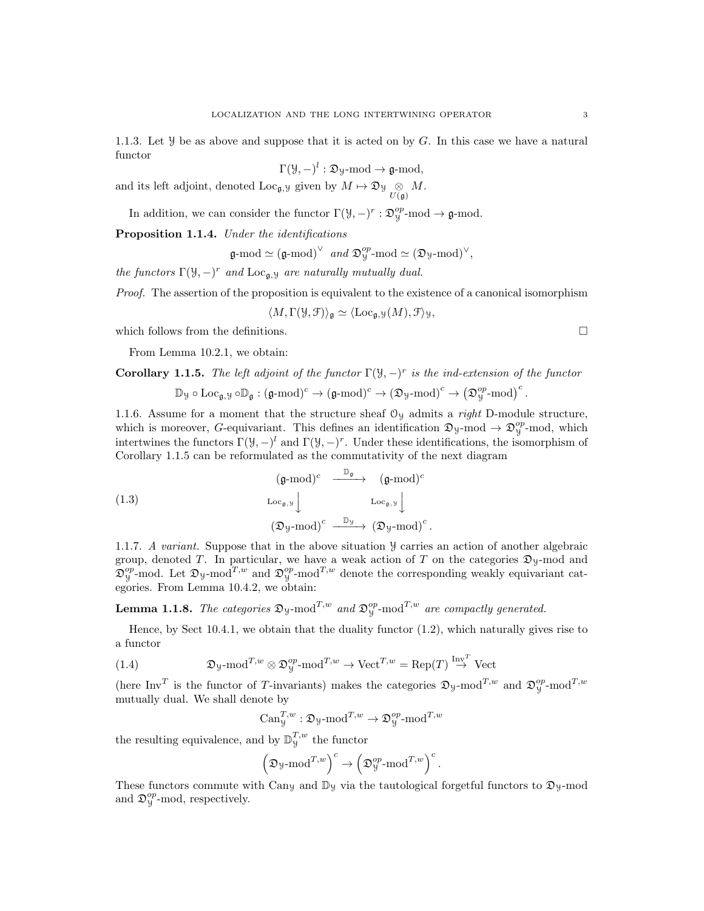1.1.3. Let $\mathcal{Y}$ be as above and suppose that it is acted on by $G$. In this case we have a natural functor

$$\Gamma(\mathcal{Y}, -)^l : \mathfrak{D}_{\mathcal{Y}}\text{-mod} \to \mathfrak{g}\text{-mod},$$

and its left adjoint, denoted $\mathrm{Loc}_{\mathfrak{g},\mathcal{Y}}$ given by $M \mapsto \mathfrak{D}_{\mathcal{Y}} \underset{U(\mathfrak{g})}{\otimes} M$.

In addition, we can consider the functor $\Gamma(\mathcal{Y}, -)^r : \mathfrak{D}_{\mathcal{Y}}^{op}\text{-mod} \to \mathfrak{g}\text{-mod}$.

**Proposition 1.1.4.** *Under the identifications*

$$\mathfrak{g}\text{-mod} \simeq (\mathfrak{g}\text{-mod})^\vee \;\; \textit{and} \;\; \mathfrak{D}_{\mathcal{Y}}^{op}\text{-mod} \simeq (\mathfrak{D}_{\mathcal{Y}}\text{-mod})^\vee,$$

*the functors $\Gamma(\mathcal{Y}, -)^r$ and $\mathrm{Loc}_{\mathfrak{g},\mathcal{Y}}$ are naturally mutually dual.*

*Proof.* The assertion of the proposition is equivalent to the existence of a canonical isomorphism

$$\langle M, \Gamma(\mathcal{Y}, \mathcal{F})\rangle_{\mathfrak{g}} \simeq \langle \mathrm{Loc}_{\mathfrak{g},\mathcal{Y}}(M), \mathcal{F}\rangle_{\mathcal{Y}},$$

which follows from the definitions. □

From Lemma 10.2.1, we obtain:

**Corollary 1.1.5.** *The left adjoint of the functor $\Gamma(\mathcal{Y}, -)^r$ is the ind-extension of the functor*

$$\mathbb{D}_{\mathcal{Y}} \circ \mathrm{Loc}_{\mathfrak{g},\mathcal{Y}} \circ \mathbb{D}_{\mathfrak{g}} : (\mathfrak{g}\text{-mod})^c \to (\mathfrak{g}\text{-mod})^c \to (\mathfrak{D}_{\mathcal{Y}}\text{-mod})^c \to \left(\mathfrak{D}_{\mathcal{Y}}^{op}\text{-mod}\right)^c.$$

1.1.6. Assume for a moment that the structure sheaf $\mathcal{O}_{\mathcal{Y}}$ admits a *right* D-module structure, which is moreover, $G$-equivariant. This defines an identification $\mathfrak{D}_{\mathcal{Y}}\text{-mod} \to \mathfrak{D}_{\mathcal{Y}}^{op}\text{-mod}$, which intertwines the functors $\Gamma(\mathcal{Y}, -)^l$ and $\Gamma(\mathcal{Y}, -)^r$. Under these identifications, the isomorphism of Corollary 1.1.5 can be reformulated as the commutativity of the next diagram

$$\begin{array}{ccc} (\mathfrak{g}\text{-mod})^c & \xrightarrow{\mathbb{D}_{\mathfrak{g}}} & (\mathfrak{g}\text{-mod})^c \\ {\scriptstyle \mathrm{Loc}_{\mathfrak{g},\mathcal{Y}}}\big\downarrow & & \big\downarrow{\scriptstyle \mathrm{Loc}_{\mathfrak{g},\mathcal{Y}}} \\ (\mathfrak{D}_{\mathcal{Y}}\text{-mod})^c & \xrightarrow{\mathbb{D}_{\mathcal{Y}}} & (\mathfrak{D}_{\mathcal{Y}}\text{-mod})^c. \end{array} \tag{1.3}$$

1.1.7. *A variant.* Suppose that in the above situation $\mathcal{Y}$ carries an action of another algebraic group, denoted $T$. In particular, we have a weak action of $T$ on the categories $\mathfrak{D}_{\mathcal{Y}}\text{-mod}$ and $\mathfrak{D}_{\mathcal{Y}}^{op}\text{-mod}$. Let $\mathfrak{D}_{\mathcal{Y}}\text{-mod}^{T,w}$ and $\mathfrak{D}_{\mathcal{Y}}^{op}\text{-mod}^{T,w}$ denote the corresponding weakly equivariant categories. From Lemma 10.4.2, we obtain:

**Lemma 1.1.8.** *The categories $\mathfrak{D}_{\mathcal{Y}}\text{-mod}^{T,w}$ and $\mathfrak{D}_{\mathcal{Y}}^{op}\text{-mod}^{T,w}$ are compactly generated.*

Hence, by Sect 10.4.1, we obtain that the duality functor (1.2), which naturally gives rise to a functor

$$\mathfrak{D}_{\mathcal{Y}}\text{-mod}^{T,w} \otimes \mathfrak{D}_{\mathcal{Y}}^{op}\text{-mod}^{T,w} \to \mathrm{Vect}^{T,w} = \mathrm{Rep}(T) \overset{\mathrm{Inv}^T}{\to} \mathrm{Vect} \tag{1.4}$$

(here $\mathrm{Inv}^T$ is the functor of $T$-invariants) makes the categories $\mathfrak{D}_{\mathcal{Y}}\text{-mod}^{T,w}$ and $\mathfrak{D}_{\mathcal{Y}}^{op}\text{-mod}^{T,w}$ mutually dual. We shall denote by

$$\mathrm{Can}_{\mathcal{Y}}^{T,w} : \mathfrak{D}_{\mathcal{Y}}\text{-mod}^{T,w} \to \mathfrak{D}_{\mathcal{Y}}^{op}\text{-mod}^{T,w}$$

the resulting equivalence, and by $\mathbb{D}_{\mathcal{Y}}^{T,w}$ the functor

$$\left(\mathfrak{D}_{\mathcal{Y}}\text{-mod}^{T,w}\right)^c \to \left(\mathfrak{D}_{\mathcal{Y}}^{op}\text{-mod}^{T,w}\right)^c.$$

These functors commute with $\mathrm{Can}_{\mathcal{Y}}$ and $\mathbb{D}_{\mathcal{Y}}$ via the tautological forgetful functors to $\mathfrak{D}_{\mathcal{Y}}\text{-mod}$ and $\mathfrak{D}_{\mathcal{Y}}^{op}\text{-mod}$, respectively.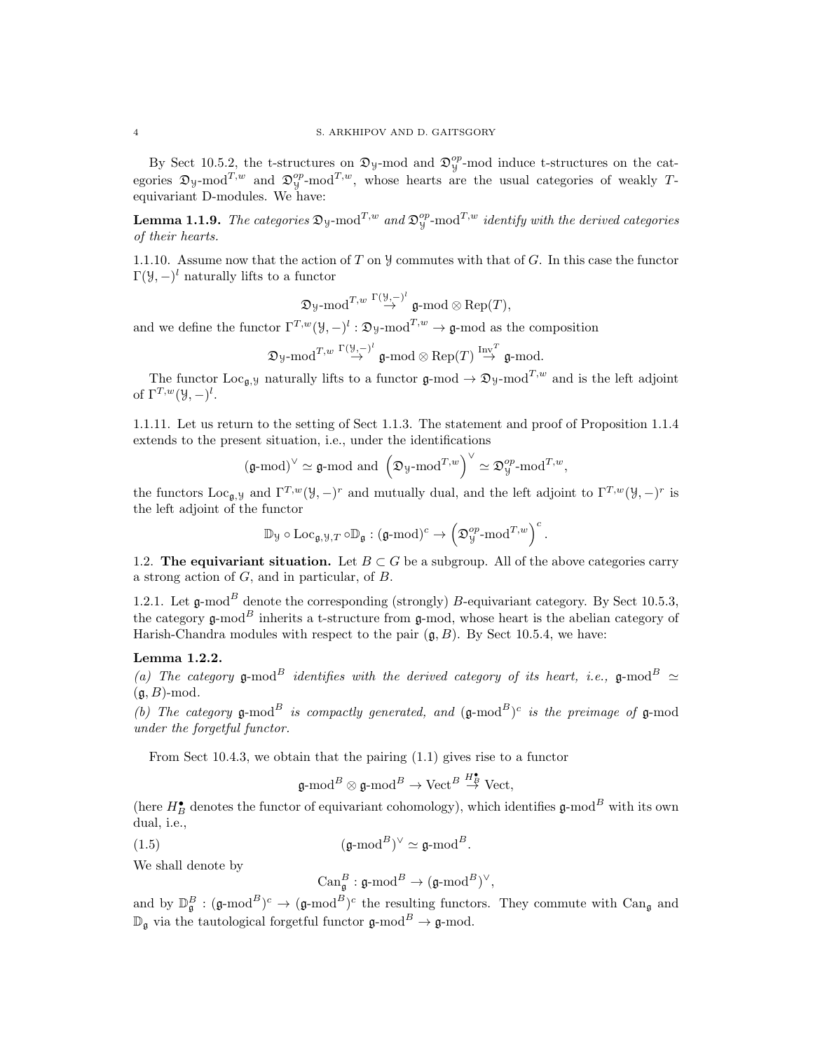By Sect 10.5.2, the t-structures on $\mathfrak{D}_{\mathcal{Y}}$-mod and $\mathfrak{D}^{op}_{\mathcal{Y}}$-mod induce t-structures on the categories $\mathfrak{D}_{\mathcal{Y}}\text{-mod}^{T,w}$ and $\mathfrak{D}^{op}_{\mathcal{Y}}\text{-mod}^{T,w}$, whose hearts are the usual categories of weakly $T$-equivariant D-modules. We have:

**Lemma 1.1.9.** *The categories $\mathfrak{D}_{\mathcal{Y}}\text{-mod}^{T,w}$ and $\mathfrak{D}^{op}_{\mathcal{Y}}\text{-mod}^{T,w}$ identify with the derived categories of their hearts.*

1.1.10. Assume now that the action of $T$ on $\mathcal{Y}$ commutes with that of $G$. In this case the functor $\Gamma(\mathcal{Y},-)^l$ naturally lifts to a functor

$$\mathfrak{D}_{\mathcal{Y}}\text{-mod}^{T,w} \overset{\Gamma(\mathcal{Y},-)^l}{\to} \mathfrak{g}\text{-mod} \otimes \operatorname{Rep}(T),$$

and we define the functor $\Gamma^{T,w}(\mathcal{Y},-)^l : \mathfrak{D}_{\mathcal{Y}}\text{-mod}^{T,w} \to \mathfrak{g}\text{-mod}$ as the composition

$$\mathfrak{D}_{\mathcal{Y}}\text{-mod}^{T,w} \overset{\Gamma(\mathcal{Y},-)^l}{\to} \mathfrak{g}\text{-mod} \otimes \operatorname{Rep}(T) \overset{\operatorname{Inv}^T}{\to} \mathfrak{g}\text{-mod}.$$

The functor $\operatorname{Loc}_{\mathfrak{g},\mathcal{Y}}$ naturally lifts to a functor $\mathfrak{g}\text{-mod} \to \mathfrak{D}_{\mathcal{Y}}\text{-mod}^{T,w}$ and is the left adjoint of $\Gamma^{T,w}(\mathcal{Y},-)^l$.

1.1.11. Let us return to the setting of Sect 1.1.3. The statement and proof of Proposition 1.1.4 extends to the present situation, i.e., under the identifications

$$(\mathfrak{g}\text{-mod})^\vee \simeq \mathfrak{g}\text{-mod and } \left(\mathfrak{D}_{\mathcal{Y}}\text{-mod}^{T,w}\right)^\vee \simeq \mathfrak{D}^{op}_{\mathcal{Y}}\text{-mod}^{T,w},$$

the functors $\operatorname{Loc}_{\mathfrak{g},\mathcal{Y}}$ and $\Gamma^{T,w}(\mathcal{Y},-)^r$ and mutually dual, and the left adjoint to $\Gamma^{T,w}(\mathcal{Y},-)^r$ is the left adjoint of the functor

$$\mathbb{D}_{\mathcal{Y}} \circ \operatorname{Loc}_{\mathfrak{g},\mathcal{Y},T} \circ \mathbb{D}_{\mathfrak{g}} : (\mathfrak{g}\text{-mod})^c \to \left(\mathfrak{D}^{op}_{\mathcal{Y}}\text{-mod}^{T,w}\right)^c.$$

## 1.2. The equivariant situation.

Let $B \subset G$ be a subgroup. All of the above categories carry a strong action of $G$, and in particular, of $B$.

1.2.1. Let $\mathfrak{g}\text{-mod}^B$ denote the corresponding (strongly) $B$-equivariant category. By Sect 10.5.3, the category $\mathfrak{g}\text{-mod}^B$ inherits a t-structure from $\mathfrak{g}$-mod, whose heart is the abelian category of Harish-Chandra modules with respect to the pair $(\mathfrak{g}, B)$. By Sect 10.5.4, we have:

**Lemma 1.2.2.**
*(a) The category $\mathfrak{g}\text{-mod}^B$ identifies with the derived category of its heart, i.e., $\mathfrak{g}\text{-mod}^B \simeq (\mathfrak{g}, B)\text{-mod}$.*
*(b) The category $\mathfrak{g}\text{-mod}^B$ is compactly generated, and $(\mathfrak{g}\text{-mod}^B)^c$ is the preimage of $\mathfrak{g}$-mod under the forgetful functor.*

From Sect 10.4.3, we obtain that the pairing (1.1) gives rise to a functor

$$\mathfrak{g}\text{-mod}^B \otimes \mathfrak{g}\text{-mod}^B \to \operatorname{Vect}^B \overset{H^\bullet_B}{\to} \operatorname{Vect},$$

(here $H^\bullet_B$ denotes the functor of equivariant cohomology), which identifies $\mathfrak{g}\text{-mod}^B$ with its own dual, i.e.,

$$(\mathfrak{g}\text{-mod}^B)^\vee \simeq \mathfrak{g}\text{-mod}^B. \tag{1.5}$$

We shall denote by

$$\operatorname{Can}^B_{\mathfrak{g}} : \mathfrak{g}\text{-mod}^B \to (\mathfrak{g}\text{-mod}^B)^\vee,$$

and by $\mathbb{D}^B_{\mathfrak{g}} : (\mathfrak{g}\text{-mod}^B)^c \to (\mathfrak{g}\text{-mod}^B)^c$ the resulting functors. They commute with $\operatorname{Can}_{\mathfrak{g}}$ and $\mathbb{D}_{\mathfrak{g}}$ via the tautological forgetful functor $\mathfrak{g}\text{-mod}^B \to \mathfrak{g}\text{-mod}$.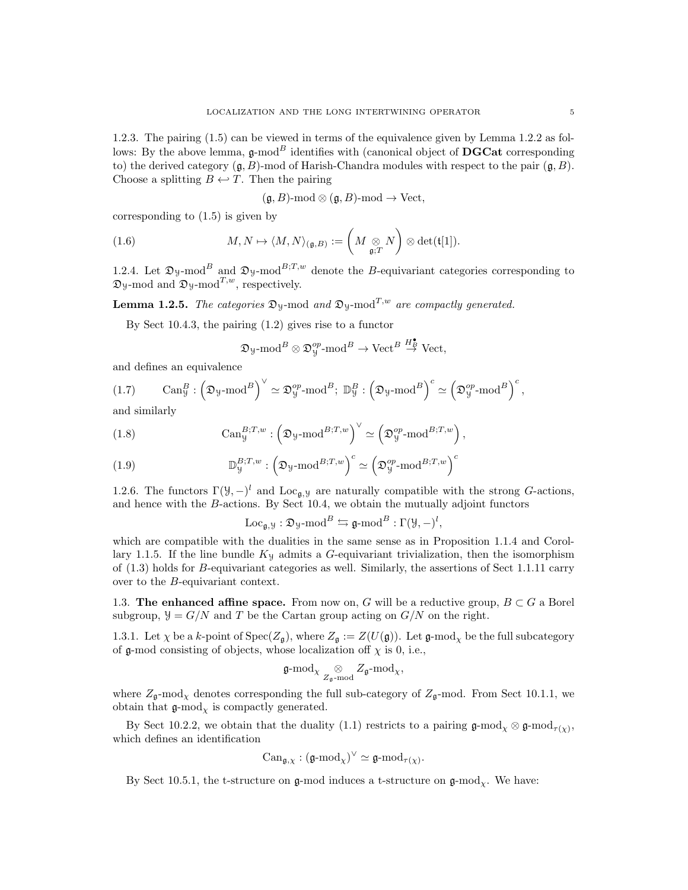1.2.3. The pairing (1.5) can be viewed in terms of the equivalence given by Lemma 1.2.2 as follows: By the above lemma, $\mathfrak{g}\text{-mod}^B$ identifies with (canonical object of **DGCat** corresponding to) the derived category $(\mathfrak{g}, B)$-mod of Harish-Chandra modules with respect to the pair $(\mathfrak{g}, B)$. Choose a splitting $B \hookleftarrow T$. Then the pairing

$$(\mathfrak{g}, B)\text{-mod} \otimes (\mathfrak{g}, B)\text{-mod} \to \text{Vect},$$

corresponding to (1.5) is given by

$$M, N \mapsto \langle M, N \rangle_{(\mathfrak{g},B)} := \left( M \underset{\mathfrak{g};T}{\otimes} N \right) \otimes \det(\mathfrak{t}[1]). \tag{1.6}$$

1.2.4. Let $\mathfrak{D}_{\mathcal{Y}}\text{-mod}^B$ and $\mathfrak{D}_{\mathcal{Y}}\text{-mod}^{B;T,w}$ denote the $B$-equivariant categories corresponding to $\mathfrak{D}_{\mathcal{Y}}\text{-mod}$ and $\mathfrak{D}_{\mathcal{Y}}\text{-mod}^{T,w}$, respectively.

**Lemma 1.2.5.** *The categories $\mathfrak{D}_{\mathcal{Y}}\text{-mod}$ and $\mathfrak{D}_{\mathcal{Y}}\text{-mod}^{T,w}$ are compactly generated.*

By Sect 10.4.3, the pairing (1.2) gives rise to a functor

$$\mathfrak{D}_{\mathcal{Y}}\text{-mod}^B \otimes \mathfrak{D}^{op}_{\mathcal{Y}}\text{-mod}^B \to \text{Vect}^B \overset{H^\bullet_B}{\to} \text{Vect},$$

and defines an equivalence

$$\text{Can}^B_{\mathcal{Y}} : \left(\mathfrak{D}_{\mathcal{Y}}\text{-mod}^B\right)^\vee \simeq \mathfrak{D}^{op}_{\mathcal{Y}}\text{-mod}^B;\ \mathbb{D}^B_{\mathcal{Y}} : \left(\mathfrak{D}_{\mathcal{Y}}\text{-mod}^B\right)^c \simeq \left(\mathfrak{D}^{op}_{\mathcal{Y}}\text{-mod}^B\right)^c, \tag{1.7}$$

and similarly

$$\text{Can}^{B;T,w}_{\mathcal{Y}} : \left(\mathfrak{D}_{\mathcal{Y}}\text{-mod}^{B;T,w}\right)^\vee \simeq \left(\mathfrak{D}^{op}_{\mathcal{Y}}\text{-mod}^{B;T,w}\right), \tag{1.8}$$

$$\mathbb{D}^{B;T,w}_{\mathcal{Y}} : \left(\mathfrak{D}_{\mathcal{Y}}\text{-mod}^{B;T,w}\right)^c \simeq \left(\mathfrak{D}^{op}_{\mathcal{Y}}\text{-mod}^{B;T,w}\right)^c \tag{1.9}$$

1.2.6. The functors $\Gamma(\mathcal{Y}, -)^l$ and $\text{Loc}_{\mathfrak{g},\mathcal{Y}}$ are naturally compatible with the strong $G$-actions, and hence with the $B$-actions. By Sect 10.4, we obtain the mutually adjoint functors

$$\text{Loc}_{\mathfrak{g},\mathcal{Y}} : \mathfrak{D}_{\mathcal{Y}}\text{-mod}^B \leftrightarrows \mathfrak{g}\text{-mod}^B : \Gamma(\mathcal{Y}, -)^l,$$

which are compatible with the dualities in the same sense as in Proposition 1.1.4 and Corollary 1.1.5. If the line bundle $K_{\mathcal{Y}}$ admits a $G$-equivariant trivialization, then the isomorphism of (1.3) holds for $B$-equivariant categories as well. Similarly, the assertions of Sect 1.1.11 carry over to the $B$-equivariant context.

1.3. **The enhanced affine space.** From now on, $G$ will be a reductive group, $B \subset G$ a Borel subgroup, $\mathcal{Y} = G/N$ and $T$ be the Cartan group acting on $G/N$ on the right.

1.3.1. Let $\chi$ be a $k$-point of $\text{Spec}(Z_{\mathfrak{g}})$, where $Z_{\mathfrak{g}} := Z(U(\mathfrak{g}))$. Let $\mathfrak{g}\text{-mod}_\chi$ be the full subcategory of $\mathfrak{g}$-mod consisting of objects, whose localization off $\chi$ is 0, i.e.,

$$\mathfrak{g}\text{-mod}_\chi \underset{Z_{\mathfrak{g}}\text{-mod}}{\otimes} Z_{\mathfrak{g}}\text{-mod}_\chi,$$

where $Z_{\mathfrak{g}}\text{-mod}_\chi$ denotes corresponding the full sub-category of $Z_{\mathfrak{g}}$-mod. From Sect 10.1.1, we obtain that $\mathfrak{g}\text{-mod}_\chi$ is compactly generated.

By Sect 10.2.2, we obtain that the duality (1.1) restricts to a pairing $\mathfrak{g}\text{-mod}_\chi \otimes \mathfrak{g}\text{-mod}_{\tau(\chi)}$, which defines an identification

$$\text{Can}_{\mathfrak{g},\chi} : (\mathfrak{g}\text{-mod}_\chi)^\vee \simeq \mathfrak{g}\text{-mod}_{\tau(\chi)}.$$

By Sect 10.5.1, the t-structure on $\mathfrak{g}$-mod induces a t-structure on $\mathfrak{g}\text{-mod}_\chi$. We have: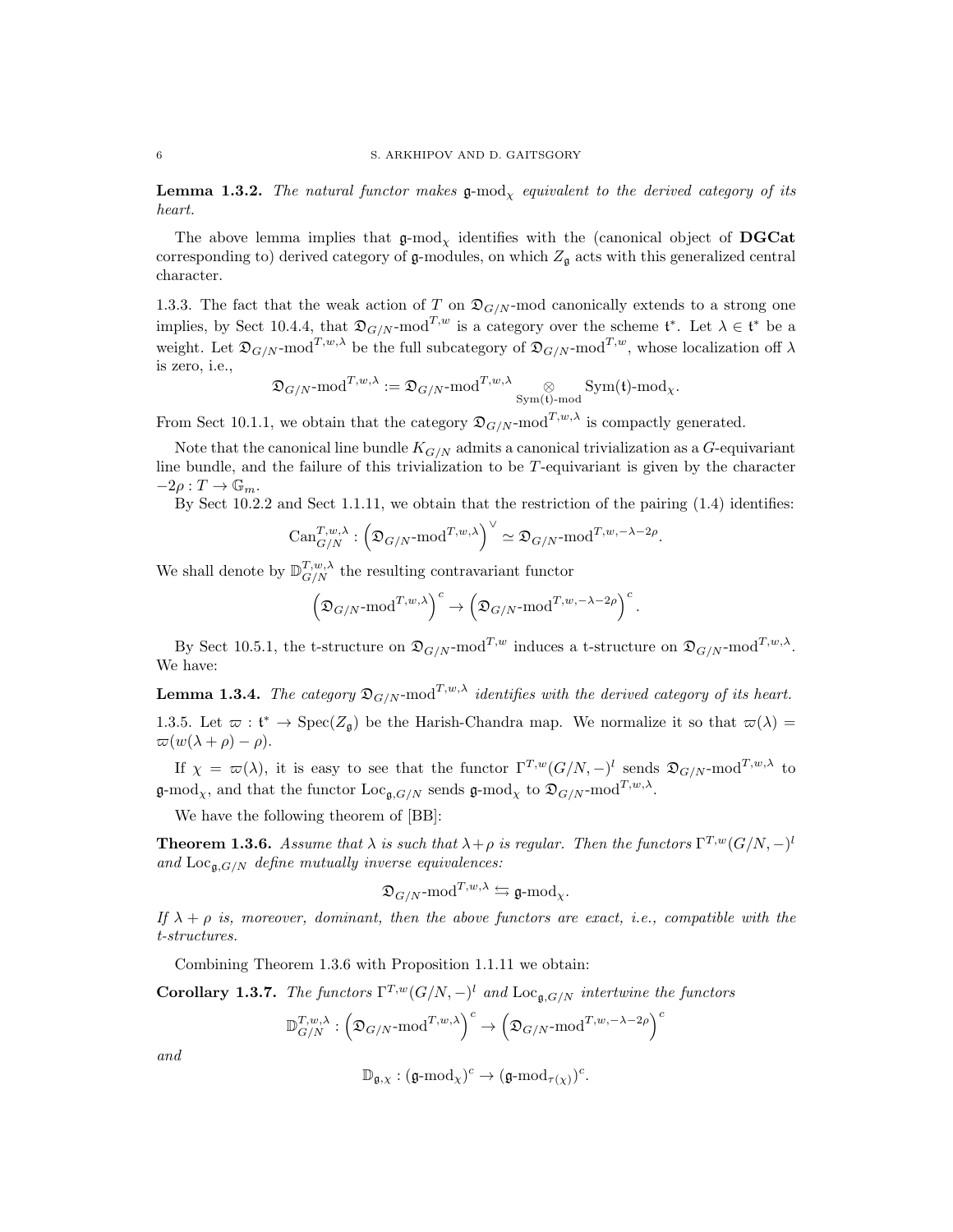**Lemma 1.3.2.** *The natural functor makes $\mathfrak{g}\text{-mod}_\chi$ equivalent to the derived category of its heart.*

The above lemma implies that $\mathfrak{g}\text{-mod}_\chi$ identifies with the (canonical object of **DGCat** corresponding to) derived category of $\mathfrak{g}$-modules, on which $Z_\mathfrak{g}$ acts with this generalized central character.

1.3.3. The fact that the weak action of $T$ on $\mathfrak{D}_{G/N}\text{-mod}$ canonically extends to a strong one implies, by Sect 10.4.4, that $\mathfrak{D}_{G/N}\text{-mod}^{T,w}$ is a category over the scheme $\mathfrak{t}^*$. Let $\lambda \in \mathfrak{t}^*$ be a weight. Let $\mathfrak{D}_{G/N}\text{-mod}^{T,w,\lambda}$ be the full subcategory of $\mathfrak{D}_{G/N}\text{-mod}^{T,w}$, whose localization off $\lambda$ is zero, i.e.,

$$\mathfrak{D}_{G/N}\text{-mod}^{T,w,\lambda} := \mathfrak{D}_{G/N}\text{-mod}^{T,w,\lambda} \underset{\mathrm{Sym}(\mathfrak{t})\text{-mod}}{\otimes} \mathrm{Sym}(\mathfrak{t})\text{-mod}_\chi.$$

From Sect 10.1.1, we obtain that the category $\mathfrak{D}_{G/N}\text{-mod}^{T,w,\lambda}$ is compactly generated.

Note that the canonical line bundle $K_{G/N}$ admits a canonical trivialization as a $G$-equivariant line bundle, and the failure of this trivialization to be $T$-equivariant is given by the character $-2\rho : T \to \mathbb{G}_m$.

By Sect 10.2.2 and Sect 1.1.11, we obtain that the restriction of the pairing (1.4) identifies:

$$\mathrm{Can}^{T,w,\lambda}_{G/N} : \left(\mathfrak{D}_{G/N}\text{-mod}^{T,w,\lambda}\right)^\vee \simeq \mathfrak{D}_{G/N}\text{-mod}^{T,w,-\lambda-2\rho}.$$

We shall denote by $\mathbb{D}^{T,w,\lambda}_{G/N}$ the resulting contravariant functor

$$\left(\mathfrak{D}_{G/N}\text{-mod}^{T,w,\lambda}\right)^c \to \left(\mathfrak{D}_{G/N}\text{-mod}^{T,w,-\lambda-2\rho}\right)^c.$$

By Sect 10.5.1, the t-structure on $\mathfrak{D}_{G/N}\text{-mod}^{T,w}$ induces a t-structure on $\mathfrak{D}_{G/N}\text{-mod}^{T,w,\lambda}$. We have:

**Lemma 1.3.4.** *The category $\mathfrak{D}_{G/N}\text{-mod}^{T,w,\lambda}$ identifies with the derived category of its heart.*

1.3.5. Let $\varpi : \mathfrak{t}^* \to \mathrm{Spec}(Z_\mathfrak{g})$ be the Harish-Chandra map. We normalize it so that $\varpi(\lambda) = \varpi(w(\lambda+\rho)-\rho)$.

If $\chi = \varpi(\lambda)$, it is easy to see that the functor $\Gamma^{T,w}(G/N,-)^l$ sends $\mathfrak{D}_{G/N}\text{-mod}^{T,w,\lambda}$ to $\mathfrak{g}\text{-mod}_\chi$, and that the functor $\mathrm{Loc}_{\mathfrak{g},G/N}$ sends $\mathfrak{g}\text{-mod}_\chi$ to $\mathfrak{D}_{G/N}\text{-mod}^{T,w,\lambda}$.

We have the following theorem of [BB]:

**Theorem 1.3.6.** *Assume that $\lambda$ is such that $\lambda+\rho$ is regular. Then the functors $\Gamma^{T,w}(G/N,-)^l$ and $\mathrm{Loc}_{\mathfrak{g},G/N}$ define mutually inverse equivalences:*

$$\mathfrak{D}_{G/N}\text{-mod}^{T,w,\lambda} \leftrightarrows \mathfrak{g}\text{-mod}_\chi.$$

*If $\lambda+\rho$ is, moreover, dominant, then the above functors are exact, i.e., compatible with the t-structures.*

Combining Theorem 1.3.6 with Proposition 1.1.11 we obtain:

**Corollary 1.3.7.** *The functors $\Gamma^{T,w}(G/N,-)^l$ and $\mathrm{Loc}_{\mathfrak{g},G/N}$ intertwine the functors*

$$\mathbb{D}^{T,w,\lambda}_{G/N} : \left(\mathfrak{D}_{G/N}\text{-mod}^{T,w,\lambda}\right)^c \to \left(\mathfrak{D}_{G/N}\text{-mod}^{T,w,-\lambda-2\rho}\right)^c$$

*and*

$$\mathbb{D}_{\mathfrak{g},\chi} : (\mathfrak{g}\text{-mod}_\chi)^c \to (\mathfrak{g}\text{-mod}_{\tau(\chi)})^c.$$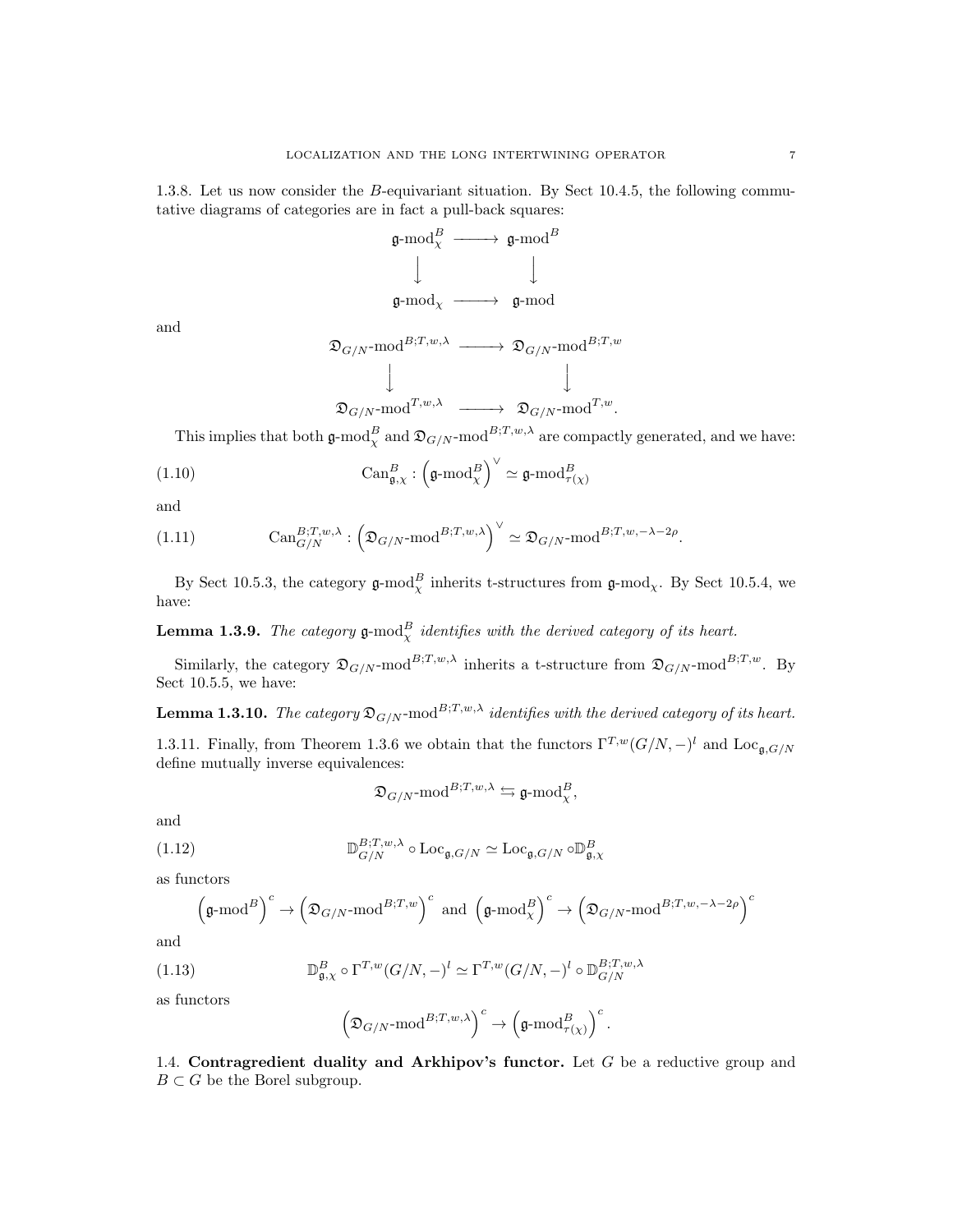1.3.8. Let us now consider the $B$-equivariant situation. By Sect 10.4.5, the following commutative diagrams of categories are in fact a pull-back squares:

$$\begin{array}{ccc} \mathfrak{g}\text{-mod}_\chi^B & \longrightarrow & \mathfrak{g}\text{-mod}^B \\ \downarrow & & \downarrow \\ \mathfrak{g}\text{-mod}_\chi & \longrightarrow & \mathfrak{g}\text{-mod} \end{array}$$

and

$$\begin{array}{ccc} \mathfrak{D}_{G/N}\text{-mod}^{B;T,w,\lambda} & \longrightarrow & \mathfrak{D}_{G/N}\text{-mod}^{B;T,w} \\ \downarrow & & \downarrow \\ \mathfrak{D}_{G/N}\text{-mod}^{T,w,\lambda} & \longrightarrow & \mathfrak{D}_{G/N}\text{-mod}^{T,w}. \end{array}$$

This implies that both $\mathfrak{g}\text{-mod}_\chi^B$ and $\mathfrak{D}_{G/N}\text{-mod}^{B;T,w,\lambda}$ are compactly generated, and we have:

$$\operatorname{Can}^B_{\mathfrak{g},\chi} : \left(\mathfrak{g}\text{-mod}_\chi^B\right)^\vee \simeq \mathfrak{g}\text{-mod}^B_{\tau(\chi)} \tag{1.10}$$

and

$$\operatorname{Can}^{B;T,w,\lambda}_{G/N} : \left(\mathfrak{D}_{G/N}\text{-mod}^{B;T,w,\lambda}\right)^\vee \simeq \mathfrak{D}_{G/N}\text{-mod}^{B;T,w,-\lambda-2\rho}. \tag{1.11}$$

By Sect 10.5.3, the category $\mathfrak{g}\text{-mod}_\chi^B$ inherits t-structures from $\mathfrak{g}\text{-mod}_\chi$. By Sect 10.5.4, we have:

**Lemma 1.3.9.** *The category $\mathfrak{g}\text{-mod}_\chi^B$ identifies with the derived category of its heart.*

Similarly, the category $\mathfrak{D}_{G/N}\text{-mod}^{B;T,w,\lambda}$ inherits a t-structure from $\mathfrak{D}_{G/N}\text{-mod}^{B;T,w}$. By Sect 10.5.5, we have:

**Lemma 1.3.10.** *The category $\mathfrak{D}_{G/N}\text{-mod}^{B;T,w,\lambda}$ identifies with the derived category of its heart.*

1.3.11. Finally, from Theorem 1.3.6 we obtain that the functors $\Gamma^{T,w}(G/N,-)^l$ and $\operatorname{Loc}_{\mathfrak{g},G/N}$ define mutually inverse equivalences:

$$\mathfrak{D}_{G/N}\text{-mod}^{B;T,w,\lambda} \leftrightarrows \mathfrak{g}\text{-mod}_\chi^B,$$

and

$$\mathbb{D}^{B;T,w,\lambda}_{G/N} \circ \operatorname{Loc}_{\mathfrak{g},G/N} \simeq \operatorname{Loc}_{\mathfrak{g},G/N} \circ \mathbb{D}^B_{\mathfrak{g},\chi} \tag{1.12}$$

as functors

$$\left(\mathfrak{g}\text{-mod}^B\right)^c \to \left(\mathfrak{D}_{G/N}\text{-mod}^{B;T,w}\right)^c \text{ and } \left(\mathfrak{g}\text{-mod}^B_\chi\right)^c \to \left(\mathfrak{D}_{G/N}\text{-mod}^{B;T,w,-\lambda-2\rho}\right)^c$$

and

$$\mathbb{D}^B_{\mathfrak{g},\chi} \circ \Gamma^{T,w}(G/N,-)^l \simeq \Gamma^{T,w}(G/N,-)^l \circ \mathbb{D}^{B;T,w,\lambda}_{G/N} \tag{1.13}$$

as functors

$$\left(\mathfrak{D}_{G/N}\text{-mod}^{B;T,w,\lambda}\right)^c \to \left(\mathfrak{g}\text{-mod}^B_{\tau(\chi)}\right)^c.$$

1.4. **Contragredient duality and Arkhipov's functor.** Let $G$ be a reductive group and $B \subset G$ be the Borel subgroup.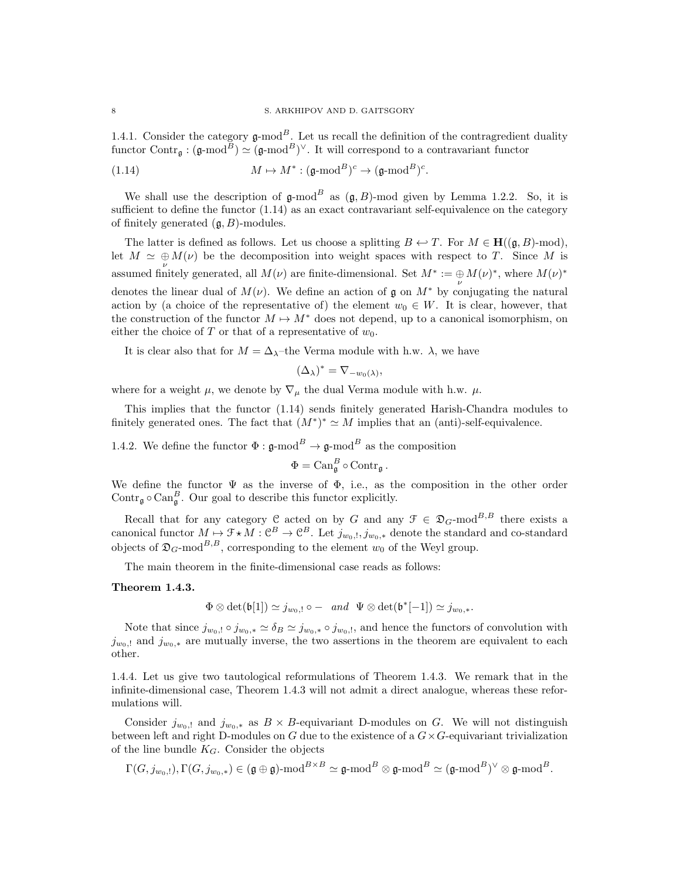1.4.1. Consider the category $\mathfrak{g}\text{-mod}^B$. Let us recall the definition of the contragredient duality functor $\mathrm{Contr}_{\mathfrak{g}} : (\mathfrak{g}\text{-mod}^B) \simeq (\mathfrak{g}\text{-mod}^B)^\vee$. It will correspond to a contravariant functor

$$M \mapsto M^* : (\mathfrak{g}\text{-mod}^B)^c \to (\mathfrak{g}\text{-mod}^B)^c. \tag{1.14}$$

We shall use the description of $\mathfrak{g}\text{-mod}^B$ as $(\mathfrak{g}, B)$-mod given by Lemma 1.2.2. So, it is sufficient to define the functor (1.14) as an exact contravariant self-equivalence on the category of finitely generated $(\mathfrak{g}, B)$-modules.

The latter is defined as follows. Let us choose a splitting $B \hookleftarrow T$. For $M \in \mathbf{H}((\mathfrak{g}, B)\text{-mod})$, let $M \simeq \underset{\nu}{\oplus} M(\nu)$ be the decomposition into weight spaces with respect to $T$. Since $M$ is assumed finitely generated, all $M(\nu)$ are finite-dimensional. Set $M^* := \underset{\nu}{\oplus} M(\nu)^*$, where $M(\nu)^*$ denotes the linear dual of $M(\nu)$. We define an action of $\mathfrak{g}$ on $M^*$ by conjugating the natural action by (a choice of the representative of) the element $w_0 \in W$. It is clear, however, that the construction of the functor $M \mapsto M^*$ does not depend, up to a canonical isomorphism, on either the choice of $T$ or that of a representative of $w_0$.

It is clear also that for $M = \Delta_\lambda$–the Verma module with h.w. $\lambda$, we have

$$(\Delta_\lambda)^* = \nabla_{-w_0(\lambda)},$$

where for a weight $\mu$, we denote by $\nabla_\mu$ the dual Verma module with h.w. $\mu$.

This implies that the functor (1.14) sends finitely generated Harish-Chandra modules to finitely generated ones. The fact that $(M^*)^* \simeq M$ implies that an (anti)-self-equivalence.

1.4.2. We define the functor $\Phi : \mathfrak{g}\text{-mod}^B \to \mathfrak{g}\text{-mod}^B$ as the composition

$$\Phi = \mathrm{Can}^B_{\mathfrak{g}} \circ \mathrm{Contr}_{\mathfrak{g}}.$$

We define the functor $\Psi$ as the inverse of $\Phi$, i.e., as the composition in the other order $\mathrm{Contr}_{\mathfrak{g}} \circ \mathrm{Can}^B_{\mathfrak{g}}$. Our goal to describe this functor explicitly.

Recall that for any category $\mathcal{C}$ acted on by $G$ and any $\mathcal{F} \in \mathfrak{D}_G\text{-mod}^{B,B}$ there exists a canonical functor $M \mapsto \mathcal{F} \star M : \mathcal{C}^B \to \mathcal{C}^B$. Let $j_{w_0,!}, j_{w_0,*}$ denote the standard and co-standard objects of $\mathfrak{D}_G\text{-mod}^{B,B}$, corresponding to the element $w_0$ of the Weyl group.

The main theorem in the finite-dimensional case reads as follows:

**Theorem 1.4.3.**

$$\Phi \otimes \det(\mathfrak{b}[1]) \simeq j_{w_0,!} \circ - \quad \textit{and} \quad \Psi \otimes \det(\mathfrak{b}^*[-1]) \simeq j_{w_0,*}.$$

Note that since $j_{w_0,!} \circ j_{w_0,*} \simeq \delta_B \simeq j_{w_0,*} \circ j_{w_0,!}$, and hence the functors of convolution with $j_{w_0,!}$ and $j_{w_0,*}$ are mutually inverse, the two assertions in the theorem are equivalent to each other.

1.4.4. Let us give two tautological reformulations of Theorem 1.4.3. We remark that in the infinite-dimensional case, Theorem 1.4.3 will not admit a direct analogue, whereas these reformulations will.

Consider $j_{w_0,!}$ and $j_{w_0,*}$ as $B \times B$-equivariant D-modules on $G$. We will not distinguish between left and right D-modules on $G$ due to the existence of a $G \times G$-equivariant trivialization of the line bundle $K_G$. Consider the objects

$$\Gamma(G, j_{w_0,!}), \Gamma(G, j_{w_0,*}) \in (\mathfrak{g} \oplus \mathfrak{g})\text{-mod}^{B \times B} \simeq \mathfrak{g}\text{-mod}^B \otimes \mathfrak{g}\text{-mod}^B \simeq (\mathfrak{g}\text{-mod}^B)^\vee \otimes \mathfrak{g}\text{-mod}^B.$$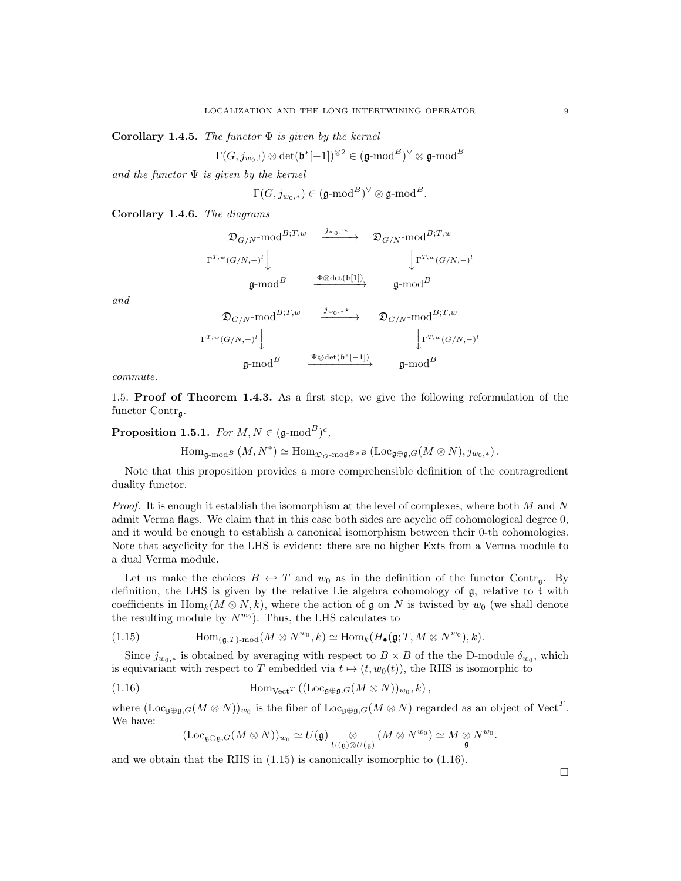**Corollary 1.4.5.** *The functor* $\Phi$ *is given by the kernel*

$$\Gamma(G, j_{w_0,!}) \otimes \det(\mathfrak{b}^*[-1])^{\otimes 2} \in (\mathfrak{g}\text{-mod}^B)^\vee \otimes \mathfrak{g}\text{-mod}^B$$

*and the functor* $\Psi$ *is given by the kernel*

$$\Gamma(G, j_{w_0,*}) \in (\mathfrak{g}\text{-mod}^B)^\vee \otimes \mathfrak{g}\text{-mod}^B.$$

**Corollary 1.4.6.** *The diagrams*

$$\begin{array}{ccc}
\mathfrak{D}_{G/N}\text{-mod}^{B;T,w} & \xrightarrow{j_{w_0,!}\star -} & \mathfrak{D}_{G/N}\text{-mod}^{B;T,w} \\
{\scriptstyle \Gamma^{T,w}(G/N,-)^l}\downarrow & & \downarrow{\scriptstyle \Gamma^{T,w}(G/N,-)^l} \\
\mathfrak{g}\text{-mod}^B & \xrightarrow{\Phi\otimes\det(\mathfrak{b}[1])} & \mathfrak{g}\text{-mod}^B
\end{array}$$

*and*

$$\begin{array}{ccc}
\mathfrak{D}_{G/N}\text{-mod}^{B;T,w} & \xrightarrow{j_{w_0,*}\star -} & \mathfrak{D}_{G/N}\text{-mod}^{B;T,w} \\
{\scriptstyle \Gamma^{T,w}(G/N,-)^l}\downarrow & & \downarrow{\scriptstyle \Gamma^{T,w}(G/N,-)^l} \\
\mathfrak{g}\text{-mod}^B & \xrightarrow{\Psi\otimes\det(\mathfrak{b}^*[-1])} & \mathfrak{g}\text{-mod}^B
\end{array}$$

*commute.*

1.5. **Proof of Theorem 1.4.3.** As a first step, we give the following reformulation of the functor $\mathrm{Contr}_{\mathfrak{g}}$.

**Proposition 1.5.1.** *For* $M, N \in (\mathfrak{g}\text{-mod}^B)^c$,

$$\mathrm{Hom}_{\mathfrak{g}\text{-mod}^B}(M, N^*) \simeq \mathrm{Hom}_{\mathfrak{D}_G\text{-mod}^{B\times B}}(\mathrm{Loc}_{\mathfrak{g}\oplus\mathfrak{g},G}(M\otimes N), j_{w_0,*}).$$

Note that this proposition provides a more comprehensible definition of the contragredient duality functor.

*Proof.* It is enough it establish the isomorphism at the level of complexes, where both $M$ and $N$ admit Verma flags. We claim that in this case both sides are acyclic off cohomological degree 0, and it would be enough to establish a canonical isomorphism between their 0-th cohomologies. Note that acyclicity for the LHS is evident: there are no higher Exts from a Verma module to a dual Verma module.

Let us make the choices $B \hookleftarrow T$ and $w_0$ as in the definition of the functor $\mathrm{Contr}_{\mathfrak{g}}$. By definition, the LHS is given by the relative Lie algebra cohomology of $\mathfrak{g}$, relative to $\mathfrak{t}$ with coefficients in $\mathrm{Hom}_k(M\otimes N, k)$, where the action of $\mathfrak{g}$ on $N$ is twisted by $w_0$ (we shall denote the resulting module by $N^{w_0}$). Thus, the LHS calculates to

$$\mathrm{Hom}_{(\mathfrak{g},T)\text{-mod}}(M\otimes N^{w_0}, k) \simeq \mathrm{Hom}_k(H_\bullet(\mathfrak{g}; T, M\otimes N^{w_0}), k). \tag{1.15}$$

Since $j_{w_0,*}$ is obtained by averaging with respect to $B\times B$ of the the D-module $\delta_{w_0}$, which is equivariant with respect to $T$ embedded via $t\mapsto (t, w_0(t))$, the RHS is isomorphic to

$$\mathrm{Hom}_{\mathrm{Vect}^T}\left((\mathrm{Loc}_{\mathfrak{g}\oplus\mathfrak{g},G}(M\otimes N))_{w_0}, k\right), \tag{1.16}$$

where $(\mathrm{Loc}_{\mathfrak{g}\oplus\mathfrak{g},G}(M\otimes N))_{w_0}$ is the fiber of $\mathrm{Loc}_{\mathfrak{g}\oplus\mathfrak{g},G}(M\otimes N)$ regarded as an object of $\mathrm{Vect}^T$. We have:

$$(\mathrm{Loc}_{\mathfrak{g}\oplus\mathfrak{g},G}(M\otimes N))_{w_0} \simeq U(\mathfrak{g}) \underset{U(\mathfrak{g})\otimes U(\mathfrak{g})}{\otimes} (M\otimes N^{w_0}) \simeq M \underset{\mathfrak{g}}{\otimes} N^{w_0}.$$

and we obtain that the RHS in (1.15) is canonically isomorphic to (1.16).

□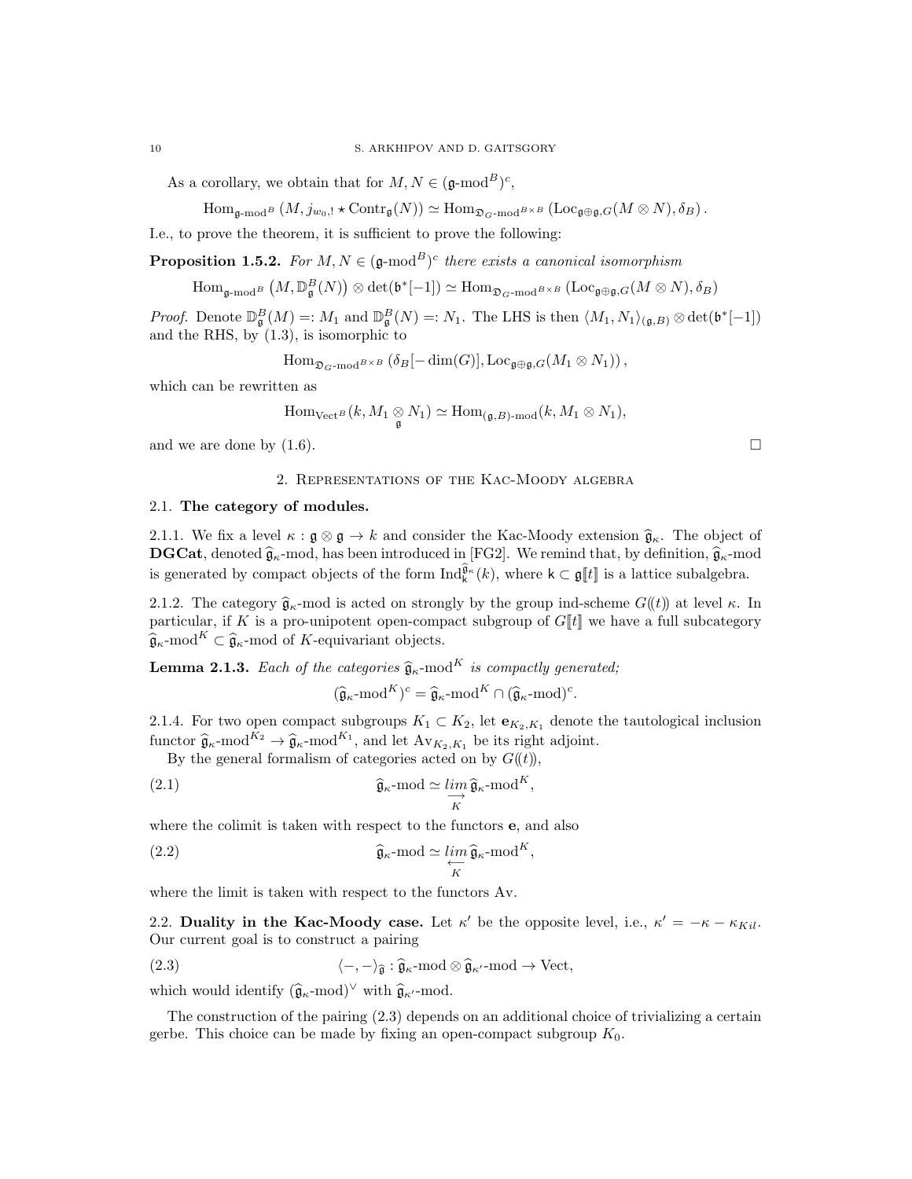As a corollary, we obtain that for $M, N \in (\mathfrak{g}\text{-mod}^B)^c$,

$$\mathrm{Hom}_{\mathfrak{g}\text{-mod}^B}\left(M, j_{w_0,!} \star \mathrm{Contr}_{\mathfrak{g}}(N)\right) \simeq \mathrm{Hom}_{\mathfrak{D}_G\text{-mod}^{B\times B}}\left(\mathrm{Loc}_{\mathfrak{g}\oplus\mathfrak{g},G}(M \otimes N), \delta_B\right).$$

I.e., to prove the theorem, it is sufficient to prove the following:

**Proposition 1.5.2.** *For $M, N \in (\mathfrak{g}\text{-mod}^B)^c$ there exists a canonical isomorphism*

$$\mathrm{Hom}_{\mathfrak{g}\text{-mod}^B}\left(M, \mathbb{D}^B_{\mathfrak{g}}(N)\right) \otimes \det(\mathfrak{b}^*[-1]) \simeq \mathrm{Hom}_{\mathfrak{D}_G\text{-mod}^{B\times B}}\left(\mathrm{Loc}_{\mathfrak{g}\oplus\mathfrak{g},G}(M \otimes N), \delta_B\right)$$

*Proof.* Denote $\mathbb{D}^B_{\mathfrak{g}}(M) =: M_1$ and $\mathbb{D}^B_{\mathfrak{g}}(N) =: N_1$. The LHS is then $\langle M_1, N_1\rangle_{(\mathfrak{g},B)} \otimes \det(\mathfrak{b}^*[-1])$ and the RHS, by (1.3), is isomorphic to

$$\mathrm{Hom}_{\mathfrak{D}_G\text{-mod}^{B\times B}}\left(\delta_B[-\dim(G)], \mathrm{Loc}_{\mathfrak{g}\oplus\mathfrak{g},G}(M_1 \otimes N_1)\right),$$

which can be rewritten as

$$\mathrm{Hom}_{\mathrm{Vect}^B}(k, M_1 \underset{\mathfrak{g}}{\otimes} N_1) \simeq \mathrm{Hom}_{(\mathfrak{g},B)\text{-mod}}(k, M_1 \otimes N_1),$$

and we are done by (1.6). □

## 2. Representations of the Kac-Moody algebra

### 2.1. The category of modules.

2.1.1. We fix a level $\kappa : \mathfrak{g} \otimes \mathfrak{g} \to k$ and consider the Kac-Moody extension $\widehat{\mathfrak{g}}_\kappa$. The object of **DGCat**, denoted $\widehat{\mathfrak{g}}_\kappa$-mod, has been introduced in [FG2]. We remind that, by definition, $\widehat{\mathfrak{g}}_\kappa$-mod is generated by compact objects of the form $\mathrm{Ind}^{\widehat{\mathfrak{g}}_\kappa}_{\mathsf{k}}(k)$, where $\mathsf{k} \subset \mathfrak{g}[\![t]\!]$ is a lattice subalgebra.

2.1.2. The category $\widehat{\mathfrak{g}}_\kappa$-mod is acted on strongly by the group ind-scheme $G(\!(t)\!)$ at level $\kappa$. In particular, if $K$ is a pro-unipotent open-compact subgroup of $G[\![t]\!]$ we have a full subcategory $\widehat{\mathfrak{g}}_\kappa\text{-mod}^K \subset \widehat{\mathfrak{g}}_\kappa$-mod of $K$-equivariant objects.

**Lemma 2.1.3.** *Each of the categories $\widehat{\mathfrak{g}}_\kappa\text{-mod}^K$ is compactly generated;*

$$(\widehat{\mathfrak{g}}_\kappa\text{-mod}^K)^c = \widehat{\mathfrak{g}}_\kappa\text{-mod}^K \cap (\widehat{\mathfrak{g}}_\kappa\text{-mod})^c.$$

2.1.4. For two open compact subgroups $K_1 \subset K_2$, let $\mathbf{e}_{K_2,K_1}$ denote the tautological inclusion functor $\widehat{\mathfrak{g}}_\kappa\text{-mod}^{K_2} \to \widehat{\mathfrak{g}}_\kappa\text{-mod}^{K_1}$, and let $\mathrm{Av}_{K_2,K_1}$ be its right adjoint.

By the general formalism of categories acted on by $G(\!(t)\!)$,

$$\widehat{\mathfrak{g}}_\kappa\text{-mod} \simeq \underset{K}{\underrightarrow{lim}}\, \widehat{\mathfrak{g}}_\kappa\text{-mod}^K, \tag{2.1}$$

where the colimit is taken with respect to the functors $\mathbf{e}$, and also

$$\widehat{\mathfrak{g}}_\kappa\text{-mod} \simeq \underset{K}{\underleftarrow{lim}}\, \widehat{\mathfrak{g}}_\kappa\text{-mod}^K, \tag{2.2}$$

where the limit is taken with respect to the functors Av.

### 2.2. Duality in the Kac-Moody case.

Let $\kappa'$ be the opposite level, i.e., $\kappa' = -\kappa - \kappa_{Kil}$. Our current goal is to construct a pairing

$$\langle -, -\rangle_{\widehat{\mathfrak{g}}} : \widehat{\mathfrak{g}}_\kappa\text{-mod} \otimes \widehat{\mathfrak{g}}_{\kappa'}\text{-mod} \to \mathrm{Vect}, \tag{2.3}$$

which would identify $(\widehat{\mathfrak{g}}_\kappa\text{-mod})^\vee$ with $\widehat{\mathfrak{g}}_{\kappa'}$-mod.

The construction of the pairing (2.3) depends on an additional choice of trivializing a certain gerbe. This choice can be made by fixing an open-compact subgroup $K_0$.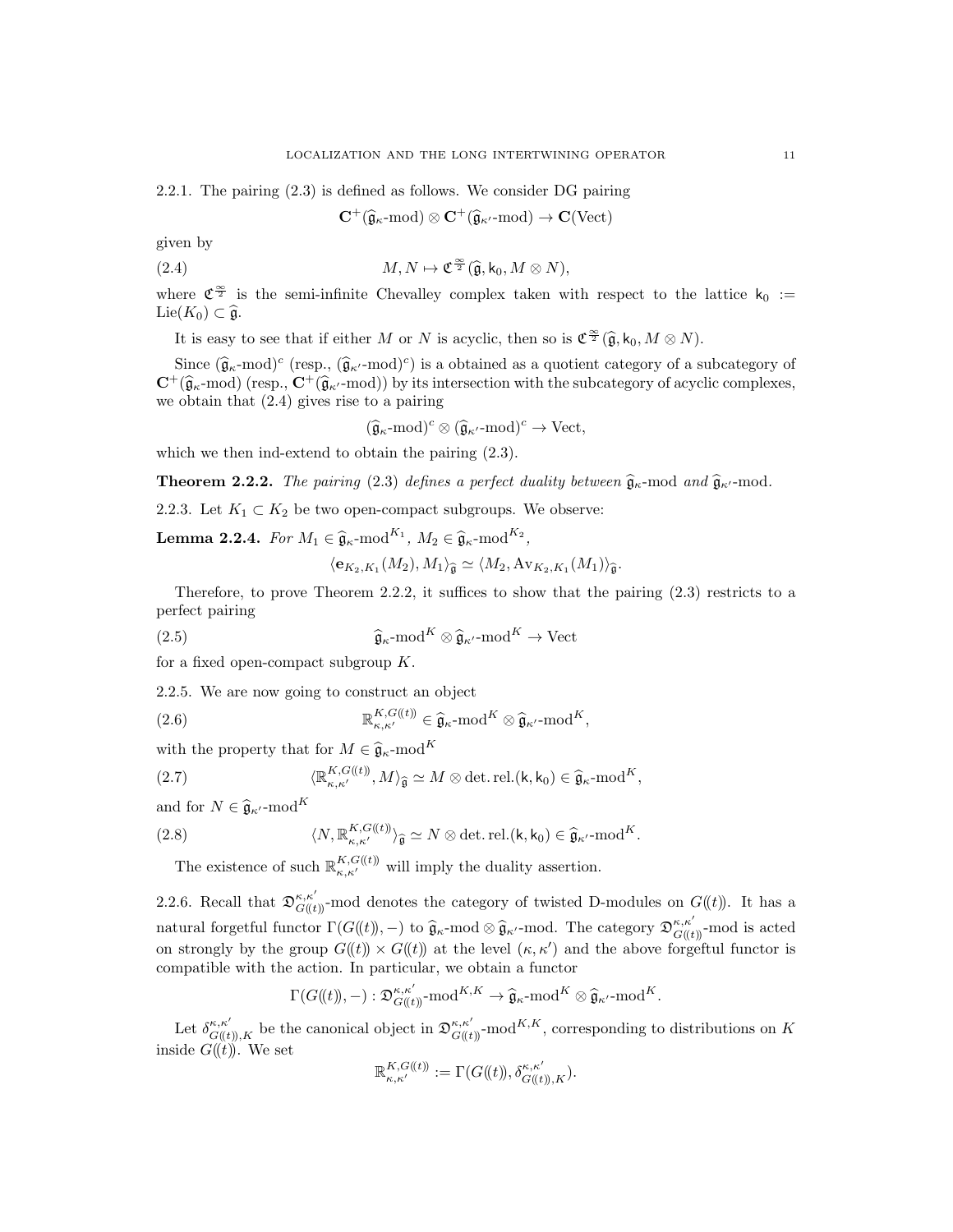2.2.1. The pairing (2.3) is defined as follows. We consider DG pairing

$$\mathbf{C}^+(\widehat{\mathfrak{g}}_\kappa\text{-mod}) \otimes \mathbf{C}^+(\widehat{\mathfrak{g}}_{\kappa'}\text{-mod}) \to \mathbf{C}(\mathrm{Vect})$$

given by

$$M, N \mapsto \mathfrak{C}^{\frac{\infty}{2}}(\widehat{\mathfrak{g}}, \mathsf{k}_0, M \otimes N), \tag{2.4}$$

where $\mathfrak{C}^{\frac{\infty}{2}}$ is the semi-infinite Chevalley complex taken with respect to the lattice $\mathsf{k}_0 := \mathrm{Lie}(K_0) \subset \widehat{\mathfrak{g}}$.

It is easy to see that if either $M$ or $N$ is acyclic, then so is $\mathfrak{C}^{\frac{\infty}{2}}(\widehat{\mathfrak{g}}, \mathsf{k}_0, M \otimes N)$.

Since $(\widehat{\mathfrak{g}}_\kappa\text{-mod})^c$ (resp., $(\widehat{\mathfrak{g}}_{\kappa'}\text{-mod})^c$) is a obtained as a quotient category of a subcategory of $\mathbf{C}^+(\widehat{\mathfrak{g}}_\kappa\text{-mod})$ (resp., $\mathbf{C}^+(\widehat{\mathfrak{g}}_{\kappa'}\text{-mod})$) by its intersection with the subcategory of acyclic complexes, we obtain that (2.4) gives rise to a pairing

$$(\widehat{\mathfrak{g}}_\kappa\text{-mod})^c \otimes (\widehat{\mathfrak{g}}_{\kappa'}\text{-mod})^c \to \mathrm{Vect},$$

which we then ind-extend to obtain the pairing (2.3).

**Theorem 2.2.2.** *The pairing* (2.3) *defines a perfect duality between* $\widehat{\mathfrak{g}}_\kappa$-mod *and* $\widehat{\mathfrak{g}}_{\kappa'}$-mod.

2.2.3. Let $K_1 \subset K_2$ be two open-compact subgroups. We observe:

**Lemma 2.2.4.** *For* $M_1 \in \widehat{\mathfrak{g}}_\kappa\text{-mod}^{K_1}$, $M_2 \in \widehat{\mathfrak{g}}_\kappa\text{-mod}^{K_2}$,

$$\langle \mathbf{e}_{K_2,K_1}(M_2), M_1\rangle_{\widehat{\mathfrak{g}}} \simeq \langle M_2, \mathrm{Av}_{K_2,K_1}(M_1)\rangle_{\widehat{\mathfrak{g}}}.$$

Therefore, to prove Theorem 2.2.2, it suffices to show that the pairing (2.3) restricts to a perfect pairing

$$\widehat{\mathfrak{g}}_\kappa\text{-mod}^K \otimes \widehat{\mathfrak{g}}_{\kappa'}\text{-mod}^K \to \mathrm{Vect} \tag{2.5}$$

for a fixed open-compact subgroup $K$.

2.2.5. We are now going to construct an object

$$\mathbb{R}^{K,G((t))}_{\kappa,\kappa'} \in \widehat{\mathfrak{g}}_\kappa\text{-mod}^K \otimes \widehat{\mathfrak{g}}_{\kappa'}\text{-mod}^K, \tag{2.6}$$

with the property that for $M \in \widehat{\mathfrak{g}}_\kappa\text{-mod}^K$

$$\langle \mathbb{R}^{K,G((t))}_{\kappa,\kappa'}, M\rangle_{\widehat{\mathfrak{g}}} \simeq M \otimes \det.\mathrm{rel.}(\mathsf{k}, \mathsf{k}_0) \in \widehat{\mathfrak{g}}_\kappa\text{-mod}^K, \tag{2.7}$$

and for $N \in \widehat{\mathfrak{g}}_{\kappa'}\text{-mod}^K$

$$\langle N, \mathbb{R}^{K,G((t))}_{\kappa,\kappa'}\rangle_{\widehat{\mathfrak{g}}} \simeq N \otimes \det.\mathrm{rel.}(\mathsf{k}, \mathsf{k}_0) \in \widehat{\mathfrak{g}}_{\kappa'}\text{-mod}^K. \tag{2.8}$$

The existence of such $\mathbb{R}^{K,G((t))}_{\kappa,\kappa'}$ will imply the duality assertion.

2.2.6. Recall that $\mathfrak{D}^{\kappa,\kappa'}_{G((t))}$-mod denotes the category of twisted D-modules on $G((t))$. It has a natural forgetful functor $\Gamma(G((t)), -)$ to $\widehat{\mathfrak{g}}_\kappa\text{-mod} \otimes \widehat{\mathfrak{g}}_{\kappa'}\text{-mod}$. The category $\mathfrak{D}^{\kappa,\kappa'}_{G((t))}$-mod is acted on strongly by the group $G((t)) \times G((t))$ at the level $(\kappa, \kappa')$ and the above forgetful functor is compatible with the action. In particular, we obtain a functor

$$\Gamma(G((t)), -) : \mathfrak{D}^{\kappa,\kappa'}_{G((t))}\text{-mod}^{K,K} \to \widehat{\mathfrak{g}}_\kappa\text{-mod}^K \otimes \widehat{\mathfrak{g}}_{\kappa'}\text{-mod}^K.$$

Let $\delta^{\kappa,\kappa'}_{G((t)),K}$ be the canonical object in $\mathfrak{D}^{\kappa,\kappa'}_{G((t))}\text{-mod}^{K,K}$, corresponding to distributions on $K$ inside $G((t))$. We set

$$\mathbb{R}^{K,G((t))}_{\kappa,\kappa'} := \Gamma(G((t)), \delta^{\kappa,\kappa'}_{G((t)),K}).$$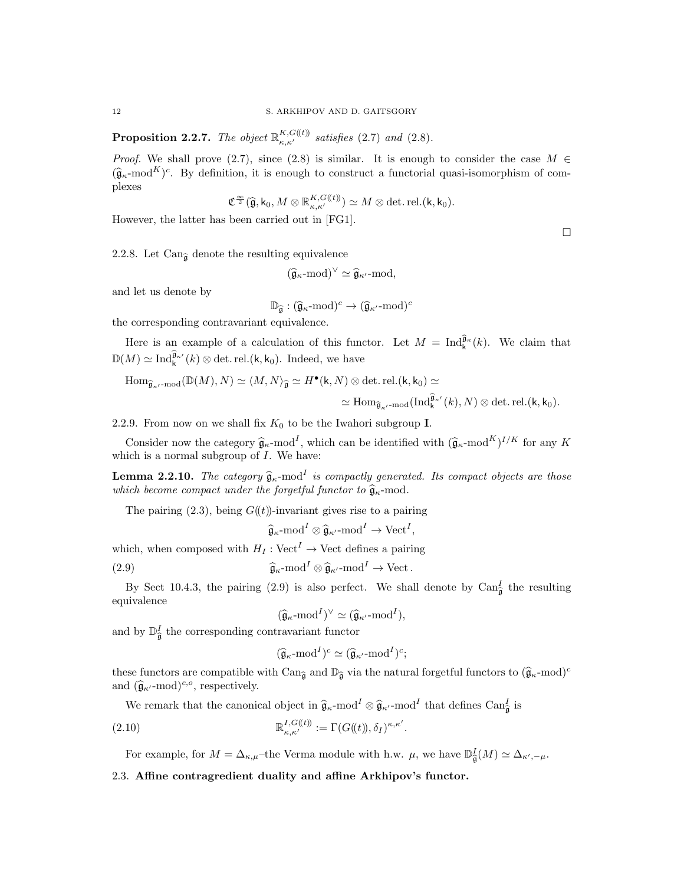**Proposition 2.2.7.** *The object $\mathbb{R}^{K,G((t))}_{\kappa,\kappa'}$ satisfies* (2.7) *and* (2.8).

*Proof.* We shall prove (2.7), since (2.8) is similar. It is enough to consider the case $M \in (\widehat{\mathfrak{g}}_\kappa\text{-mod}^K)^c$. By definition, it is enough to construct a functorial quasi-isomorphism of complexes

$$\mathfrak{C}^{\frac{\infty}{2}}(\widehat{\mathfrak{g}}, \mathsf{k}_0, M \otimes \mathbb{R}^{K,G((t))}_{\kappa,\kappa'}) \simeq M \otimes \det.\mathrm{rel.}(\mathsf{k}, \mathsf{k}_0).$$

However, the latter has been carried out in [FG1].

□

2.2.8. Let $\mathrm{Can}_{\widehat{\mathfrak{g}}}$ denote the resulting equivalence

$$(\widehat{\mathfrak{g}}_\kappa\text{-mod})^\vee \simeq \widehat{\mathfrak{g}}_{\kappa'}\text{-mod},$$

and let us denote by

$$\mathbb{D}_{\widehat{\mathfrak{g}}} : (\widehat{\mathfrak{g}}_\kappa\text{-mod})^c \to (\widehat{\mathfrak{g}}_{\kappa'}\text{-mod})^c$$

the corresponding contravariant equivalence.

Here is an example of a calculation of this functor. Let $M = \mathrm{Ind}^{\widehat{\mathfrak{g}}_\kappa}_{\mathsf{k}}(k)$. We claim that $\mathbb{D}(M) \simeq \mathrm{Ind}^{\widehat{\mathfrak{g}}_{\kappa'}}_{\mathsf{k}}(k) \otimes \det.\mathrm{rel.}(\mathsf{k}, \mathsf{k}_0)$. Indeed, we have

$$\mathrm{Hom}_{\widehat{\mathfrak{g}}_{\kappa'}\text{-mod}}(\mathbb{D}(M), N) \simeq \langle M, N\rangle_{\widehat{\mathfrak{g}}} \simeq H^\bullet(\mathsf{k}, N) \otimes \det.\mathrm{rel.}(\mathsf{k}, \mathsf{k}_0) \simeq$$
$$\simeq \mathrm{Hom}_{\widehat{\mathfrak{g}}_{\kappa'}\text{-mod}}(\mathrm{Ind}^{\widehat{\mathfrak{g}}_{\kappa'}}_{\mathsf{k}}(k), N) \otimes \det.\mathrm{rel.}(\mathsf{k}, \mathsf{k}_0).$$

2.2.9. From now on we shall fix $K_0$ to be the Iwahori subgroup $\mathbf{I}$.

Consider now the category $\widehat{\mathfrak{g}}_\kappa\text{-mod}^I$, which can be identified with $(\widehat{\mathfrak{g}}_\kappa\text{-mod}^K)^{I/K}$ for any $K$ which is a normal subgroup of $I$. We have:

**Lemma 2.2.10.** *The category $\widehat{\mathfrak{g}}_\kappa\text{-mod}^I$ is compactly generated. Its compact objects are those which become compact under the forgetful functor to $\widehat{\mathfrak{g}}_\kappa$-mod.*

The pairing (2.3), being $G((t))$-invariant gives rise to a pairing

$$\widehat{\mathfrak{g}}_\kappa\text{-mod}^I \otimes \widehat{\mathfrak{g}}_{\kappa'}\text{-mod}^I \to \mathrm{Vect}^I,$$

which, when composed with $H_I : \mathrm{Vect}^I \to \mathrm{Vect}$ defines a pairing

$$\widehat{\mathfrak{g}}_\kappa\text{-mod}^I \otimes \widehat{\mathfrak{g}}_{\kappa'}\text{-mod}^I \to \mathrm{Vect}\,. \tag{2.9}$$

By Sect 10.4.3, the pairing (2.9) is also perfect. We shall denote by $\mathrm{Can}^I_{\widehat{\mathfrak{g}}}$ the resulting equivalence

$$(\widehat{\mathfrak{g}}_\kappa\text{-mod}^I)^\vee \simeq (\widehat{\mathfrak{g}}_{\kappa'}\text{-mod}^I),$$

and by $\mathbb{D}^I_{\widehat{\mathfrak{g}}}$ the corresponding contravariant functor

$$(\widehat{\mathfrak{g}}_\kappa\text{-mod}^I)^c \simeq (\widehat{\mathfrak{g}}_{\kappa'}\text{-mod}^I)^c;$$

these functors are compatible with $\mathrm{Can}_{\widehat{\mathfrak{g}}}$ and $\mathbb{D}_{\widehat{\mathfrak{g}}}$ via the natural forgetful functors to $(\widehat{\mathfrak{g}}_\kappa\text{-mod})^c$ and $(\widehat{\mathfrak{g}}_{\kappa'}\text{-mod})^{c,o}$, respectively.

We remark that the canonical object in $\widehat{\mathfrak{g}}_\kappa\text{-mod}^I \otimes \widehat{\mathfrak{g}}_{\kappa'}\text{-mod}^I$ that defines $\mathrm{Can}^I_{\widehat{\mathfrak{g}}}$ is

$$\mathbb{R}^{I,G((t))}_{\kappa,\kappa'} := \Gamma(G((t)), \delta_I)^{\kappa,\kappa'}. \tag{2.10}$$

For example, for $M = \Delta_{\kappa,\mu}$–the Verma module with h.w. $\mu$, we have $\mathbb{D}^I_{\widehat{\mathfrak{g}}}(M) \simeq \Delta_{\kappa',-\mu}$.

### 2.3. **Affine contragredient duality and affine Arkhipov's functor.**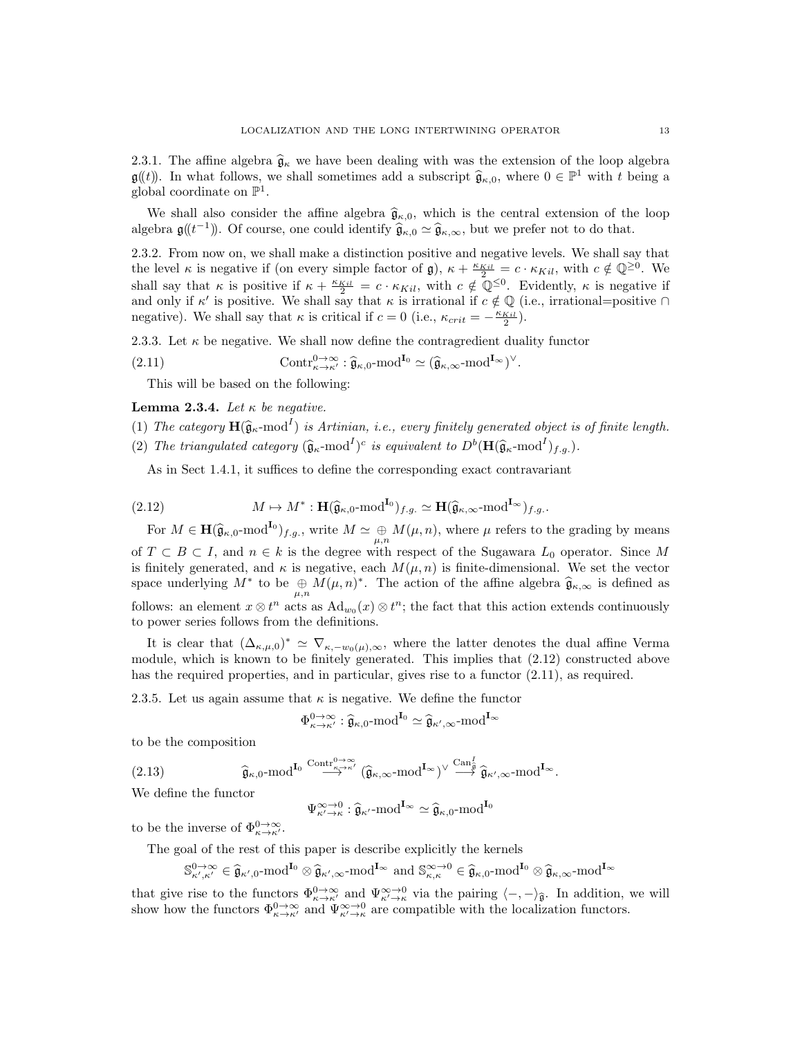2.3.1. The affine algebra $\widehat{\mathfrak{g}}_\kappa$ we have been dealing with was the extension of the loop algebra $\mathfrak{g}((t))$. In what follows, we shall sometimes add a subscript $\widehat{\mathfrak{g}}_{\kappa,0}$, where $0 \in \mathbb{P}^1$ with $t$ being a global coordinate on $\mathbb{P}^1$.

We shall also consider the affine algebra $\widehat{\mathfrak{g}}_{\kappa,0}$, which is the central extension of the loop algebra $\mathfrak{g}((t^{-1}))$. Of course, one could identify $\widehat{\mathfrak{g}}_{\kappa,0} \simeq \widehat{\mathfrak{g}}_{\kappa,\infty}$, but we prefer not to do that.

2.3.2. From now on, we shall make a distinction positive and negative levels. We shall say that the level $\kappa$ is negative if (on every simple factor of $\mathfrak{g}$), $\kappa + \frac{\kappa_{Kil}}{2} = c \cdot \kappa_{Kil}$, with $c \notin \mathbb{Q}^{\geq 0}$. We shall say that $\kappa$ is positive if $\kappa + \frac{\kappa_{Kil}}{2} = c \cdot \kappa_{Kil}$, with $c \notin \mathbb{Q}^{\leq 0}$. Evidently, $\kappa$ is negative if and only if $\kappa'$ is positive. We shall say that $\kappa$ is irrational if $c \notin \mathbb{Q}$ (i.e., irrational=positive $\cap$ negative). We shall say that $\kappa$ is critical if $c = 0$ (i.e., $\kappa_{crit} = -\frac{\kappa_{Kil}}{2}$).

2.3.3. Let $\kappa$ be negative. We shall now define the contragredient duality functor

$$\mathrm{Contr}^{0\to\infty}_{\kappa\to\kappa'} : \widehat{\mathfrak{g}}_{\kappa,0}\text{-mod}^{\mathbf{I}_0} \simeq (\widehat{\mathfrak{g}}_{\kappa,\infty}\text{-mod}^{\mathbf{I}_\infty})^\vee. \tag{2.11}$$

This will be based on the following:

**Lemma 2.3.4.** *Let $\kappa$ be negative.*

(1) *The category $\mathbf{H}(\widehat{\mathfrak{g}}_\kappa\text{-mod}^I)$ is Artinian, i.e., every finitely generated object is of finite length.*

(2) *The triangulated category $(\widehat{\mathfrak{g}}_\kappa\text{-mod}^I)^c$ is equivalent to $D^b(\mathbf{H}(\widehat{\mathfrak{g}}_\kappa\text{-mod}^I)_{f.g.})$.*

As in Sect 1.4.1, it suffices to define the corresponding exact contravariant

$$M \mapsto M^* : \mathbf{H}(\widehat{\mathfrak{g}}_{\kappa,0}\text{-mod}^{\mathbf{I}_0})_{f.g.} \simeq \mathbf{H}(\widehat{\mathfrak{g}}_{\kappa,\infty}\text{-mod}^{\mathbf{I}_\infty})_{f.g.}. \tag{2.12}$$

For $M \in \mathbf{H}(\widehat{\mathfrak{g}}_{\kappa,0}\text{-mod}^{\mathbf{I}_0})_{f.g.}$, write $M \simeq \underset{\mu,n}{\oplus} M(\mu,n)$, where $\mu$ refers to the grading by means of $T \subset B \subset I$, and $n \in k$ is the degree with respect of the Sugawara $L_0$ operator. Since $M$ is finitely generated, and $\kappa$ is negative, each $M(\mu,n)$ is finite-dimensional. We set the vector space underlying $M^*$ to be $\underset{\mu,n}{\oplus} M(\mu,n)^*$. The action of the affine algebra $\widehat{\mathfrak{g}}_{\kappa,\infty}$ is defined as follows: an element $x \otimes t^n$ acts as $\mathrm{Ad}_{w_0}(x) \otimes t^n$; the fact that this action extends continuously to power series follows from the definitions.

It is clear that $(\Delta_{\kappa,\mu,0})^* \simeq \nabla_{\kappa,-w_0(\mu),\infty}$, where the latter denotes the dual affine Verma module, which is known to be finitely generated. This implies that (2.12) constructed above has the required properties, and in particular, gives rise to a functor (2.11), as required.

2.3.5. Let us again assume that $\kappa$ is negative. We define the functor

$$\Phi^{0\to\infty}_{\kappa\to\kappa'} : \widehat{\mathfrak{g}}_{\kappa,0}\text{-mod}^{\mathbf{I}_0} \simeq \widehat{\mathfrak{g}}_{\kappa',\infty}\text{-mod}^{\mathbf{I}_\infty}$$

to be the composition

$$\widehat{\mathfrak{g}}_{\kappa,0}\text{-mod}^{\mathbf{I}_0} \overset{\mathrm{Contr}^{0\to\infty}_{\kappa\to\kappa'}}{\longrightarrow} (\widehat{\mathfrak{g}}_{\kappa,\infty}\text{-mod}^{\mathbf{I}_\infty})^\vee \overset{\mathrm{Can}^I_{\widehat{\mathfrak{g}}}}{\longrightarrow} \widehat{\mathfrak{g}}_{\kappa',\infty}\text{-mod}^{\mathbf{I}_\infty}. \tag{2.13}$$

We define the functor

$$\Psi^{\infty\to 0}_{\kappa'\to\kappa} : \widehat{\mathfrak{g}}_{\kappa'}\text{-mod}^{\mathbf{I}_\infty} \simeq \widehat{\mathfrak{g}}_{\kappa,0}\text{-mod}^{\mathbf{I}_0}$$

to be the inverse of $\Phi^{0\to\infty}_{\kappa\to\kappa'}$.

The goal of the rest of this paper is describe explicitly the kernels

$$\mathbb{S}^{0\to\infty}_{\kappa',\kappa'} \in \widehat{\mathfrak{g}}_{\kappa',0}\text{-mod}^{\mathbf{I}_0} \otimes \widehat{\mathfrak{g}}_{\kappa',\infty}\text{-mod}^{\mathbf{I}_\infty} \text{ and } \mathbb{S}^{\infty\to 0}_{\kappa,\kappa} \in \widehat{\mathfrak{g}}_{\kappa,0}\text{-mod}^{\mathbf{I}_0} \otimes \widehat{\mathfrak{g}}_{\kappa,\infty}\text{-mod}^{\mathbf{I}_\infty}$$

that give rise to the functors $\Phi^{0\to\infty}_{\kappa\to\kappa'}$ and $\Psi^{\infty\to 0}_{\kappa'\to\kappa}$ via the pairing $\langle -,-\rangle_{\widehat{\mathfrak{g}}}$. In addition, we will show how the functors $\Phi^{0\to\infty}_{\kappa\to\kappa'}$ and $\Psi^{\infty\to 0}_{\kappa'\to\kappa}$ are compatible with the localization functors.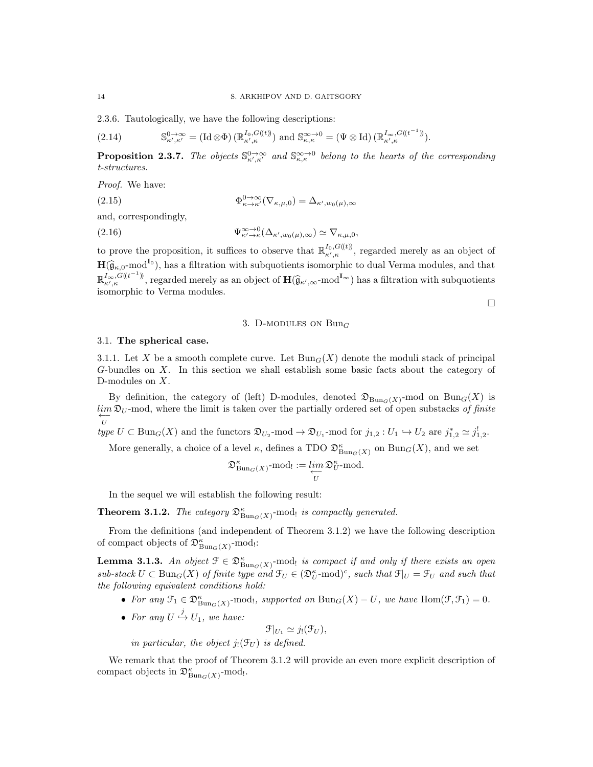2.3.6. Tautologically, we have the following descriptions:

$$\mathbb{S}^{0\to\infty}_{\kappa',\kappa'} = (\mathrm{Id} \otimes \Phi)\,(\mathbb{R}^{I_0, G((t))}_{\kappa',\kappa}) \text{ and } \mathbb{S}^{\infty\to 0}_{\kappa,\kappa} = (\Psi \otimes \mathrm{Id})\,(\mathbb{R}^{I_\infty, G((t^{-1}))}_{\kappa',\kappa}). \tag{2.14}$$

**Proposition 2.3.7.** *The objects $\mathbb{S}^{0\to\infty}_{\kappa',\kappa'}$ and $\mathbb{S}^{\infty\to 0}_{\kappa,\kappa}$ belong to the hearts of the corresponding t-structures.*

*Proof.* We have:

$$\Phi^{0\to\infty}_{\kappa\to\kappa'}(\nabla_{\kappa,\mu,0}) = \Delta_{\kappa',w_0(\mu),\infty} \tag{2.15}$$

and, correspondingly,

$$\Psi^{\infty\to 0}_{\kappa'\to\kappa}(\Delta_{\kappa',w_0(\mu),\infty}) \simeq \nabla_{\kappa,\mu,0}, \tag{2.16}$$

to prove the proposition, it suffices to observe that $\mathbb{R}^{I_0, G((t))}_{\kappa',\kappa}$, regarded merely as an object of $\mathbf{H}(\widehat{\mathfrak{g}}_{\kappa,0}\text{-mod}^{\mathbf{I}_0})$, has a filtration with subquotients isomorphic to dual Verma modules, and that $\mathbb{R}^{I_\infty, G((t^{-1}))}_{\kappa',\kappa}$, regarded merely as an object of $\mathbf{H}(\widehat{\mathfrak{g}}_{\kappa',\infty}\text{-mod}^{\mathbf{I}_\infty})$ has a filtration with subquotients isomorphic to Verma modules.

□

## 3. D-modules on $\mathrm{Bun}_G$

### 3.1. The spherical case.

3.1.1. Let $X$ be a smooth complete curve. Let $\mathrm{Bun}_G(X)$ denote the moduli stack of principal $G$-bundles on $X$. In this section we shall establish some basic facts about the category of D-modules on $X$.

By definition, the category of (left) D-modules, denoted $\mathfrak{D}_{\mathrm{Bun}_G(X)}$-mod on $\mathrm{Bun}_G(X)$ is $\underset{\underset{U}{\longleftarrow}}{lim}\, \mathfrak{D}_U$-mod, where the limit is taken over the partially ordered set of open substacks *of finite type* $U \subset \mathrm{Bun}_G(X)$ and the functors $\mathfrak{D}_{U_2}\text{-mod} \to \mathfrak{D}_{U_1}\text{-mod}$ for $j_{1,2} : U_1 \hookrightarrow U_2$ are $j^*_{1,2} \simeq j^!_{1,2}$.

More generally, a choice of a level $\kappa$, defines a TDO $\mathfrak{D}^\kappa_{\mathrm{Bun}_G(X)}$ on $\mathrm{Bun}_G(X)$, and we set

$$\mathfrak{D}^\kappa_{\mathrm{Bun}_G(X)}\text{-mod}_! := \underset{\underset{U}{\longleftarrow}}{lim}\, \mathfrak{D}^\kappa_U\text{-mod}.$$

In the sequel we will establish the following result:

**Theorem 3.1.2.** *The category $\mathfrak{D}^\kappa_{\mathrm{Bun}_G(X)}$-mod$_!$ is compactly generated.*

From the definitions (and independent of Theorem 3.1.2) we have the following description of compact objects of $\mathfrak{D}^\kappa_{\mathrm{Bun}_G(X)}$-mod$_!$:

**Lemma 3.1.3.** *An object $\mathcal{F} \in \mathfrak{D}^\kappa_{\mathrm{Bun}_G(X)}$-mod$_!$ is compact if and only if there exists an open sub-stack $U \subset \mathrm{Bun}_G(X)$ of finite type and $\mathcal{F}_U \in (\mathfrak{D}^\kappa_U\text{-mod})^c$, such that $\mathcal{F}|_U = \mathcal{F}_U$ and such that the following equivalent conditions hold:*

- *For any $\mathcal{F}_1 \in \mathfrak{D}^\kappa_{\mathrm{Bun}_G(X)}$-mod$_!$, supported on $\mathrm{Bun}_G(X) - U$, we have $\mathrm{Hom}(\mathcal{F}, \mathcal{F}_1) = 0$.*
- *For any $U \overset{j}{\hookrightarrow} U_1$, we have:*

$$\mathcal{F}|_{U_1} \simeq j_!(\mathcal{F}_U),$$

*in particular, the object $j_!(\mathcal{F}_U)$ is defined.*

We remark that the proof of Theorem 3.1.2 will provide an even more explicit description of compact objects in $\mathfrak{D}^\kappa_{\mathrm{Bun}_G(X)}$-mod$_!$.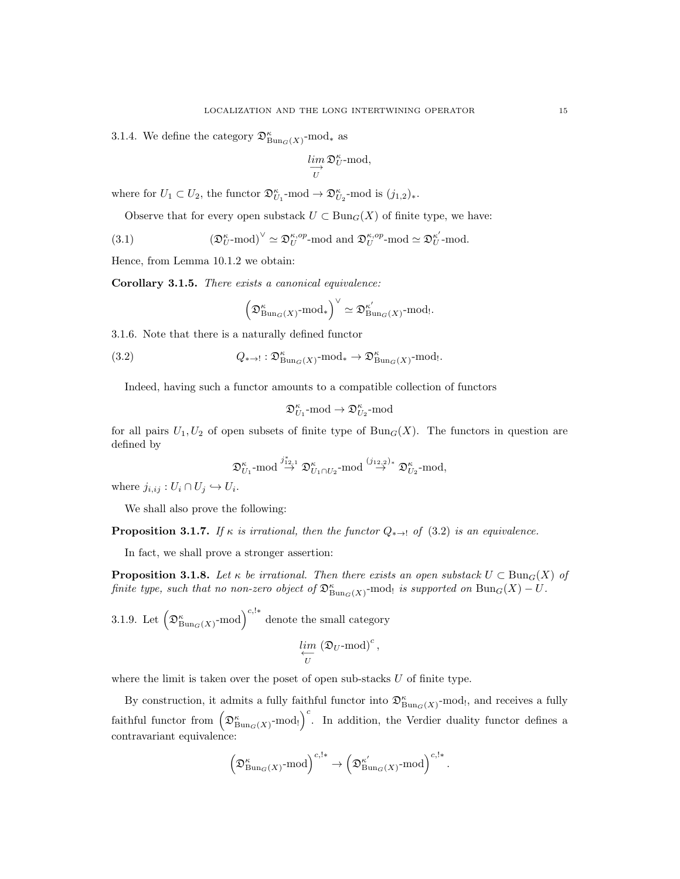3.1.4. We define the category $\mathfrak{D}^\kappa_{\mathrm{Bun}_G(X)}\text{-mod}_*$ as

$$\underset{U}{\underrightarrow{lim}}\, \mathfrak{D}^\kappa_U\text{-mod},$$

where for $U_1 \subset U_2$, the functor $\mathfrak{D}^\kappa_{U_1}\text{-mod} \to \mathfrak{D}^\kappa_{U_2}\text{-mod}$ is $(j_{1,2})_*$.

Observe that for every open substack $U \subset \mathrm{Bun}_G(X)$ of finite type, we have:

$$(\mathfrak{D}^\kappa_U\text{-mod})^\vee \simeq \mathfrak{D}^{\kappa,op}_U\text{-mod and } \mathfrak{D}^{\kappa,op}_U\text{-mod} \simeq \mathfrak{D}^{\kappa'}_U\text{-mod}. \tag{3.1}$$

Hence, from Lemma 10.1.2 we obtain:

**Corollary 3.1.5.** *There exists a canonical equivalence:*

$$\left(\mathfrak{D}^\kappa_{\mathrm{Bun}_G(X)}\text{-mod}_*\right)^\vee \simeq \mathfrak{D}^{\kappa'}_{\mathrm{Bun}_G(X)}\text{-mod}_!.$$

3.1.6. Note that there is a naturally defined functor

$$Q_{*\to !} : \mathfrak{D}^\kappa_{\mathrm{Bun}_G(X)}\text{-mod}_* \to \mathfrak{D}^\kappa_{\mathrm{Bun}_G(X)}\text{-mod}_!. \tag{3.2}$$

Indeed, having such a functor amounts to a compatible collection of functors

$$\mathfrak{D}^\kappa_{U_1}\text{-mod} \to \mathfrak{D}^\kappa_{U_2}\text{-mod}$$

for all pairs $U_1, U_2$ of open subsets of finite type of $\mathrm{Bun}_G(X)$. The functors in question are defined by

$$\mathfrak{D}^\kappa_{U_1}\text{-mod} \overset{j^*_{12,1}}{\to} \mathfrak{D}^\kappa_{U_1\cap U_2}\text{-mod} \overset{(j_{12,2})_*}{\to} \mathfrak{D}^\kappa_{U_2}\text{-mod},$$

where $j_{i,ij} : U_i \cap U_j \hookrightarrow U_i$.

We shall also prove the following:

**Proposition 3.1.7.** *If $\kappa$ is irrational, then the functor $Q_{*\to !}$ of (3.2) is an equivalence.*

In fact, we shall prove a stronger assertion:

**Proposition 3.1.8.** *Let $\kappa$ be irrational. Then there exists an open substack $U \subset \mathrm{Bun}_G(X)$ of finite type, such that no non-zero object of $\mathfrak{D}^\kappa_{\mathrm{Bun}_G(X)}\text{-mod}_!$ is supported on $\mathrm{Bun}_G(X) - U$.*

3.1.9. Let $\left(\mathfrak{D}^\kappa_{\mathrm{Bun}_G(X)}\text{-mod}\right)^{c,!*}$ denote the small category

$$\underset{U}{\underleftarrow{lim}}\, (\mathfrak{D}_U\text{-mod})^c,$$

where the limit is taken over the poset of open sub-stacks $U$ of finite type.

By construction, it admits a fully faithful functor into $\mathfrak{D}^\kappa_{\mathrm{Bun}_G(X)}\text{-mod}_!$, and receives a fully faithful functor from $\left(\mathfrak{D}^\kappa_{\mathrm{Bun}_G(X)}\text{-mod}_!\right)^c$. In addition, the Verdier duality functor defines a contravariant equivalence:

$$\left(\mathfrak{D}^\kappa_{\mathrm{Bun}_G(X)}\text{-mod}\right)^{c,!*} \to \left(\mathfrak{D}^{\kappa'}_{\mathrm{Bun}_G(X)}\text{-mod}\right)^{c,!*}.$$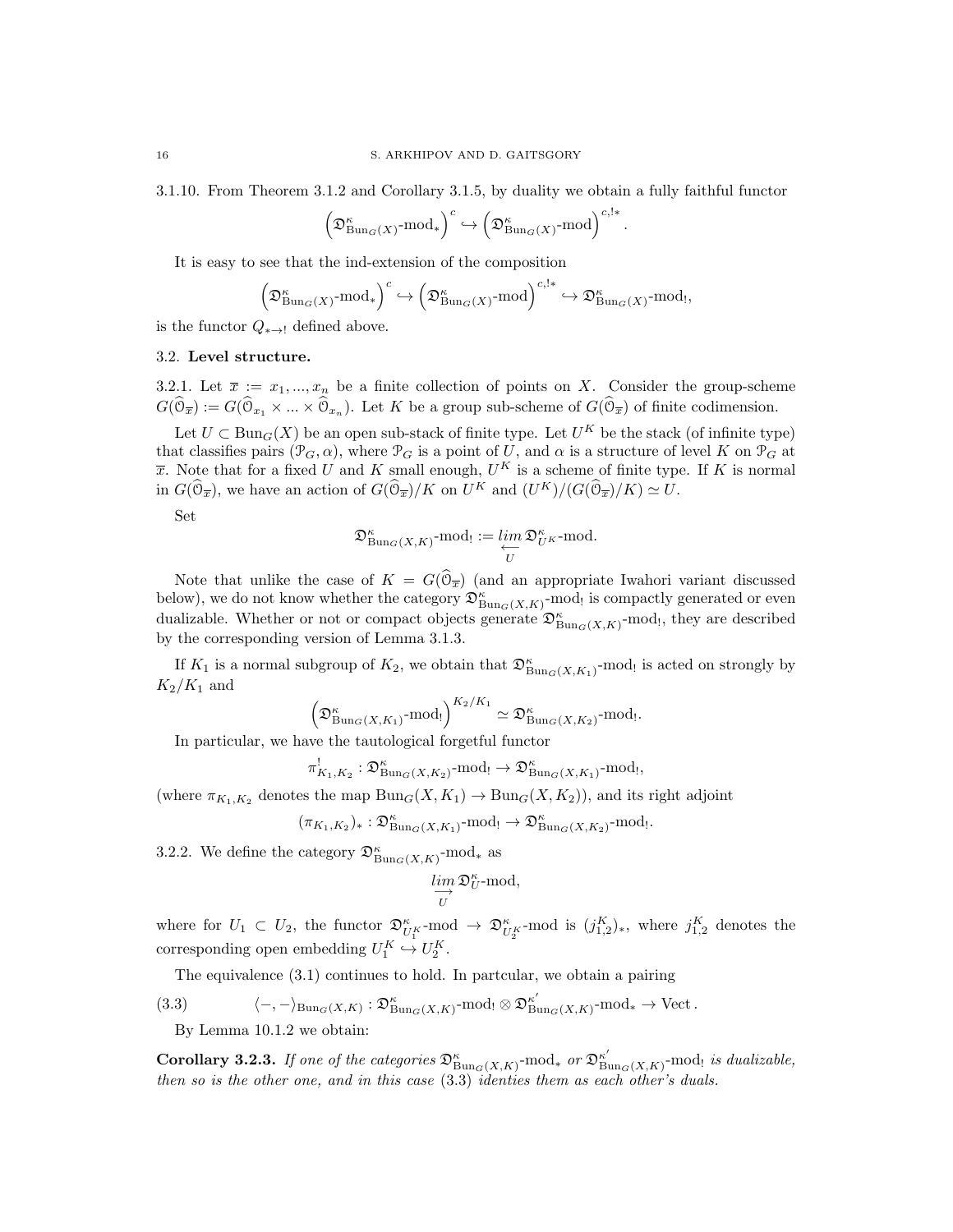3.1.10. From Theorem 3.1.2 and Corollary 3.1.5, by duality we obtain a fully faithful functor

$$\left(\mathfrak{D}^{\kappa}_{\mathrm{Bun}_G(X)}\text{-mod}_*\right)^c \hookrightarrow \left(\mathfrak{D}^{\kappa}_{\mathrm{Bun}_G(X)}\text{-mod}\right)^{c,!*}.$$

It is easy to see that the ind-extension of the composition

$$\left(\mathfrak{D}^{\kappa}_{\mathrm{Bun}_G(X)}\text{-mod}_*\right)^c \hookrightarrow \left(\mathfrak{D}^{\kappa}_{\mathrm{Bun}_G(X)}\text{-mod}\right)^{c,!*} \hookrightarrow \mathfrak{D}^{\kappa}_{\mathrm{Bun}_G(X)}\text{-mod}_!,$$

is the functor $Q_{*\to !}$ defined above.

## 3.2. Level structure.

3.2.1. Let $\overline{x} := x_1, ..., x_n$ be a finite collection of points on $X$. Consider the group-scheme $G(\widehat{\mathcal{O}}_{\overline{x}}) := G(\widehat{\mathcal{O}}_{x_1} \times ... \times \widehat{\mathcal{O}}_{x_n})$. Let $K$ be a group sub-scheme of $G(\widehat{\mathcal{O}}_{\overline{x}})$ of finite codimension.

Let $U \subset \mathrm{Bun}_G(X)$ be an open sub-stack of finite type. Let $U^K$ be the stack (of infinite type) that classifies pairs $(\mathcal{P}_G, \alpha)$, where $\mathcal{P}_G$ is a point of $U$, and $\alpha$ is a structure of level $K$ on $\mathcal{P}_G$ at $\overline{x}$. Note that for a fixed $U$ and $K$ small enough, $U^K$ is a scheme of finite type. If $K$ is normal in $G(\widehat{\mathcal{O}}_{\overline{x}})$, we have an action of $G(\widehat{\mathcal{O}}_{\overline{x}})/K$ on $U^K$ and $(U^K)/(G(\widehat{\mathcal{O}}_{\overline{x}})/K) \simeq U$.

Set

$$\mathfrak{D}^{\kappa}_{\mathrm{Bun}_G(X,K)}\text{-mod}_! := \underset{\underset{U}{\longleftarrow}}{lim}\, \mathfrak{D}^{\kappa}_{U^K}\text{-mod}.$$

Note that unlike the case of $K = G(\widehat{\mathcal{O}}_{\overline{x}})$ (and an appropriate Iwahori variant discussed below), we do not know whether the category $\mathfrak{D}^{\kappa}_{\mathrm{Bun}_G(X,K)}\text{-mod}_!$ is compactly generated or even dualizable. Whether or not or compact objects generate $\mathfrak{D}^{\kappa}_{\mathrm{Bun}_G(X,K)}\text{-mod}_!$, they are described by the corresponding version of Lemma 3.1.3.

If $K_1$ is a normal subgroup of $K_2$, we obtain that $\mathfrak{D}^{\kappa}_{\mathrm{Bun}_G(X,K_1)}\text{-mod}_!$ is acted on strongly by $K_2/K_1$ and

$$\left(\mathfrak{D}^{\kappa}_{\mathrm{Bun}_G(X,K_1)}\text{-mod}_!\right)^{K_2/K_1} \simeq \mathfrak{D}^{\kappa}_{\mathrm{Bun}_G(X,K_2)}\text{-mod}_!.$$

In particular, we have the tautological forgetful functor

$$\pi^!_{K_1,K_2} : \mathfrak{D}^{\kappa}_{\mathrm{Bun}_G(X,K_2)}\text{-mod}_! \to \mathfrak{D}^{\kappa}_{\mathrm{Bun}_G(X,K_1)}\text{-mod}_!,$$

(where $\pi_{K_1,K_2}$ denotes the map $\mathrm{Bun}_G(X,K_1) \to \mathrm{Bun}_G(X,K_2)$), and its right adjoint

$$(\pi_{K_1,K_2})_* : \mathfrak{D}^{\kappa}_{\mathrm{Bun}_G(X,K_1)}\text{-mod}_! \to \mathfrak{D}^{\kappa}_{\mathrm{Bun}_G(X,K_2)}\text{-mod}_!.$$

3.2.2. We define the category $\mathfrak{D}^{\kappa}_{\mathrm{Bun}_G(X,K)}\text{-mod}_*$ as

$$\underset{\underset{U}{\longrightarrow}}{lim}\, \mathfrak{D}^{\kappa}_{U}\text{-mod},$$

where for $U_1 \subset U_2$, the functor $\mathfrak{D}^{\kappa}_{U_1^K}\text{-mod} \to \mathfrak{D}^{\kappa}_{U_2^K}\text{-mod}$ is $(j^K_{1,2})_*$, where $j^K_{1,2}$ denotes the corresponding open embedding $U_1^K \hookrightarrow U_2^K$.

The equivalence (3.1) continues to hold. In partcular, we obtain a pairing

$$\langle -, - \rangle_{\mathrm{Bun}_G(X,K)} : \mathfrak{D}^{\kappa}_{\mathrm{Bun}_G(X,K)}\text{-mod}_! \otimes \mathfrak{D}^{\kappa'}_{\mathrm{Bun}_G(X,K)}\text{-mod}_* \to \mathrm{Vect}\,. \tag{3.3}$$

By Lemma 10.1.2 we obtain:

**Corollary 3.2.3.** *If one of the categories $\mathfrak{D}^{\kappa}_{\mathrm{Bun}_G(X,K)}\text{-mod}_*$ or $\mathfrak{D}^{\kappa'}_{\mathrm{Bun}_G(X,K)}\text{-mod}_!$ is dualizable, then so is the other one, and in this case* (3.3) *identies them as each other's duals.*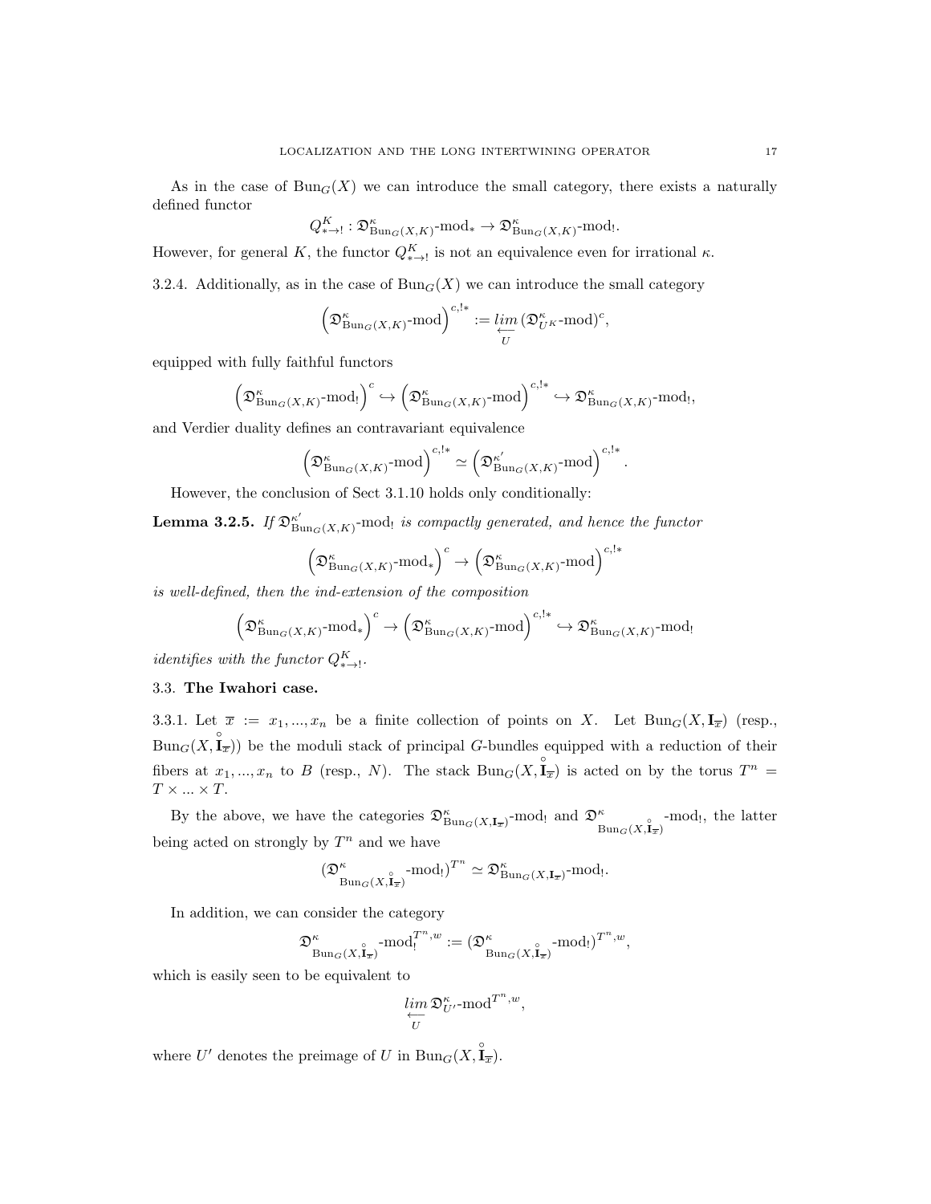As in the case of $\mathrm{Bun}_G(X)$ we can introduce the small category, there exists a naturally defined functor

$$Q^K_{*\to !}: \mathfrak{D}^\kappa_{\mathrm{Bun}_G(X,K)}\text{-mod}_* \to \mathfrak{D}^\kappa_{\mathrm{Bun}_G(X,K)}\text{-mod}_!.$$

However, for general $K$, the functor $Q^K_{*\to !}$ is not an equivalence even for irrational $\kappa$.

3.2.4. Additionally, as in the case of $\mathrm{Bun}_G(X)$ we can introduce the small category

$$\left(\mathfrak{D}^\kappa_{\mathrm{Bun}_G(X,K)}\text{-mod}\right)^{c,!*} := \underset{U}{\underleftarrow{lim}}\,(\mathfrak{D}^\kappa_{U^K}\text{-mod})^c,$$

equipped with fully faithful functors

$$\left(\mathfrak{D}^\kappa_{\mathrm{Bun}_G(X,K)}\text{-mod}_!\right)^c \hookrightarrow \left(\mathfrak{D}^\kappa_{\mathrm{Bun}_G(X,K)}\text{-mod}\right)^{c,!*} \hookrightarrow \mathfrak{D}^\kappa_{\mathrm{Bun}_G(X,K)}\text{-mod}_!,$$

and Verdier duality defines an contravariant equivalence

$$\left(\mathfrak{D}^\kappa_{\mathrm{Bun}_G(X,K)}\text{-mod}\right)^{c,!*} \simeq \left(\mathfrak{D}^{\kappa'}_{\mathrm{Bun}_G(X,K)}\text{-mod}\right)^{c,!*}.$$

However, the conclusion of Sect 3.1.10 holds only conditionally:

**Lemma 3.2.5.** *If $\mathfrak{D}^{\kappa'}_{\mathrm{Bun}_G(X,K)}\text{-mod}_!$ is compactly generated, and hence the functor*

$$\left(\mathfrak{D}^\kappa_{\mathrm{Bun}_G(X,K)}\text{-mod}_*\right)^c \to \left(\mathfrak{D}^\kappa_{\mathrm{Bun}_G(X,K)}\text{-mod}\right)^{c,!*}$$

*is well-defined, then the ind-extension of the composition*

$$\left(\mathfrak{D}^\kappa_{\mathrm{Bun}_G(X,K)}\text{-mod}_*\right)^c \to \left(\mathfrak{D}^\kappa_{\mathrm{Bun}_G(X,K)}\text{-mod}\right)^{c,!*} \hookrightarrow \mathfrak{D}^\kappa_{\mathrm{Bun}_G(X,K)}\text{-mod}_!$$

*identifies with the functor $Q^K_{*\to !}$.*

### 3.3. The Iwahori case.

3.3.1. Let $\overline{x} := x_1, ..., x_n$ be a finite collection of points on $X$. Let $\mathrm{Bun}_G(X, \mathbf{I}_{\overline{x}})$ (resp., $\mathrm{Bun}_G(X, \overset{\circ}{\mathbf{I}}_{\overline{x}})$) be the moduli stack of principal $G$-bundles equipped with a reduction of their fibers at $x_1, ..., x_n$ to $B$ (resp., $N$). The stack $\mathrm{Bun}_G(X, \overset{\circ}{\mathbf{I}}_{\overline{x}})$ is acted on by the torus $T^n = T \times ... \times T$.

By the above, we have the categories $\mathfrak{D}^\kappa_{\mathrm{Bun}_G(X,\mathbf{I}_{\overline{x}})}\text{-mod}_!$ and $\mathfrak{D}^\kappa_{\mathrm{Bun}_G(X,\overset{\circ}{\mathbf{I}}_{\overline{x}})}\text{-mod}_!$, the latter being acted on strongly by $T^n$ and we have

$$(\mathfrak{D}^\kappa_{\mathrm{Bun}_G(X,\overset{\circ}{\mathbf{I}}_{\overline{x}})}\text{-mod}_!)^{T^n} \simeq \mathfrak{D}^\kappa_{\mathrm{Bun}_G(X,\mathbf{I}_{\overline{x}})}\text{-mod}_!.$$

In addition, we can consider the category

$$\mathfrak{D}^\kappa_{\mathrm{Bun}_G(X,\overset{\circ}{\mathbf{I}}_{\overline{x}})}\text{-mod}_!^{T^n,w} := (\mathfrak{D}^\kappa_{\mathrm{Bun}_G(X,\overset{\circ}{\mathbf{I}}_{\overline{x}})}\text{-mod}_!)^{T^n,w},$$

which is easily seen to be equivalent to

$$\underset{U}{\underleftarrow{lim}}\,\mathfrak{D}^\kappa_{U'}\text{-mod}^{T^n,w},$$

where $U'$ denotes the preimage of $U$ in $\mathrm{Bun}_G(X, \overset{\circ}{\mathbf{I}}_{\overline{x}})$.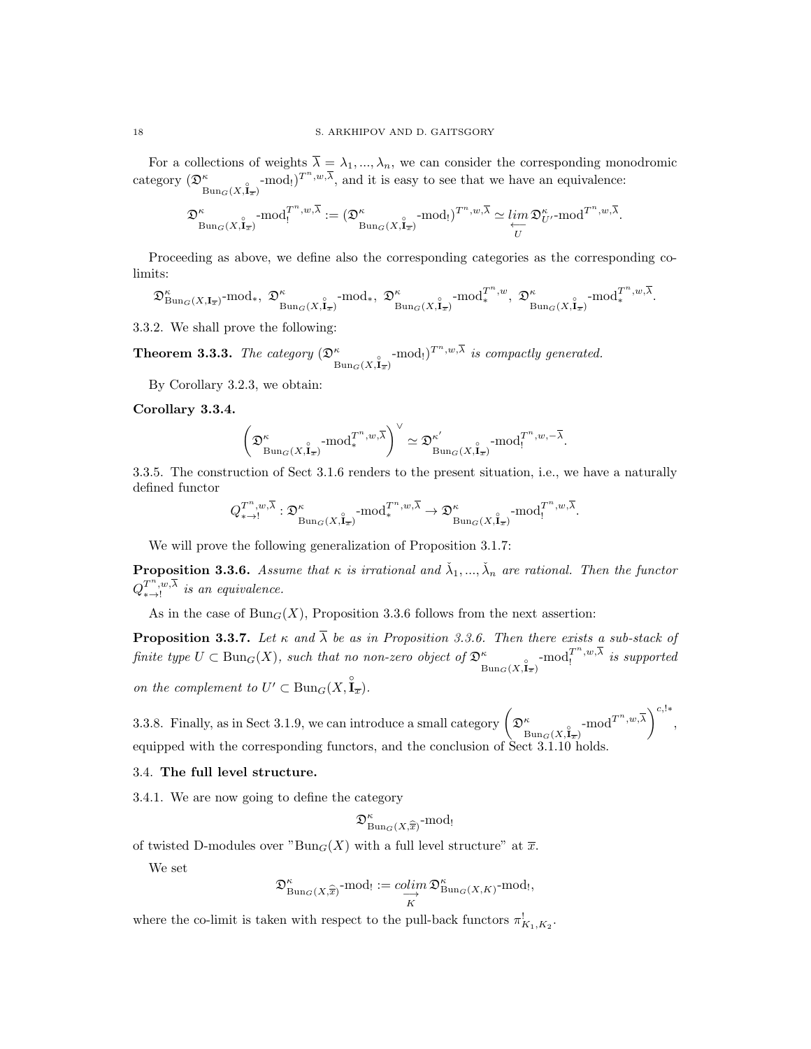For a collections of weights $\overline{\lambda} = \lambda_1, ..., \lambda_n$, we can consider the corresponding monodromic category $(\mathfrak{D}^\kappa_{\mathrm{Bun}_G(X,\overset{\circ}{\mathbf{I}}_{\overline{x}})}\text{-mod}_!)^{T^n,w,\overline{\lambda}}$, and it is easy to see that we have an equivalence:

$$\mathfrak{D}^\kappa_{\mathrm{Bun}_G(X,\overset{\circ}{\mathbf{I}}_{\overline{x}})}\text{-mod}_!^{T^n,w,\overline{\lambda}} := (\mathfrak{D}^\kappa_{\mathrm{Bun}_G(X,\overset{\circ}{\mathbf{I}}_{\overline{x}})}\text{-mod}_!)^{T^n,w,\overline{\lambda}} \simeq \underset{\underset{U}{\longleftarrow}}{lim}\, \mathfrak{D}^\kappa_{U'}\text{-mod}^{T^n,w,\overline{\lambda}}.$$

Proceeding as above, we define also the corresponding categories as the corresponding co-limits:

$$\mathfrak{D}^\kappa_{\mathrm{Bun}_G(X,\mathbf{I}_{\overline{x}})}\text{-mod}_*,\ \mathfrak{D}^\kappa_{\mathrm{Bun}_G(X,\overset{\circ}{\mathbf{I}}_{\overline{x}})}\text{-mod}_*,\ \mathfrak{D}^\kappa_{\mathrm{Bun}_G(X,\overset{\circ}{\mathbf{I}}_{\overline{x}})}\text{-mod}_*^{T^n,w},\ \mathfrak{D}^\kappa_{\mathrm{Bun}_G(X,\overset{\circ}{\mathbf{I}}_{\overline{x}})}\text{-mod}_*^{T^n,w,\overline{\lambda}}.$$

3.3.2. We shall prove the following:

**Theorem 3.3.3.** *The category* $(\mathfrak{D}^\kappa_{\mathrm{Bun}_G(X,\overset{\circ}{\mathbf{I}}_{\overline{x}})}\text{-mod}_!)^{T^n,w,\overline{\lambda}}$ *is compactly generated.*

By Corollary 3.2.3, we obtain:

**Corollary 3.3.4.**

$$\left(\mathfrak{D}^\kappa_{\mathrm{Bun}_G(X,\overset{\circ}{\mathbf{I}}_{\overline{x}})}\text{-mod}_*^{T^n,w,\overline{\lambda}}\right)^\vee \simeq \mathfrak{D}^{\kappa'}_{\mathrm{Bun}_G(X,\overset{\circ}{\mathbf{I}}_{\overline{x}})}\text{-mod}_!^{T^n,w,-\overline{\lambda}}.$$

3.3.5. The construction of Sect 3.1.6 renders to the present situation, i.e., we have a naturally defined functor

$$Q^{T^n,w,\overline{\lambda}}_{*\to !} : \mathfrak{D}^\kappa_{\mathrm{Bun}_G(X,\overset{\circ}{\mathbf{I}}_{\overline{x}})}\text{-mod}_*^{T^n,w,\overline{\lambda}} \to \mathfrak{D}^\kappa_{\mathrm{Bun}_G(X,\overset{\circ}{\mathbf{I}}_{\overline{x}})}\text{-mod}_!^{T^n,w,\overline{\lambda}}.$$

We will prove the following generalization of Proposition 3.1.7:

**Proposition 3.3.6.** *Assume that $\kappa$ is irrational and $\check{\lambda}_1, ..., \check{\lambda}_n$ are rational. Then the functor* $Q^{T^n,w,\overline{\lambda}}_{*\to !}$ *is an equivalence.*

As in the case of $\mathrm{Bun}_G(X)$, Proposition 3.3.6 follows from the next assertion:

**Proposition 3.3.7.** *Let $\kappa$ and $\overline{\lambda}$ be as in Proposition 3.3.6. Then there exists a sub-stack of finite type $U \subset \mathrm{Bun}_G(X)$, such that no non-zero object of* $\mathfrak{D}^\kappa_{\mathrm{Bun}_G(X,\overset{\circ}{\mathbf{I}}_{\overline{x}})}\text{-mod}_!^{T^n,w,\overline{\lambda}}$ *is supported on the complement to* $U' \subset \mathrm{Bun}_G(X, \overset{\circ}{\mathbf{I}}_{\overline{x}})$.

3.3.8. Finally, as in Sect 3.1.9, we can introduce a small category $\left(\mathfrak{D}^\kappa_{\mathrm{Bun}_G(X,\overset{\circ}{\mathbf{I}}_{\overline{x}})}\text{-mod}^{T^n,w,\overline{\lambda}}\right)^{c,!*}$, equipped with the corresponding functors, and the conclusion of Sect 3.1.10 holds.

## 3.4. The full level structure.

3.4.1. We are now going to define the category

$$\mathfrak{D}^\kappa_{\mathrm{Bun}_G(X,\widehat{\overline{x}})}\text{-mod}_!$$

of twisted D-modules over "$\mathrm{Bun}_G(X)$ with a full level structure" at $\overline{x}$.

We set

$$\mathfrak{D}^\kappa_{\mathrm{Bun}_G(X,\widehat{\overline{x}})}\text{-mod}_! := \underset{\underset{K}{\longrightarrow}}{colim}\, \mathfrak{D}^\kappa_{\mathrm{Bun}_G(X,K)}\text{-mod}_!,$$

where the co-limit is taken with respect to the pull-back functors $\pi^!_{K_1,K_2}$.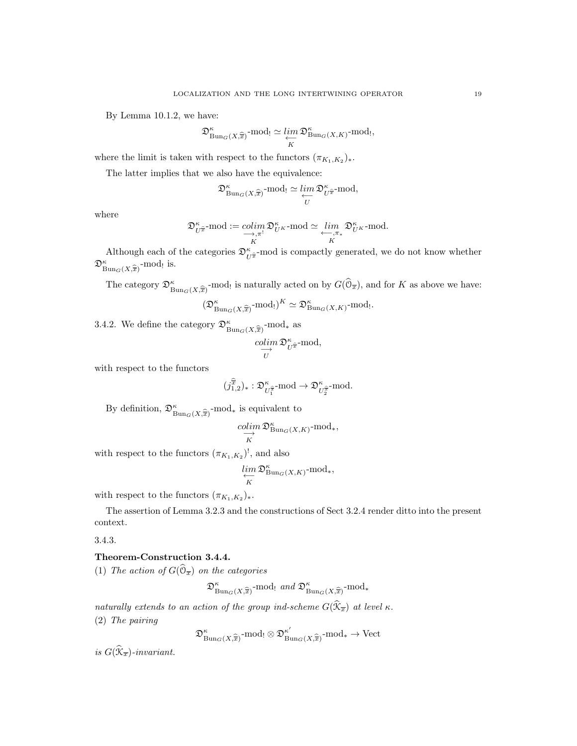By Lemma 10.1.2, we have:

$$\mathfrak{D}^{\kappa}_{\mathrm{Bun}_G(X,\widehat{\overline{x}})}\text{-mod}_! \simeq \underset{\underset{K}{\longleftarrow}}{lim}\, \mathfrak{D}^{\kappa}_{\mathrm{Bun}_G(X,K)}\text{-mod}_!,$$

where the limit is taken with respect to the functors $(\pi_{K_1,K_2})_*$.

The latter implies that we also have the equivalence:

$$\mathfrak{D}^{\kappa}_{\mathrm{Bun}_G(X,\widehat{\overline{x}})}\text{-mod}_! \simeq \underset{\underset{U}{\longleftarrow}}{lim}\, \mathfrak{D}^{\kappa}_{U^{\widehat{\overline{x}}}}\text{-mod},$$

where

$$\mathfrak{D}^{\kappa}_{U^{\widehat{\overline{x}}}}\text{-mod} := \underset{\underset{K}{\longrightarrow,\pi^!}}{colim}\, \mathfrak{D}^{\kappa}_{U^K}\text{-mod} \simeq \underset{\underset{K}{\longleftarrow,\pi_*}}{lim}\, \mathfrak{D}^{\kappa}_{U^K}\text{-mod}.$$

Although each of the categories $\mathfrak{D}^{\kappa}_{U^{\widehat{\overline{x}}}}$-mod is compactly generated, we do not know whether $\mathfrak{D}^{\kappa}_{\mathrm{Bun}_G(X,\widehat{\overline{x}})}$-mod$_!$ is.

The category $\mathfrak{D}^{\kappa}_{\mathrm{Bun}_G(X,\widehat{\overline{x}})}$-mod$_!$ is naturally acted on by $G(\widehat{\mathcal{O}}_{\overline{x}})$, and for $K$ as above we have:

$$(\mathfrak{D}^{\kappa}_{\mathrm{Bun}_G(X,\widehat{\overline{x}})}\text{-mod}_!)^K \simeq \mathfrak{D}^{\kappa}_{\mathrm{Bun}_G(X,K)}\text{-mod}_!.$$

3.4.2. We define the category $\mathfrak{D}^{\kappa}_{\mathrm{Bun}_G(X,\widehat{\overline{x}})}$-mod$_*$ as

$$\underset{\underset{U}{\longrightarrow}}{colim}\, \mathfrak{D}^{\kappa}_{U^{\widehat{\overline{x}}}}\text{-mod},$$

with respect to the functors

$$(j^{\widehat{\overline{x}}}_{1,2})_* : \mathfrak{D}^{\kappa}_{U_1^{\widehat{\overline{x}}}}\text{-mod} \to \mathfrak{D}^{\kappa}_{U_2^{\widehat{\overline{x}}}}\text{-mod}.$$

By definition, $\mathfrak{D}^{\kappa}_{\mathrm{Bun}_G(X,\widehat{\overline{x}})}$-mod$_*$ is equivalent to

$$\underset{\underset{K}{\longrightarrow}}{colim}\, \mathfrak{D}^{\kappa}_{\mathrm{Bun}_G(X,K)}\text{-mod}_*,$$

with respect to the functors $(\pi_{K_1,K_2})^!$, and also

$$\underset{\underset{K}{\longleftarrow}}{lim}\, \mathfrak{D}^{\kappa}_{\mathrm{Bun}_G(X,K)}\text{-mod}_*,$$

with respect to the functors $(\pi_{K_1,K_2})_*$.

The assertion of Lemma 3.2.3 and the constructions of Sect 3.2.4 render ditto into the present context.

3.4.3.

**Theorem-Construction 3.4.4.**

(1) *The action of $G(\widehat{\mathcal{O}}_{\overline{x}})$ on the categories*

$$\mathfrak{D}^{\kappa}_{\mathrm{Bun}_G(X,\widehat{\overline{x}})}\text{-mod}_! \text{ and } \mathfrak{D}^{\kappa}_{\mathrm{Bun}_G(X,\widehat{\overline{x}})}\text{-mod}_*$$

*naturally extends to an action of the group ind-scheme $G(\widehat{\mathcal{K}}_{\overline{x}})$ at level $\kappa$.*

(2) *The pairing*

$$\mathfrak{D}^{\kappa}_{\mathrm{Bun}_G(X,\widehat{\overline{x}})}\text{-mod}_! \otimes \mathfrak{D}^{\kappa'}_{\mathrm{Bun}_G(X,\widehat{\overline{x}})}\text{-mod}_* \to \mathrm{Vect}$$

*is $G(\widehat{\mathcal{K}}_{\overline{x}})$-invariant.*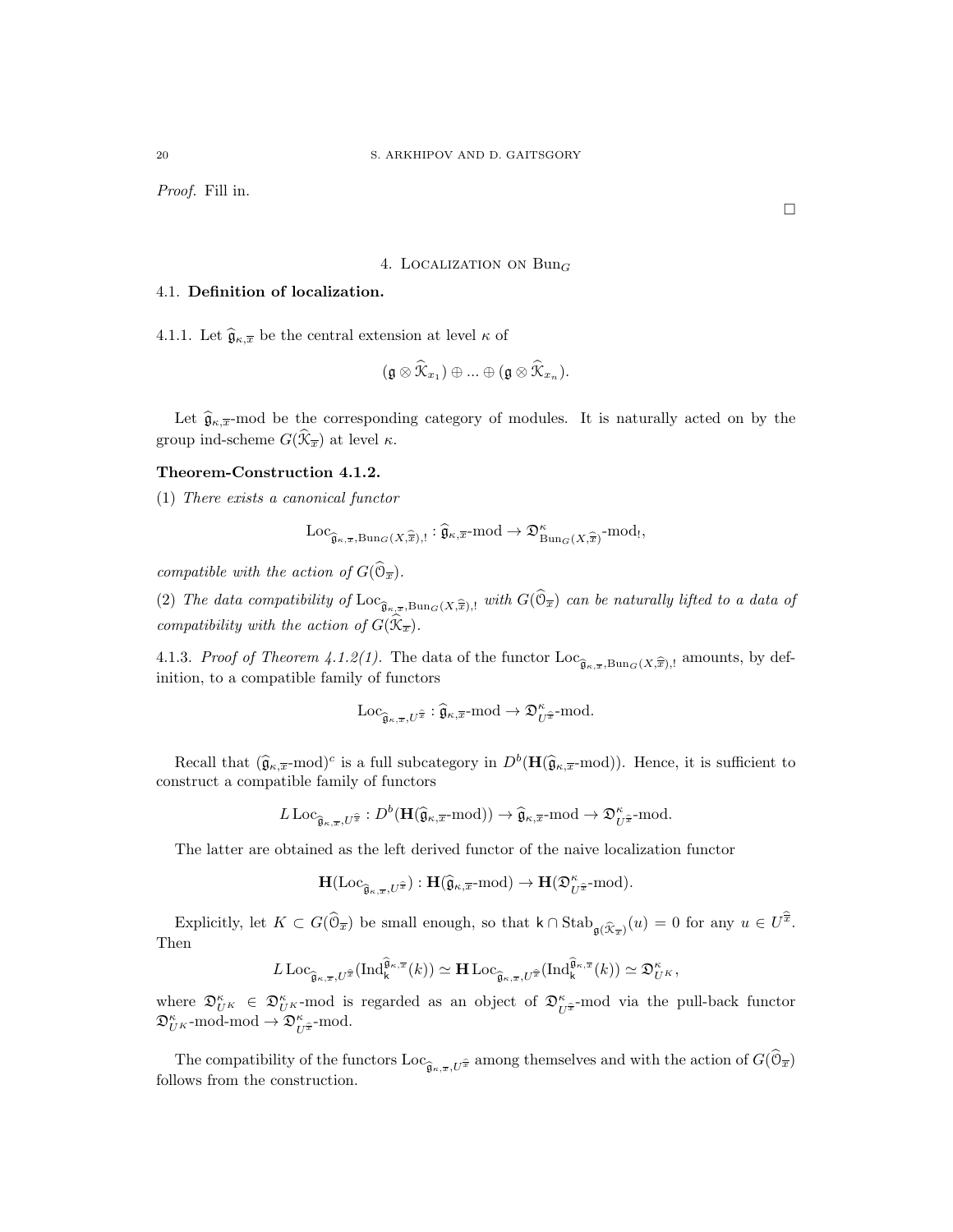*Proof.* Fill in.

□

## 4. Localization on $\mathrm{Bun}_G$

### 4.1. Definition of localization.

4.1.1. Let $\widehat{\mathfrak{g}}_{\kappa,\overline{x}}$ be the central extension at level $\kappa$ of

$$(\mathfrak{g} \otimes \widehat{\mathcal{K}}_{x_1}) \oplus ... \oplus (\mathfrak{g} \otimes \widehat{\mathcal{K}}_{x_n}).$$

Let $\widehat{\mathfrak{g}}_{\kappa,\overline{x}}$-mod be the corresponding category of modules. It is naturally acted on by the group ind-scheme $G(\widehat{\mathcal{K}}_{\overline{x}})$ at level $\kappa$.

**Theorem-Construction 4.1.2.**

(1) *There exists a canonical functor*

$$\mathrm{Loc}_{\widehat{\mathfrak{g}}_{\kappa,\overline{x}},\mathrm{Bun}_G(X,\widehat{\overline{x}}),!} : \widehat{\mathfrak{g}}_{\kappa,\overline{x}}\text{-mod} \to \mathfrak{D}^{\kappa}_{\mathrm{Bun}_G(X,\widehat{\overline{x}})}\text{-mod}_!,$$

*compatible with the action of* $G(\widehat{\mathcal{O}}_{\overline{x}})$.

(2) *The data compatibility of* $\mathrm{Loc}_{\widehat{\mathfrak{g}}_{\kappa,\overline{x}},\mathrm{Bun}_G(X,\widehat{\overline{x}}),!}$ *with* $G(\widehat{\mathcal{O}}_{\overline{x}})$ *can be naturally lifted to a data of compatibility with the action of* $G(\widehat{\mathcal{K}}_{\overline{x}})$.

4.1.3. *Proof of Theorem 4.1.2(1).* The data of the functor $\mathrm{Loc}_{\widehat{\mathfrak{g}}_{\kappa,\overline{x}},\mathrm{Bun}_G(X,\widehat{\overline{x}}),!}$ amounts, by definition, to a compatible family of functors

$$\mathrm{Loc}_{\widehat{\mathfrak{g}}_{\kappa,\overline{x}},U^{\widehat{\overline{x}}}} : \widehat{\mathfrak{g}}_{\kappa,\overline{x}}\text{-mod} \to \mathfrak{D}^{\kappa}_{U^{\widehat{\overline{x}}}}\text{-mod}.$$

Recall that $(\widehat{\mathfrak{g}}_{\kappa,\overline{x}}\text{-mod})^c$ is a full subcategory in $D^b(\mathbf{H}(\widehat{\mathfrak{g}}_{\kappa,\overline{x}}\text{-mod}))$. Hence, it is sufficient to construct a compatible family of functors

$$L\,\mathrm{Loc}_{\widehat{\mathfrak{g}}_{\kappa,\overline{x}},U^{\widehat{\overline{x}}}} : D^b(\mathbf{H}(\widehat{\mathfrak{g}}_{\kappa,\overline{x}}\text{-mod})) \to \widehat{\mathfrak{g}}_{\kappa,\overline{x}}\text{-mod} \to \mathfrak{D}^{\kappa}_{U^{\widehat{\overline{x}}}}\text{-mod}.$$

The latter are obtained as the left derived functor of the naive localization functor

$$\mathbf{H}(\mathrm{Loc}_{\widehat{\mathfrak{g}}_{\kappa,\overline{x}},U^{\widehat{\overline{x}}}}) : \mathbf{H}(\widehat{\mathfrak{g}}_{\kappa,\overline{x}}\text{-mod}) \to \mathbf{H}(\mathfrak{D}^{\kappa}_{U^{\widehat{\overline{x}}}}\text{-mod}).$$

Explicitly, let $K \subset G(\widehat{\mathcal{O}}_{\overline{x}})$ be small enough, so that $\mathsf{k} \cap \mathrm{Stab}_{\mathfrak{g}(\widehat{\mathcal{K}}_{\overline{x}})}(u) = 0$ for any $u \in U^{\widehat{\overline{x}}}$. Then

$$L\,\mathrm{Loc}_{\widehat{\mathfrak{g}}_{\kappa,\overline{x}},U^{\widehat{\overline{x}}}}(\mathrm{Ind}_{\mathsf{k}}^{\widehat{\mathfrak{g}}_{\kappa,\overline{x}}}(k)) \simeq \mathbf{H}\,\mathrm{Loc}_{\widehat{\mathfrak{g}}_{\kappa,\overline{x}},U^{\widehat{\overline{x}}}}(\mathrm{Ind}_{\mathsf{k}}^{\widehat{\mathfrak{g}}_{\kappa,\overline{x}}}(k)) \simeq \mathfrak{D}^{\kappa}_{U^K},$$

where $\mathfrak{D}^{\kappa}_{U^K} \in \mathfrak{D}^{\kappa}_{U^K}$-mod is regarded as an object of $\mathfrak{D}^{\kappa}_{U^{\widehat{\overline{x}}}}$-mod via the pull-back functor $\mathfrak{D}^{\kappa}_{U^K}$-mod-mod $\to \mathfrak{D}^{\kappa}_{U^{\widehat{\overline{x}}}}$-mod.

The compatibility of the functors $\mathrm{Loc}_{\widehat{\mathfrak{g}}_{\kappa,\overline{x}},U^{\widehat{\overline{x}}}}$ among themselves and with the action of $G(\widehat{\mathcal{O}}_{\overline{x}})$ follows from the construction.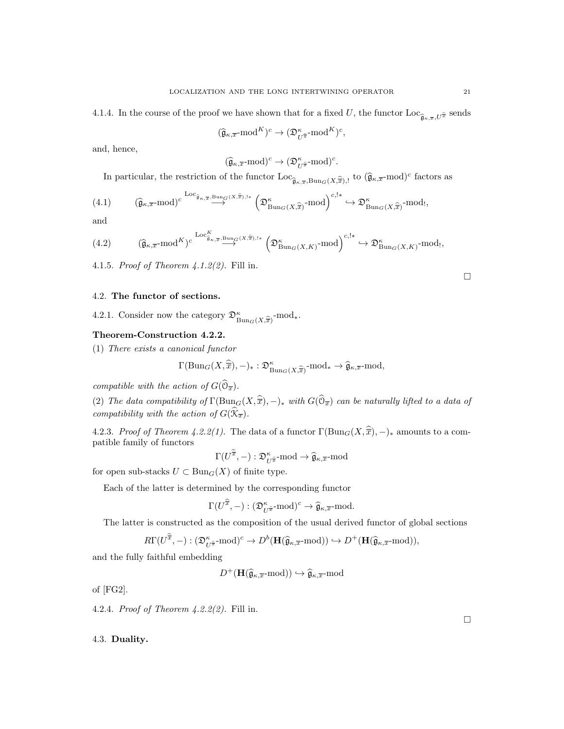4.1.4. In the course of the proof we have shown that for a fixed $U$, the functor $\mathrm{Loc}_{\widehat{\mathfrak{g}}_{\kappa,\overline{x}},U^{\widehat{\overline{x}}}}$ sends

$$(\widehat{\mathfrak{g}}_{\kappa,\overline{x}}\text{-mod}^K)^c \to (\mathfrak{D}^\kappa_{U^{\widehat{\overline{x}}}}\text{-mod}^K)^c,$$

and, hence,

$$(\widehat{\mathfrak{g}}_{\kappa,\overline{x}}\text{-mod})^c \to (\mathfrak{D}^\kappa_{U^{\widehat{\overline{x}}}}\text{-mod})^c.$$

In particular, the restriction of the functor $\mathrm{Loc}_{\widehat{\mathfrak{g}}_{\kappa,\overline{x}},\mathrm{Bun}_G(X,\widehat{\overline{x}}),!}$ to $(\widehat{\mathfrak{g}}_{\kappa,\overline{x}}\text{-mod})^c$ factors as

$$(\widehat{\mathfrak{g}}_{\kappa,\overline{x}}\text{-mod})^c \overset{\mathrm{Loc}_{\widehat{\mathfrak{g}}_{\kappa,\overline{x}},\mathrm{Bun}_G(X,\widehat{\overline{x}}),!*}}{\longrightarrow} \left(\mathfrak{D}^\kappa_{\mathrm{Bun}_G(X,\widehat{\overline{x}})}\text{-mod}\right)^{c,!*} \hookrightarrow \mathfrak{D}^\kappa_{\mathrm{Bun}_G(X,\widehat{\overline{x}})}\text{-mod}_!, \tag{4.1}$$

and

$$(\widehat{\mathfrak{g}}_{\kappa,\overline{x}}\text{-mod}^K)^c \overset{\mathrm{Loc}^K_{\widehat{\mathfrak{g}}_{\kappa,\overline{x}},\mathrm{Bun}_G(X,\widehat{\overline{x}}),!*}}{\longrightarrow} \left(\mathfrak{D}^\kappa_{\mathrm{Bun}_G(X,K)}\text{-mod}\right)^{c,!*} \hookrightarrow \mathfrak{D}^\kappa_{\mathrm{Bun}_G(X,K)}\text{-mod}_!, \tag{4.2}$$

4.1.5. *Proof of Theorem 4.1.2(2).* Fill in.

□

## 4.2. **The functor of sections.**

4.2.1. Consider now the category $\mathfrak{D}^\kappa_{\mathrm{Bun}_G(X,\widehat{\overline{x}})}\text{-mod}_*$.

**Theorem-Construction 4.2.2.**

(1) *There exists a canonical functor*

$$\Gamma(\mathrm{Bun}_G(X,\widehat{\overline{x}}),-)_* : \mathfrak{D}^\kappa_{\mathrm{Bun}_G(X,\widehat{\overline{x}})}\text{-mod}_* \to \widehat{\mathfrak{g}}_{\kappa,\overline{x}}\text{-mod},$$

*compatible with the action of $G(\widehat{\mathcal{O}}_{\overline{x}})$.*

(2) *The data compatibility of $\Gamma(\mathrm{Bun}_G(X,\widehat{\overline{x}}),-)_*$ with $G(\widehat{\mathcal{O}}_{\overline{x}})$ can be naturally lifted to a data of compatibility with the action of $G(\widehat{\mathcal{K}}_{\overline{x}})$.*

4.2.3. *Proof of Theorem 4.2.2(1).* The data of a functor $\Gamma(\mathrm{Bun}_G(X,\widehat{\overline{x}}),-)_*$ amounts to a compatible family of functors

$$\Gamma(U^{\widehat{\overline{x}}},-) : \mathfrak{D}^\kappa_{U^{\widehat{\overline{x}}}}\text{-mod} \to \widehat{\mathfrak{g}}_{\kappa,\overline{x}}\text{-mod}$$

for open sub-stacks $U \subset \mathrm{Bun}_G(X)$ of finite type.

Each of the latter is determined by the corresponding functor

$$\Gamma(U^{\widehat{\overline{x}}},-) : (\mathfrak{D}^\kappa_{U^{\widehat{\overline{x}}}}\text{-mod})^c \to \widehat{\mathfrak{g}}_{\kappa,\overline{x}}\text{-mod}.$$

The latter is constructed as the composition of the usual derived functor of global sections

$$R\Gamma(U^{\widehat{\overline{x}}},-) : (\mathfrak{D}^\kappa_{U^{\widehat{\overline{x}}}}\text{-mod})^c \to D^b(\mathbf{H}(\widehat{\mathfrak{g}}_{\kappa,\overline{x}}\text{-mod})) \hookrightarrow D^+(\mathbf{H}(\widehat{\mathfrak{g}}_{\kappa,\overline{x}}\text{-mod})),$$

and the fully faithful embedding

$$D^+(\mathbf{H}(\widehat{\mathfrak{g}}_{\kappa,\overline{x}}\text{-mod})) \hookrightarrow \widehat{\mathfrak{g}}_{\kappa,\overline{x}}\text{-mod}$$

of [FG2].

4.2.4. *Proof of Theorem 4.2.2(2).* Fill in.

□

## 4.3. **Duality.**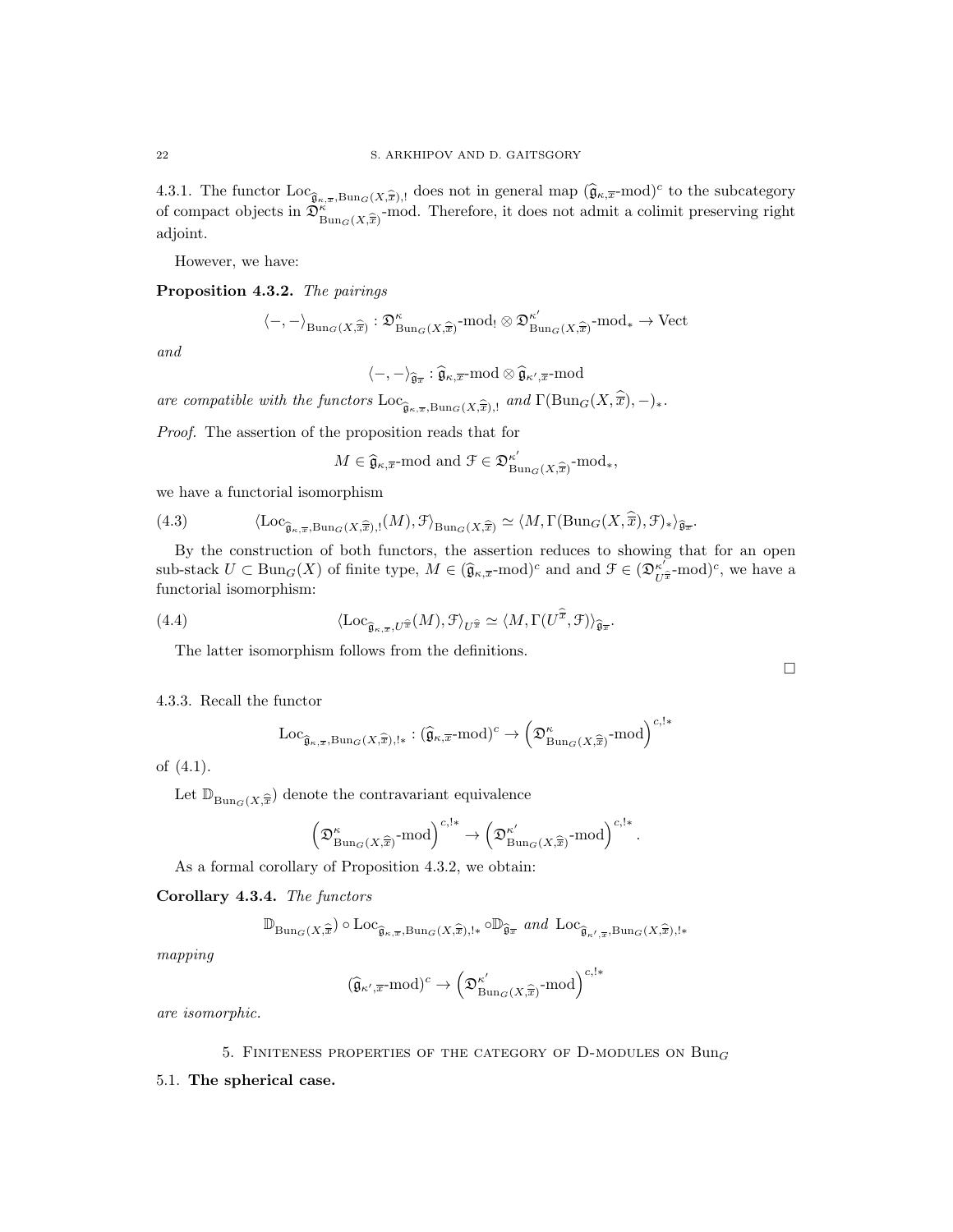4.3.1. The functor $\mathrm{Loc}_{\widehat{\mathfrak{g}}_{\kappa,\overline{x}},\mathrm{Bun}_G(X,\widehat{\overline{x}}),!}$ does not in general map $(\widehat{\mathfrak{g}}_{\kappa,\overline{x}}\text{-mod})^c$ to the subcategory of compact objects in $\mathfrak{D}^{\kappa}_{\mathrm{Bun}_G(X,\widehat{\overline{x}})}$-mod. Therefore, it does not admit a colimit preserving right adjoint.

However, we have:

**Proposition 4.3.2.** *The pairings*

$$\langle -,-\rangle_{\mathrm{Bun}_G(X,\widehat{\overline{x}})} : \mathfrak{D}^{\kappa}_{\mathrm{Bun}_G(X,\widehat{\overline{x}})}\text{-mod}_! \otimes \mathfrak{D}^{\kappa'}_{\mathrm{Bun}_G(X,\widehat{\overline{x}})}\text{-mod}_* \to \mathrm{Vect}$$

*and*

$$\langle -,-\rangle_{\widehat{\mathfrak{g}}_{\overline{x}}} : \widehat{\mathfrak{g}}_{\kappa,\overline{x}}\text{-mod} \otimes \widehat{\mathfrak{g}}_{\kappa',\overline{x}}\text{-mod}$$

*are compatible with the functors* $\mathrm{Loc}_{\widehat{\mathfrak{g}}_{\kappa,\overline{x}},\mathrm{Bun}_G(X,\widehat{\overline{x}}),!}$ *and* $\Gamma(\mathrm{Bun}_G(X,\widehat{\overline{x}}),-)_*$.

*Proof.* The assertion of the proposition reads that for

$$M \in \widehat{\mathfrak{g}}_{\kappa,\overline{x}}\text{-mod and } \mathcal{F} \in \mathfrak{D}^{\kappa'}_{\mathrm{Bun}_G(X,\widehat{\overline{x}})}\text{-mod}_*,$$

we have a functorial isomorphism

$$\langle \mathrm{Loc}_{\widehat{\mathfrak{g}}_{\kappa,\overline{x}},\mathrm{Bun}_G(X,\widehat{\overline{x}}),!}(M), \mathcal{F}\rangle_{\mathrm{Bun}_G(X,\widehat{\overline{x}})} \simeq \langle M, \Gamma(\mathrm{Bun}_G(X,\widehat{\overline{x}}),\mathcal{F})_*\rangle_{\widehat{\mathfrak{g}}_{\overline{x}}}. \tag{4.3}$$

By the construction of both functors, the assertion reduces to showing that for an open sub-stack $U \subset \mathrm{Bun}_G(X)$ of finite type, $M \in (\widehat{\mathfrak{g}}_{\kappa,\overline{x}}\text{-mod})^c$ and and $\mathcal{F} \in (\mathfrak{D}^{\kappa'}_{U^{\widehat{\overline{x}}}}\text{-mod})^c$, we have a functorial isomorphism:

$$\langle \mathrm{Loc}_{\widehat{\mathfrak{g}}_{\kappa,\overline{x}},U^{\widehat{\overline{x}}}}(M), \mathcal{F}\rangle_{U^{\widehat{\overline{x}}}} \simeq \langle M, \Gamma(U^{\widehat{\overline{x}}},\mathcal{F})\rangle_{\widehat{\mathfrak{g}}_{\overline{x}}}. \tag{4.4}$$

The latter isomorphism follows from the definitions.

□

4.3.3. Recall the functor

$$\mathrm{Loc}_{\widehat{\mathfrak{g}}_{\kappa,\overline{x}},\mathrm{Bun}_G(X,\widehat{\overline{x}}),!*} : (\widehat{\mathfrak{g}}_{\kappa,\overline{x}}\text{-mod})^c \to \left(\mathfrak{D}^{\kappa}_{\mathrm{Bun}_G(X,\widehat{\overline{x}})}\text{-mod}\right)^{c,!*}$$

of (4.1).

Let $\mathbb{D}_{\mathrm{Bun}_G(X,\widehat{\overline{x}})}$ denote the contravariant equivalence

$$\left(\mathfrak{D}^{\kappa}_{\mathrm{Bun}_G(X,\widehat{\overline{x}})}\text{-mod}\right)^{c,!*} \to \left(\mathfrak{D}^{\kappa'}_{\mathrm{Bun}_G(X,\widehat{\overline{x}})}\text{-mod}\right)^{c,!*}.$$

As a formal corollary of Proposition 4.3.2, we obtain:

**Corollary 4.3.4.** *The functors*

$$\mathbb{D}_{\mathrm{Bun}_G(X,\widehat{\overline{x}})} \circ \mathrm{Loc}_{\widehat{\mathfrak{g}}_{\kappa,\overline{x}},\mathrm{Bun}_G(X,\widehat{\overline{x}}),!*} \circ \mathbb{D}_{\widehat{\mathfrak{g}}_{\overline{x}}} \text{ and } \mathrm{Loc}_{\widehat{\mathfrak{g}}_{\kappa',\overline{x}},\mathrm{Bun}_G(X,\widehat{\overline{x}}),!*}$$

*mapping*

$$(\widehat{\mathfrak{g}}_{\kappa',\overline{x}}\text{-mod})^c \to \left(\mathfrak{D}^{\kappa'}_{\mathrm{Bun}_G(X,\widehat{\overline{x}})}\text{-mod}\right)^{c,!*}$$

*are isomorphic.*

## 5. Finiteness properties of the category of D-modules on $\mathrm{Bun}_G$

### 5.1. The spherical case.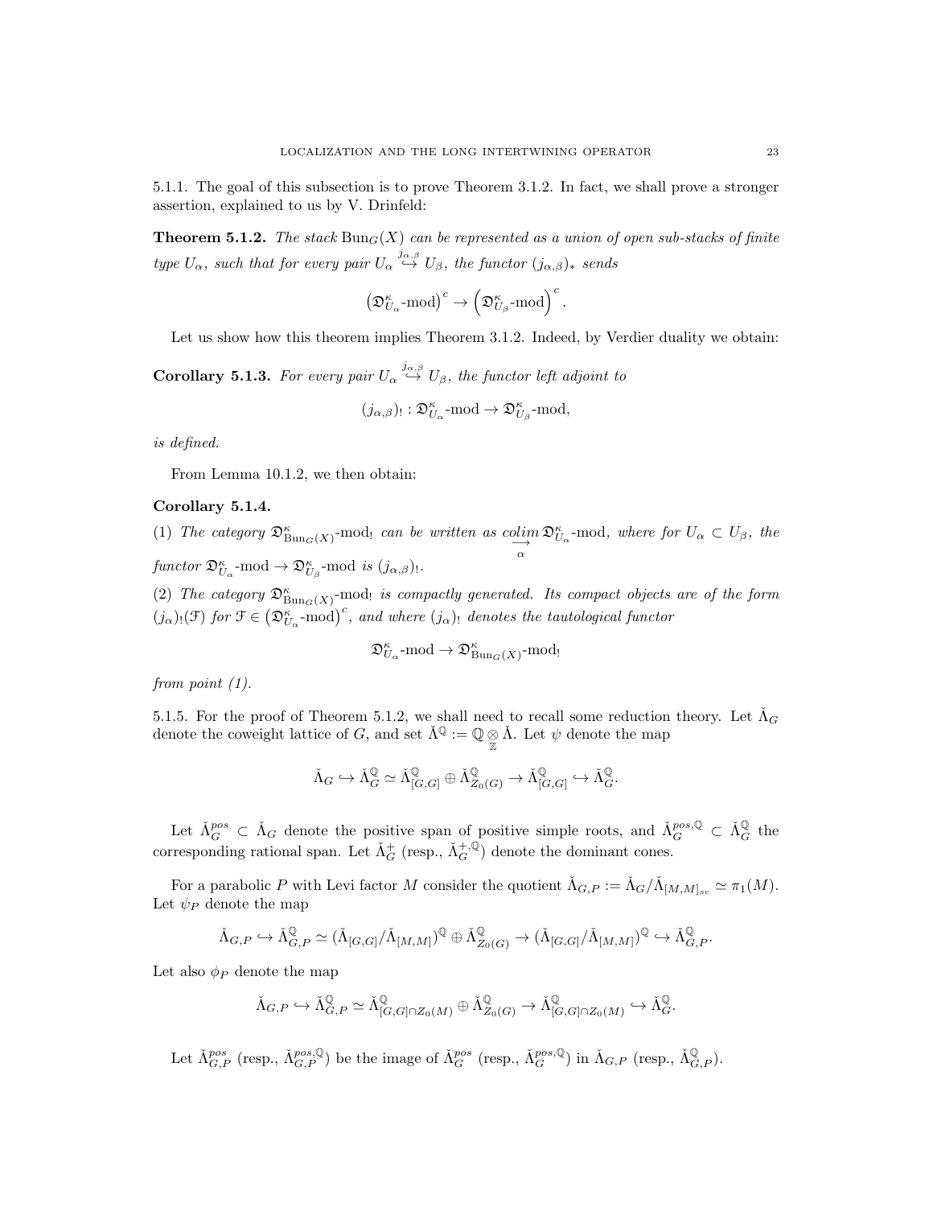5.1.1. The goal of this subsection is to prove Theorem 3.1.2. In fact, we shall prove a stronger assertion, explained to us by V. Drinfeld:

**Theorem 5.1.2.** *The stack $\mathrm{Bun}_G(X)$ can be represented as a union of open sub-stacks of finite type $U_\alpha$, such that for every pair $U_\alpha \overset{j_{\alpha,\beta}}{\hookrightarrow} U_\beta$, the functor $(j_{\alpha,\beta})_*$ sends*

$$\left(\mathfrak{D}^\kappa_{U_\alpha}\text{-mod}\right)^c \to \left(\mathfrak{D}^\kappa_{U_\beta}\text{-mod}\right)^c.$$

Let us show how this theorem implies Theorem 3.1.2. Indeed, by Verdier duality we obtain:

**Corollary 5.1.3.** *For every pair $U_\alpha \overset{j_{\alpha,\beta}}{\hookrightarrow} U_\beta$, the functor left adjoint to*

$$(j_{\alpha,\beta})_! : \mathfrak{D}^\kappa_{U_\alpha}\text{-mod} \to \mathfrak{D}^\kappa_{U_\beta}\text{-mod},$$

*is defined.*

From Lemma 10.1.2, we then obtain:

**Corollary 5.1.4.**

(1) *The category $\mathfrak{D}^\kappa_{\mathrm{Bun}_G(X)}\text{-mod}_!$ can be written as $\underset{\alpha}{\underrightarrow{colim}}\, \mathfrak{D}^\kappa_{U_\alpha}\text{-mod}$, where for $U_\alpha \subset U_\beta$, the functor $\mathfrak{D}^\kappa_{U_\alpha}\text{-mod} \to \mathfrak{D}^\kappa_{U_\beta}\text{-mod}$ is $(j_{\alpha,\beta})_!$.*

(2) *The category $\mathfrak{D}^\kappa_{\mathrm{Bun}_G(X)}\text{-mod}_!$ is compactly generated. Its compact objects are of the form $(j_\alpha)_!(\mathcal{F})$ for $\mathcal{F} \in \left(\mathfrak{D}^\kappa_{U_\alpha}\text{-mod}\right)^c$, and where $(j_\alpha)_!$ denotes the tautological functor*

$$\mathfrak{D}^\kappa_{U_\alpha}\text{-mod} \to \mathfrak{D}^\kappa_{\mathrm{Bun}_G(X)}\text{-mod}_!$$

*from point (1).*

5.1.5. For the proof of Theorem 5.1.2, we shall need to recall some reduction theory. Let $\check{\Lambda}_G$ denote the coweight lattice of $G$, and set $\check{\Lambda}^{\mathbb{Q}} := \mathbb{Q} \underset{\mathbb{Z}}{\otimes} \check{\Lambda}$. Let $\psi$ denote the map

$$\check{\Lambda}_G \hookrightarrow \check{\Lambda}^{\mathbb{Q}}_G \simeq \check{\Lambda}^{\mathbb{Q}}_{[G,G]} \oplus \check{\Lambda}^{\mathbb{Q}}_{Z_0(G)} \to \check{\Lambda}^{\mathbb{Q}}_{[G,G]} \hookrightarrow \check{\Lambda}^{\mathbb{Q}}_G.$$

Let $\check{\Lambda}^{pos}_G \subset \check{\Lambda}_G$ denote the positive span of positive simple roots, and $\check{\Lambda}^{pos,\mathbb{Q}}_G \subset \check{\Lambda}^{\mathbb{Q}}_G$ the corresponding rational span. Let $\check{\Lambda}^+_G$ (resp., $\check{\Lambda}^{+,\mathbb{Q}}_G$) denote the dominant cones.

For a parabolic $P$ with Levi factor $M$ consider the quotient $\check{\Lambda}_{G,P} := \check{\Lambda}_G / \check{\Lambda}_{[M,M]_{sc}} \simeq \pi_1(M)$. Let $\psi_P$ denote the map

$$\check{\Lambda}_{G,P} \hookrightarrow \check{\Lambda}^{\mathbb{Q}}_{G,P} \simeq (\check{\Lambda}_{[G,G]}/\check{\Lambda}_{[M,M]})^{\mathbb{Q}} \oplus \check{\Lambda}^{\mathbb{Q}}_{Z_0(G)} \to (\check{\Lambda}_{[G,G]}/\check{\Lambda}_{[M,M]})^{\mathbb{Q}} \hookrightarrow \check{\Lambda}^{\mathbb{Q}}_{G,P}.$$

Let also $\phi_P$ denote the map

$$\check{\Lambda}_{G,P} \hookrightarrow \check{\Lambda}^{\mathbb{Q}}_{G,P} \simeq \check{\Lambda}^{\mathbb{Q}}_{[G,G]\cap Z_0(M)} \oplus \check{\Lambda}^{\mathbb{Q}}_{Z_0(G)} \to \check{\Lambda}^{\mathbb{Q}}_{[G,G]\cap Z_0(M)} \hookrightarrow \check{\Lambda}^{\mathbb{Q}}_G.$$

Let $\check{\Lambda}^{pos}_{G,P}$ (resp., $\check{\Lambda}^{pos,\mathbb{Q}}_{G,P}$) be the image of $\check{\Lambda}^{pos}_G$ (resp., $\check{\Lambda}^{pos,\mathbb{Q}}_G$) in $\check{\Lambda}_{G,P}$ (resp., $\check{\Lambda}^{\mathbb{Q}}_{G,P}$).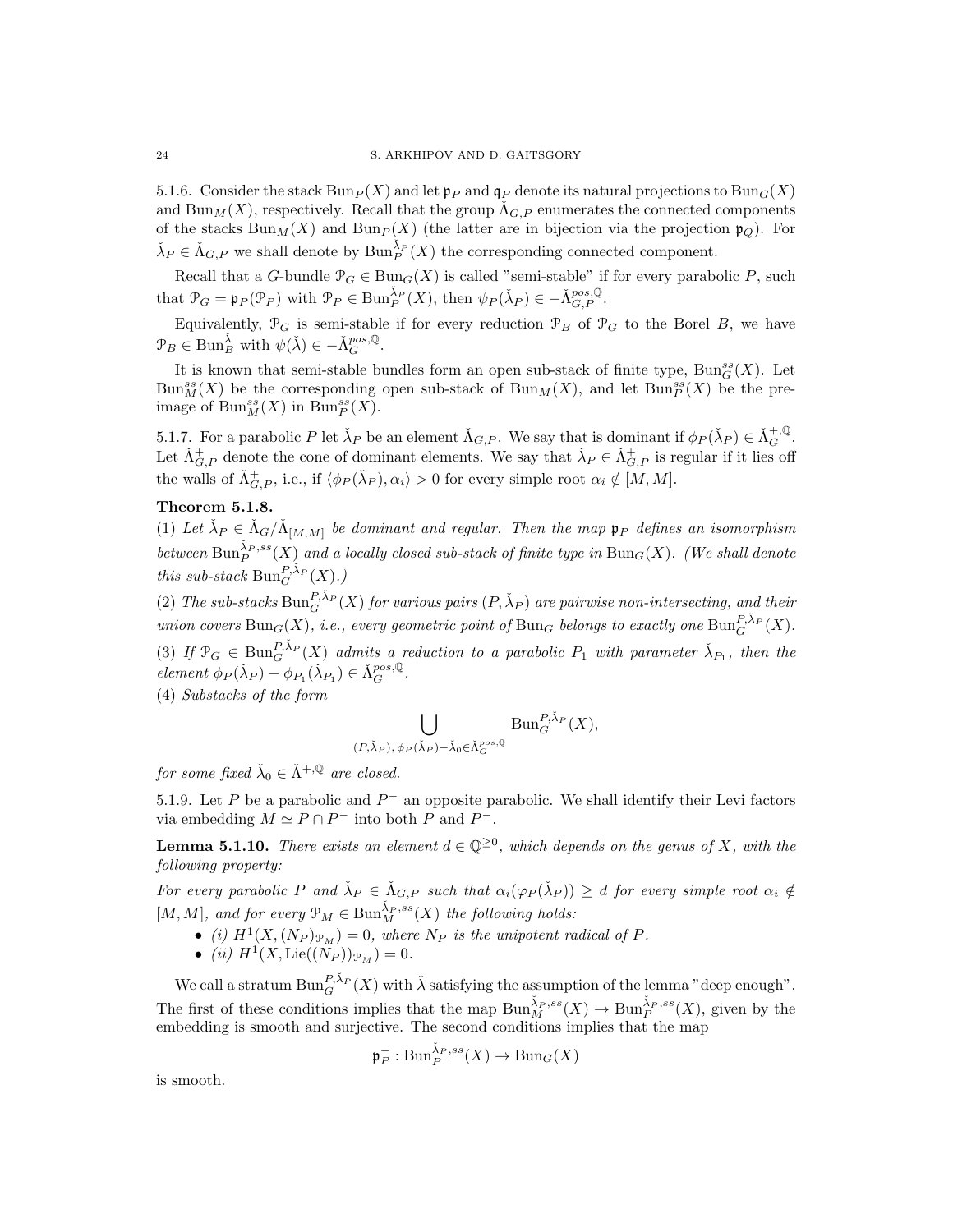5.1.6. Consider the stack $\mathrm{Bun}_P(X)$ and let $\mathfrak{p}_P$ and $\mathfrak{q}_P$ denote its natural projections to $\mathrm{Bun}_G(X)$ and $\mathrm{Bun}_M(X)$, respectively. Recall that the group $\check{\Lambda}_{G,P}$ enumerates the connected components of the stacks $\mathrm{Bun}_M(X)$ and $\mathrm{Bun}_P(X)$ (the latter are in bijection via the projection $\mathfrak{p}_Q$). For $\check{\lambda}_P \in \check{\Lambda}_{G,P}$ we shall denote by $\mathrm{Bun}_P^{\check{\lambda}_P}(X)$ the corresponding connected component.

Recall that a $G$-bundle $\mathcal{P}_G \in \mathrm{Bun}_G(X)$ is called "semi-stable" if for every parabolic $P$, such that $\mathcal{P}_G = \mathfrak{p}_P(\mathcal{P}_P)$ with $\mathcal{P}_P \in \mathrm{Bun}_P^{\check{\lambda}_P}(X)$, then $\psi_P(\check{\lambda}_P) \in -\check{\Lambda}_{G,P}^{pos,\mathbb{Q}}$.

Equivalently, $\mathcal{P}_G$ is semi-stable if for every reduction $\mathcal{P}_B$ of $\mathcal{P}_G$ to the Borel $B$, we have $\mathcal{P}_B \in \mathrm{Bun}_B^{\check{\lambda}}$ with $\psi(\check{\lambda}) \in -\check{\Lambda}_G^{pos,\mathbb{Q}}$.

It is known that semi-stable bundles form an open sub-stack of finite type, $\mathrm{Bun}_G^{ss}(X)$. Let $\mathrm{Bun}_M^{ss}(X)$ be the corresponding open sub-stack of $\mathrm{Bun}_M(X)$, and let $\mathrm{Bun}_P^{ss}(X)$ be the pre-image of $\mathrm{Bun}_M^{ss}(X)$ in $\mathrm{Bun}_P^{ss}(X)$.

5.1.7. For a parabolic $P$ let $\check{\lambda}_P$ be an element $\check{\Lambda}_{G,P}$. We say that is dominant if $\phi_P(\check{\lambda}_P) \in \check{\Lambda}_G^{+,\mathbb{Q}}$. Let $\check{\Lambda}_{G,P}^{+}$ denote the cone of dominant elements. We say that $\check{\lambda}_P \in \check{\Lambda}_{G,P}^{+}$ is regular if it lies off the walls of $\check{\Lambda}_{G,P}^{+}$, i.e., if $\langle \phi_P(\check{\lambda}_P), \alpha_i \rangle > 0$ for every simple root $\alpha_i \notin [M,M]$.

**Theorem 5.1.8.**
(1) *Let $\check{\lambda}_P \in \check{\Lambda}_G/\check{\Lambda}_{[M,M]}$ be dominant and regular. Then the map $\mathfrak{p}_P$ defines an isomorphism between $\mathrm{Bun}_P^{\check{\lambda}_P,ss}(X)$ and a locally closed sub-stack of finite type in $\mathrm{Bun}_G(X)$. (We shall denote this sub-stack $\mathrm{Bun}_G^{P,\check{\lambda}_P}(X)$.)*
(2) *The sub-stacks $\mathrm{Bun}_G^{P,\check{\lambda}_P}(X)$ for various pairs $(P,\check{\lambda}_P)$ are pairwise non-intersecting, and their union covers $\mathrm{Bun}_G(X)$, i.e., every geometric point of $\mathrm{Bun}_G$ belongs to exactly one $\mathrm{Bun}_G^{P,\check{\lambda}_P}(X)$.*
(3) *If $\mathcal{P}_G \in \mathrm{Bun}_G^{P,\check{\lambda}_P}(X)$ admits a reduction to a parabolic $P_1$ with parameter $\check{\lambda}_{P_1}$, then the element $\phi_P(\check{\lambda}_P) - \phi_{P_1}(\check{\lambda}_{P_1}) \in \check{\Lambda}_G^{pos,\mathbb{Q}}$.*
(4) *Substacks of the form*

$$\bigcup_{(P,\check{\lambda}_P),\, \phi_P(\check{\lambda}_P)-\check{\lambda}_0 \in \check{\Lambda}_G^{pos,\mathbb{Q}}} \mathrm{Bun}_G^{P,\check{\lambda}_P}(X),$$

*for some fixed $\check{\lambda}_0 \in \check{\Lambda}^{+,\mathbb{Q}}$ are closed.*

5.1.9. Let $P$ be a parabolic and $P^-$ an opposite parabolic. We shall identify their Levi factors via embedding $M \simeq P \cap P^-$ into both $P$ and $P^-$.

**Lemma 5.1.10.** *There exists an element $d \in \mathbb{Q}^{\geq 0}$, which depends on the genus of $X$, with the following property:*

*For every parabolic $P$ and $\check{\lambda}_P \in \check{\Lambda}_{G,P}$ such that $\alpha_i(\varphi_P(\check{\lambda}_P)) \geq d$ for every simple root $\alpha_i \notin [M,M]$, and for every $\mathcal{P}_M \in \mathrm{Bun}_M^{\check{\lambda}_P,ss}(X)$ the following holds:*

- *(i) $H^1(X,(N_P)_{\mathcal{P}_M}) = 0$, where $N_P$ is the unipotent radical of $P$.*
- *(ii) $H^1(X, \mathrm{Lie}((N_P))_{\mathcal{P}_M}) = 0$.*

We call a stratum $\mathrm{Bun}_G^{P,\check{\lambda}_P}(X)$ with $\check{\lambda}$ satisfying the assumption of the lemma "deep enough". The first of these conditions implies that the map $\mathrm{Bun}_M^{\check{\lambda}_P,ss}(X) \to \mathrm{Bun}_P^{\check{\lambda}_P,ss}(X)$, given by the embedding is smooth and surjective. The second conditions implies that the map

$$\mathfrak{p}_P^- : \mathrm{Bun}_{P^-}^{\check{\lambda}_P,ss}(X) \to \mathrm{Bun}_G(X)$$

is smooth.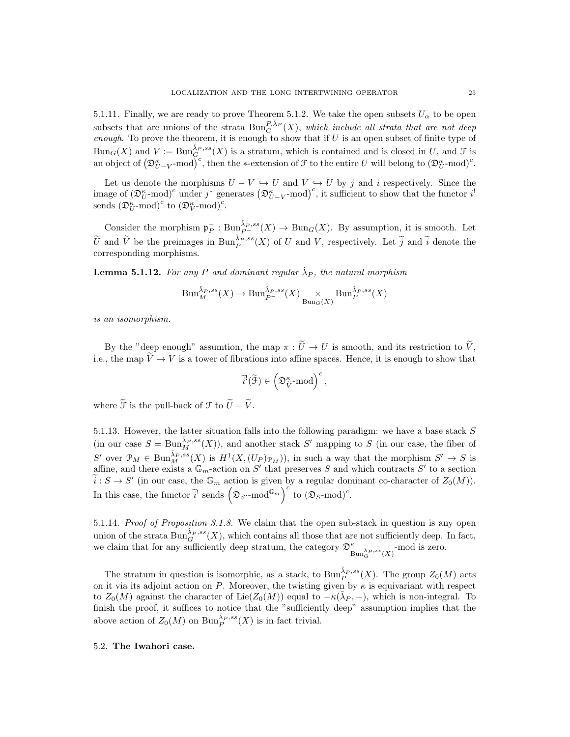5.1.11. Finally, we are ready to prove Theorem 5.1.2. We take the open subsets $U_\alpha$ to be open subsets that are unions of the strata $\mathrm{Bun}_G^{P,\check{\lambda}_P}(X)$, *which include all strata that are not deep enough*. To prove the theorem, it is enough to show that if $U$ is an open subset of finite type of $\mathrm{Bun}_G(X)$ and $V := \mathrm{Bun}_G^{\check{\lambda}_P,ss}(X)$ is a stratum, which is contained and is closed in $U$, and $\mathcal{F}$ is an object of $\left(\mathfrak{D}^\kappa_{U-V}\text{-mod}\right)^c$, then the $*$-extension of $\mathcal{F}$ to the entire $U$ will belong to $(\mathfrak{D}^\kappa_U\text{-mod})^c$.

Let us denote the morphisms $U - V \hookrightarrow U$ and $V \hookrightarrow U$ by $j$ and $i$ respectively. Since the image of $(\mathfrak{D}^\kappa_U\text{-mod})^c$ under $j^*$ generates $\left(\mathfrak{D}^\kappa_{U-V}\text{-mod}\right)^c$, it sufficient to show that the functor $i^!$ sends $(\mathfrak{D}^\kappa_U\text{-mod})^c$ to $(\mathfrak{D}^\kappa_V\text{-mod})^c$.

Consider the morphism $\mathfrak{p}_P^- : \mathrm{Bun}_{P^-}^{\check{\lambda}_P,ss}(X) \to \mathrm{Bun}_G(X)$. By assumption, it is smooth. Let $\widetilde{U}$ and $\widetilde{V}$ be the preimages in $\mathrm{Bun}_{P^-}^{\check{\lambda}_P,ss}(X)$ of $U$ and $V$, respectively. Let $\widetilde{j}$ and $\widetilde{i}$ denote the corresponding morphisms.

**Lemma 5.1.12.** *For any $P$ and dominant regular $\check{\lambda}_P$, the natural morphism*

$$\mathrm{Bun}_M^{\check{\lambda}_P,ss}(X) \to \mathrm{Bun}_{P^-}^{\check{\lambda}_P,ss}(X) \underset{\mathrm{Bun}_G(X)}{\times} \mathrm{Bun}_P^{\check{\lambda}_P,ss}(X)$$

*is an isomorphism.*

By the "deep enough" assumtion, the map $\pi : \widetilde{U} \to U$ is smooth, and its restriction to $\widetilde{V}$, i.e., the map $\widetilde{V} \to V$ is a tower of fibrations into affine spaces. Hence, it is enough to show that

$$\widetilde{i}^!(\widetilde{\mathcal{F}}) \in \left(\mathfrak{D}^\kappa_{\widetilde{V}}\text{-mod}\right)^c,$$

where $\widetilde{\mathcal{F}}$ is the pull-back of $\mathcal{F}$ to $\widetilde{U} - \widetilde{V}$.

5.1.13. However, the latter situation falls into the following paradigm: we have a base stack $S$ (in our case $S = \mathrm{Bun}_M^{\check{\lambda}_P,ss}(X)$), and another stack $S'$ mapping to $S$ (in our case, the fiber of $S'$ over $\mathcal{P}_M \in \mathrm{Bun}_M^{\check{\lambda}_P,ss}(X)$ is $H^1(X, (U_P)_{\mathcal{P}_M})$), in such a way that the morphism $S' \to S$ is affine, and there exists a $\mathbb{G}_m$-action on $S'$ that preserves $S$ and which contracts $S'$ to a section $\widetilde{i} : S \to S'$ (in our case, the $\mathbb{G}_m$ action is given by a regular dominant co-character of $Z_0(M)$). In this case, the functor $\widetilde{i}^!$ sends $\left(\mathfrak{D}_{S'}\text{-mod}^{\mathbb{G}_m}\right)^c$ to $(\mathfrak{D}_S\text{-mod})^c$.

5.1.14. *Proof of Proposition 3.1.8.* We claim that the open sub-stack in question is any open union of the strata $\mathrm{Bun}_G^{\check{\lambda}_P,ss}(X)$, which contains all those that are not sufficiently deep. In fact, we claim that for any sufficiently deep stratum, the category $\mathfrak{D}^\kappa_{\mathrm{Bun}_G^{\check{\lambda}_P,ss}(X)}\text{-mod}$ is zero.

The stratum in question is isomorphic, as a stack, to $\mathrm{Bun}_P^{\check{\lambda}_P,ss}(X)$. The group $Z_0(M)$ acts on it via its adjoint action on $P$. Moreover, the twisting given by $\kappa$ is equivariant with respect to $Z_0(M)$ against the character of $\mathrm{Lie}(Z_0(M))$ equal to $-\kappa(\check{\lambda}_P, -)$, which is non-integral. To finish the proof, it suffices to notice that the "sufficiently deep" assumption implies that the above action of $Z_0(M)$ on $\mathrm{Bun}_P^{\check{\lambda}_P,ss}(X)$ is in fact trivial.

## 5.2. **The Iwahori case.**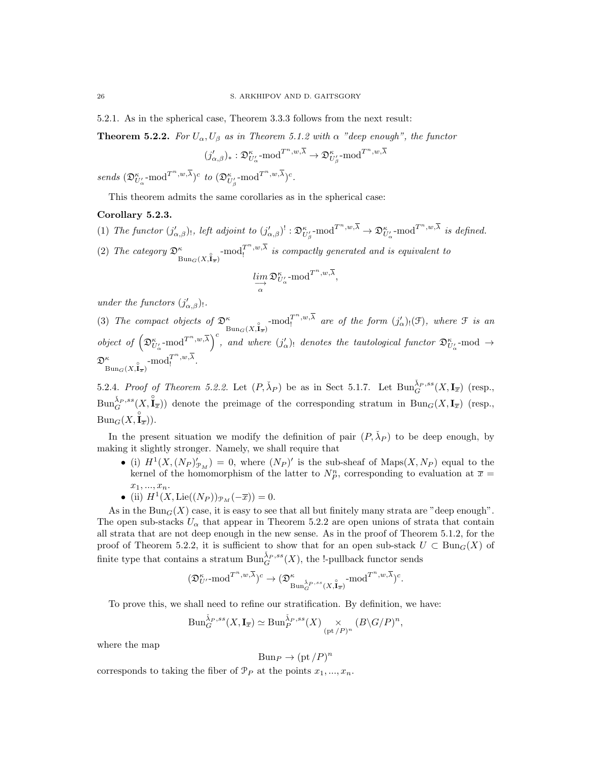5.2.1. As in the spherical case, Theorem 3.3.3 follows from the next result:

**Theorem 5.2.2.** *For $U_\alpha, U_\beta$ as in Theorem 5.1.2 with $\alpha$ "deep enough", the functor*

$$(j'_{\alpha,\beta})_* : \mathfrak{D}^\kappa_{U'_\alpha}\text{-mod}^{T^n,w,\overline{\lambda}} \to \mathfrak{D}^\kappa_{U'_\beta}\text{-mod}^{T^n,w,\overline{\lambda}}$$

*sends $(\mathfrak{D}^\kappa_{U'_\alpha}\text{-mod}^{T^n,w,\overline{\lambda}})^c$ to $(\mathfrak{D}^\kappa_{U'_\beta}\text{-mod}^{T^n,w,\overline{\lambda}})^c$.*

This theorem admits the same corollaries as in the spherical case:

**Corollary 5.2.3.**

(1) *The functor $(j'_{\alpha,\beta})_!$, left adjoint to $(j'_{\alpha,\beta})^! : \mathfrak{D}^\kappa_{U'_\beta}\text{-mod}^{T^n,w,\overline{\lambda}} \to \mathfrak{D}^\kappa_{U'_\alpha}\text{-mod}^{T^n,w,\overline{\lambda}}$ is defined.*

(2) *The category $\mathfrak{D}^\kappa_{\mathrm{Bun}_G(X,\overset{\circ}{\mathbf{I}}_{\overline{x}})}\text{-mod}_!^{T^n,w,\overline{\lambda}}$ is compactly generated and is equivalent to*

$$\underset{\alpha}{\underrightarrow{lim}}\, \mathfrak{D}^\kappa_{U'_\alpha}\text{-mod}^{T^n,w,\overline{\lambda}},$$

*under the functors $(j'_{\alpha,\beta})_!$.*

(3) *The compact objects of $\mathfrak{D}^\kappa_{\mathrm{Bun}_G(X,\overset{\circ}{\mathbf{I}}_{\overline{x}})}\text{-mod}_!^{T^n,w,\overline{\lambda}}$ are of the form $(j'_\alpha)_!(\mathcal{F})$, where $\mathcal{F}$ is an object of $\left(\mathfrak{D}^\kappa_{U'_\alpha}\text{-mod}^{T^n,w,\overline{\lambda}}\right)^c$, and where $(j'_\alpha)_!$ denotes the tautological functor $\mathfrak{D}^\kappa_{U'_\alpha}\text{-mod} \to \mathfrak{D}^\kappa_{\mathrm{Bun}_G(X,\overset{\circ}{\mathbf{I}}_{\overline{x}})}\text{-mod}_!^{T^n,w,\overline{\lambda}}$.*

5.2.4. *Proof of Theorem 5.2.2.* Let $(P, \check{\lambda}_P)$ be as in Sect 5.1.7. Let $\mathrm{Bun}_G^{\check{\lambda}_P,ss}(X, \mathbf{I}_{\overline{x}})$ (resp., $\mathrm{Bun}_G^{\check{\lambda}_P,ss}(X, \overset{\circ}{\mathbf{I}}_{\overline{x}})$) denote the preimage of the corresponding stratum in $\mathrm{Bun}_G(X, \mathbf{I}_{\overline{x}})$ (resp., $\mathrm{Bun}_G(X, \overset{\circ}{\mathbf{I}}_{\overline{x}})$).

In the present situation we modify the definition of pair $(P, \check{\lambda}_P)$ to be deep enough, by making it slightly stronger. Namely, we shall require that

- (i) $H^1(X, (N_P)'_{\mathcal{P}_M}) = 0$, where $(N_P)'$ is the sub-sheaf of $\mathrm{Maps}(X, N_P)$ equal to the kernel of the homomorphism of the latter to $N_P^n$, corresponding to evaluation at $\overline{x} = x_1, ..., x_n$.
- (ii) $H^1(X, \mathrm{Lie}((N_P))_{\mathcal{P}_M}(-\overline{x})) = 0$.

As in the $\mathrm{Bun}_G(X)$ case, it is easy to see that all but finitely many strata are "deep enough". The open sub-stacks $U_\alpha$ that appear in Theorem 5.2.2 are open unions of strata that contain all strata that are not deep enough in the new sense. As in the proof of Theorem 5.1.2, for the proof of Theorem 5.2.2, it is sufficient to show that for an open sub-stack $U \subset \mathrm{Bun}_G(X)$ of finite type that contains a stratum $\mathrm{Bun}_G^{\check{\lambda}_P,ss}(X)$, the !-pullback functor sends

$$(\mathfrak{D}^\kappa_{U'}\text{-mod}^{T^n,w,\overline{\lambda}})^c \to (\mathfrak{D}^\kappa_{\mathrm{Bun}_G^{\check{\lambda}_P,ss}(X,\overset{\circ}{\mathbf{I}}_{\overline{x}})}\text{-mod}^{T^n,w,\overline{\lambda}})^c.$$

To prove this, we shall need to refine our stratification. By definition, we have:

$$\mathrm{Bun}_G^{\check{\lambda}_P,ss}(X, \mathbf{I}_{\overline{x}}) \simeq \mathrm{Bun}_P^{\check{\lambda}_P,ss}(X) \underset{(\mathrm{pt}/P)^n}{\times} (B\backslash G/P)^n,$$

where the map

$$\mathrm{Bun}_P \to (\mathrm{pt}/P)^n$$

corresponds to taking the fiber of $\mathcal{P}_P$ at the points $x_1, ..., x_n$.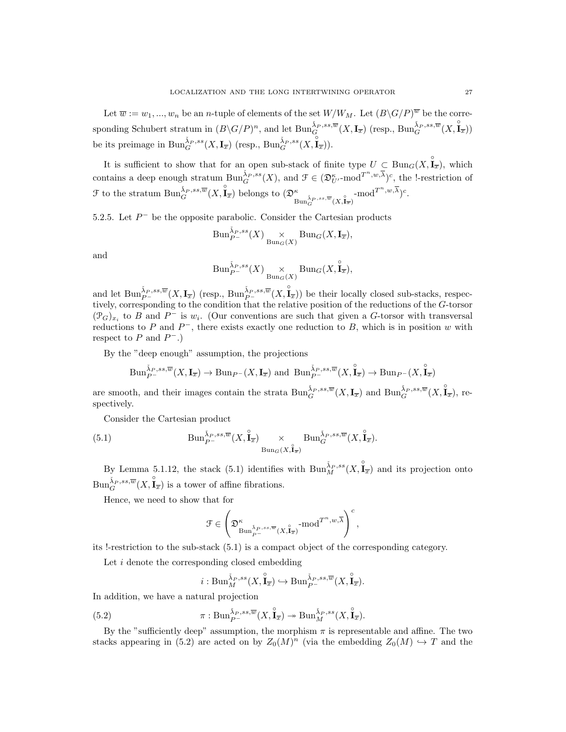Let $\overline{w} := w_1, ..., w_n$ be an $n$-tuple of elements of the set $W/W_M$. Let $(B\backslash G/P)^{\overline{w}}$ be the corresponding Schubert stratum in $(B\backslash G/P)^n$, and let $\mathrm{Bun}_G^{\check{\lambda}_P,ss,\overline{w}}(X,\mathbf{I}_{\overline{x}})$ (resp., $\mathrm{Bun}_G^{\check{\lambda}_P,ss,\overline{w}}(X,\overset{\circ}{\mathbf{I}}_{\overline{x}})$) be its preimage in $\mathrm{Bun}_G^{\check{\lambda}_P,ss}(X,\mathbf{I}_{\overline{x}})$ (resp., $\mathrm{Bun}_G^{\check{\lambda}_P,ss}(X,\overset{\circ}{\mathbf{I}}_{\overline{x}})$).

It is sufficient to show that for an open sub-stack of finite type $U \subset \mathrm{Bun}_G(X,\overset{\circ}{\mathbf{I}}_{\overline{x}})$, which contains a deep enough stratum $\mathrm{Bun}_G^{\check{\lambda}_P,ss}(X)$, and $\mathcal{F} \in (\mathfrak{D}^\kappa_{U'}\text{-mod}^{T^n,w,\overline{\lambda}})^c$, the !-restriction of $\mathcal{F}$ to the stratum $\mathrm{Bun}_G^{\check{\lambda}_P,ss,\overline{w}}(X,\overset{\circ}{\mathbf{I}}_{\overline{x}})$ belongs to $(\mathfrak{D}^\kappa_{\mathrm{Bun}_G^{\check{\lambda}_P,ss,\overline{w}}(X,\overset{\circ}{\mathbf{I}}_{\overline{x}})}\text{-mod}^{T^n,w,\overline{\lambda}})^c$.

5.2.5. Let $P^-$ be the opposite parabolic. Consider the Cartesian products

$$\mathrm{Bun}_{P^-}^{\check{\lambda}_P,ss}(X) \underset{\mathrm{Bun}_G(X)}{\times} \mathrm{Bun}_G(X,\mathbf{I}_{\overline{x}}),$$

and

$$\mathrm{Bun}_{P^-}^{\check{\lambda}_P,ss}(X) \underset{\mathrm{Bun}_G(X)}{\times} \mathrm{Bun}_G(X,\overset{\circ}{\mathbf{I}}_{\overline{x}}),$$

and let $\mathrm{Bun}_{P^-}^{\check{\lambda}_P,ss,\overline{w}}(X,\mathbf{I}_{\overline{x}})$ (resp., $\mathrm{Bun}_{P^-}^{\check{\lambda}_P,ss,\overline{w}}(X,\overset{\circ}{\mathbf{I}}_{\overline{x}})$) be their locally closed sub-stacks, respectively, corresponding to the condition that the relative position of the reductions of the $G$-torsor $(\mathcal{P}_G)_{x_i}$ to $B$ and $P^-$ is $w_i$. (Our conventions are such that given a $G$-torsor with transversal reductions to $P$ and $P^-$, there exists exactly one reduction to $B$, which is in position $w$ with respect to $P$ and $P^-$.)

By the "deep enough" assumption, the projections

$$\mathrm{Bun}_{P^-}^{\check{\lambda}_P,ss,\overline{w}}(X,\mathbf{I}_{\overline{x}}) \to \mathrm{Bun}_{P^-}(X,\mathbf{I}_{\overline{x}}) \text{ and } \mathrm{Bun}_{P^-}^{\check{\lambda}_P,ss,\overline{w}}(X,\overset{\circ}{\mathbf{I}}_{\overline{x}}) \to \mathrm{Bun}_{P^-}(X,\overset{\circ}{\mathbf{I}}_{\overline{x}})$$

are smooth, and their images contain the strata $\mathrm{Bun}_G^{\check{\lambda}_P,ss,\overline{w}}(X,\mathbf{I}_{\overline{x}})$ and $\mathrm{Bun}_G^{\check{\lambda}_P,ss,\overline{w}}(X,\overset{\circ}{\mathbf{I}}_{\overline{x}})$, respectively.

Consider the Cartesian product

$$\mathrm{Bun}_{P^-}^{\check{\lambda}_P,ss,\overline{w}}(X,\overset{\circ}{\mathbf{I}}_{\overline{x}}) \underset{\mathrm{Bun}_G(X,\overset{\circ}{\mathbf{I}}_{\overline{x}})}{\times} \mathrm{Bun}_G^{\check{\lambda}_P,ss,\overline{w}}(X,\overset{\circ}{\mathbf{I}}_{\overline{x}}). \tag{5.1}$$

By Lemma 5.1.12, the stack (5.1) identifies with $\mathrm{Bun}_M^{\check{\lambda}_P,ss}(X,\overset{\circ}{\mathbf{I}}_{\overline{x}})$ and its projection onto $\mathrm{Bun}_G^{\check{\lambda}_P,ss,\overline{w}}(X,\overset{\circ}{\mathbf{I}}_{\overline{x}})$ is a tower of affine fibrations.

Hence, we need to show that for

$$\mathcal{F} \in \left(\mathfrak{D}^\kappa_{\mathrm{Bun}_{P^-}^{\check{\lambda}_P,ss,\overline{w}}(X,\overset{\circ}{\mathbf{I}}_{\overline{x}})}\text{-mod}^{T^n,w,\overline{\lambda}}\right)^c,$$

its !-restriction to the sub-stack (5.1) is a compact object of the corresponding category.

Let $i$ denote the corresponding closed embedding

$$i : \mathrm{Bun}_M^{\check{\lambda}_P,ss}(X,\overset{\circ}{\mathbf{I}}_{\overline{x}}) \hookrightarrow \mathrm{Bun}_{P^-}^{\check{\lambda}_P,ss,\overline{w}}(X,\overset{\circ}{\mathbf{I}}_{\overline{x}}).$$

In addition, we have a natural projection

$$\pi : \mathrm{Bun}_{P^-}^{\check{\lambda}_P,ss,\overline{w}}(X,\overset{\circ}{\mathbf{I}}_{\overline{x}}) \twoheadrightarrow \mathrm{Bun}_M^{\check{\lambda}_P,ss}(X,\overset{\circ}{\mathbf{I}}_{\overline{x}}). \tag{5.2}$$

By the "sufficiently deep" assumption, the morphism $\pi$ is representable and affine. The two stacks appearing in (5.2) are acted on by $Z_0(M)^n$ (via the embedding $Z_0(M) \hookrightarrow T$ and the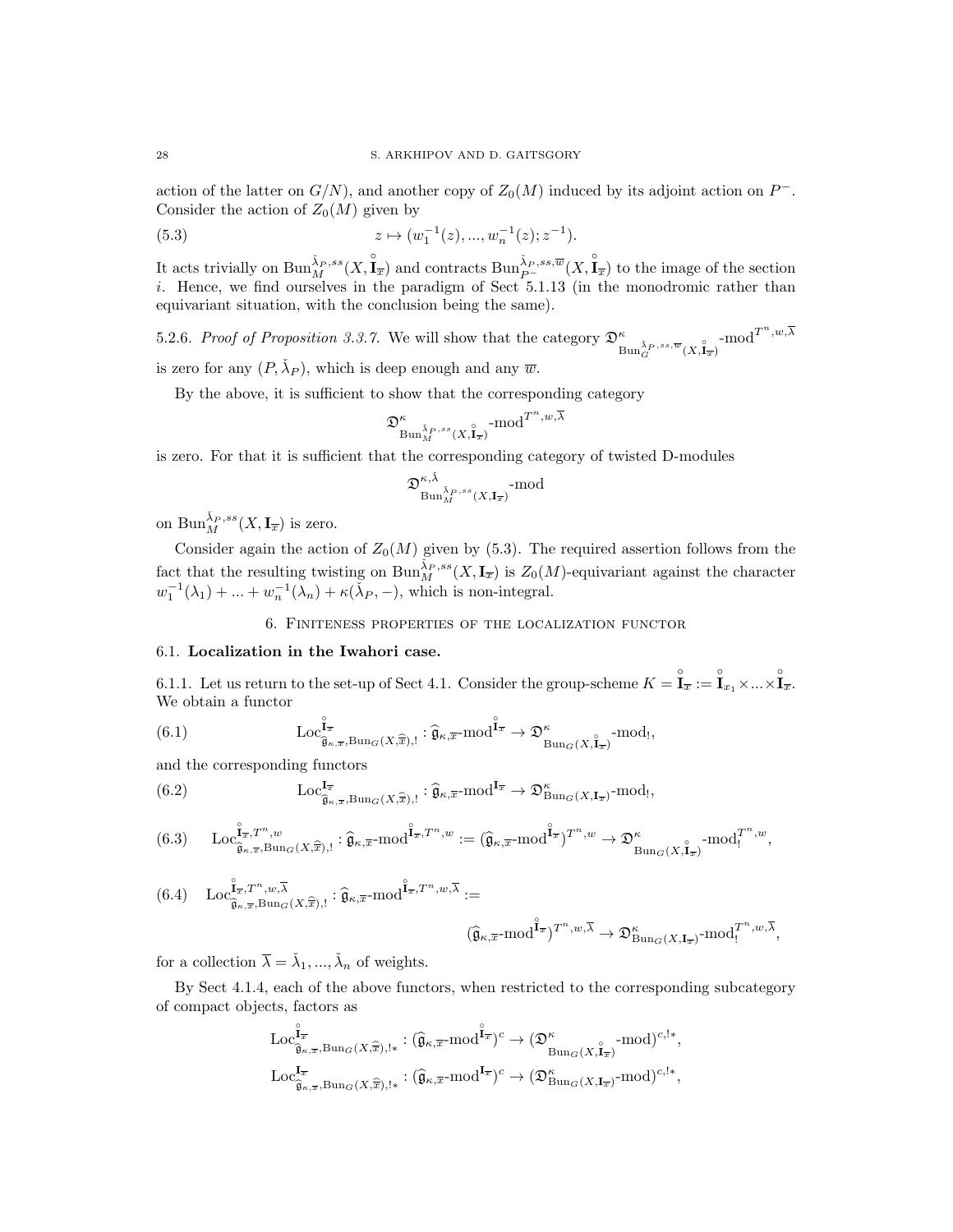action of the latter on $G/N$), and another copy of $Z_0(M)$ induced by its adjoint action on $P^-$. Consider the action of $Z_0(M)$ given by

$$z \mapsto (w_1^{-1}(z), ..., w_n^{-1}(z); z^{-1}). \tag{5.3}$$

It acts trivially on $\mathrm{Bun}_M^{\check{\lambda}_P, ss}(X, \overset{\circ}{\mathbf{I}}_{\overline{x}})$ and contracts $\mathrm{Bun}_{P^-}^{\check{\lambda}_P, ss, \overline{w}}(X, \overset{\circ}{\mathbf{I}}_{\overline{x}})$ to the image of the section $i$. Hence, we find ourselves in the paradigm of Sect 5.1.13 (in the monodromic rather than equivariant situation, with the conclusion being the same).

5.2.6. *Proof of Proposition 3.3.7.* We will show that the category $\mathfrak{D}^\kappa_{\mathrm{Bun}_G^{\check{\lambda}_P, ss, \overline{w}}(X, \overset{\circ}{\mathbf{I}}_{\overline{x}})}\text{-mod}^{T^n, w, \overline{\lambda}}$ is zero for any $(P, \check{\lambda}_P)$, which is deep enough and any $\overline{w}$.

By the above, it is sufficient to show that the corresponding category

$$\mathfrak{D}^\kappa_{\mathrm{Bun}_M^{\check{\lambda}_P, ss}(X, \overset{\circ}{\mathbf{I}}_{\overline{x}})}\text{-mod}^{T^n, w, \overline{\lambda}}$$

is zero. For that it is sufficient that the corresponding category of twisted D-modules

$$\mathfrak{D}^{\kappa, \check{\lambda}}_{\mathrm{Bun}_M^{\check{\lambda}_P, ss}(X, \mathbf{I}_{\overline{x}})}\text{-mod}$$

on $\mathrm{Bun}_M^{\check{\lambda}_P, ss}(X, \mathbf{I}_{\overline{x}})$ is zero.

Consider again the action of $Z_0(M)$ given by (5.3). The required assertion follows from the fact that the resulting twisting on $\mathrm{Bun}_M^{\check{\lambda}_P, ss}(X, \mathbf{I}_{\overline{x}})$ is $Z_0(M)$-equivariant against the character $w_1^{-1}(\lambda_1) + ... + w_n^{-1}(\lambda_n) + \kappa(\check{\lambda}_P, -)$, which is non-integral.

## 6. Finiteness properties of the localization functor

### 6.1. Localization in the Iwahori case.

6.1.1. Let us return to the set-up of Sect 4.1. Consider the group-scheme $K = \overset{\circ}{\mathbf{I}}_{\overline{x}} := \overset{\circ}{\mathbf{I}}_{x_1} \times ... \times \overset{\circ}{\mathbf{I}}_{\overline{x}}$. We obtain a functor

$$\mathrm{Loc}^{\overset{\circ}{\mathbf{I}}_{\overline{x}}}_{\widehat{\mathfrak{g}}_{\kappa, \overline{x}}, \mathrm{Bun}_G(X, \widehat{\overline{x}}), !} : \widehat{\mathfrak{g}}_{\kappa, \overline{x}}\text{-mod}^{\overset{\circ}{\mathbf{I}}_{\overline{x}}} \to \mathfrak{D}^\kappa_{\mathrm{Bun}_G(X, \overset{\circ}{\mathbf{I}}_{\overline{x}})}\text{-mod}_!, \tag{6.1}$$

and the corresponding functors

$$\mathrm{Loc}^{\mathbf{I}_{\overline{x}}}_{\widehat{\mathfrak{g}}_{\kappa, \overline{x}}, \mathrm{Bun}_G(X, \widehat{\overline{x}}), !} : \widehat{\mathfrak{g}}_{\kappa, \overline{x}}\text{-mod}^{\mathbf{I}_{\overline{x}}} \to \mathfrak{D}^\kappa_{\mathrm{Bun}_G(X, \mathbf{I}_{\overline{x}})}\text{-mod}_!, \tag{6.2}$$

$$\mathrm{Loc}^{\overset{\circ}{\mathbf{I}}_{\overline{x}}, T^n, w}_{\widehat{\mathfrak{g}}_{\kappa, \overline{x}}, \mathrm{Bun}_G(X, \widehat{\overline{x}}), !} : \widehat{\mathfrak{g}}_{\kappa, \overline{x}}\text{-mod}^{\overset{\circ}{\mathbf{I}}_{\overline{x}}, T^n, w} := (\widehat{\mathfrak{g}}_{\kappa, \overline{x}}\text{-mod}^{\overset{\circ}{\mathbf{I}}_{\overline{x}}})^{T^n, w} \to \mathfrak{D}^\kappa_{\mathrm{Bun}_G(X, \overset{\circ}{\mathbf{I}}_{\overline{x}})}\text{-mod}_!^{T^n, w}, \tag{6.3}$$

$$\mathrm{Loc}^{\overset{\circ}{\mathbf{I}}_{\overline{x}}, T^n, w, \overline{\lambda}}_{\widehat{\mathfrak{g}}_{\kappa, \overline{x}}, \mathrm{Bun}_G(X, \widehat{\overline{x}}), !} : \widehat{\mathfrak{g}}_{\kappa, \overline{x}}\text{-mod}^{\overset{\circ}{\mathbf{I}}_{\overline{x}}, T^n, w, \overline{\lambda}} := (\widehat{\mathfrak{g}}_{\kappa, \overline{x}}\text{-mod}^{\overset{\circ}{\mathbf{I}}_{\overline{x}}})^{T^n, w, \overline{\lambda}} \to \mathfrak{D}^\kappa_{\mathrm{Bun}_G(X, \mathbf{I}_{\overline{x}})}\text{-mod}_!^{T^n, w, \overline{\lambda}}, \tag{6.4}$$

for a collection $\overline{\lambda} = \check{\lambda}_1, ..., \check{\lambda}_n$ of weights.

By Sect 4.1.4, each of the above functors, when restricted to the corresponding subcategory of compact objects, factors as

$$\mathrm{Loc}^{\overset{\circ}{\mathbf{I}}_{\overline{x}}}_{\widehat{\mathfrak{g}}_{\kappa, \overline{x}}, \mathrm{Bun}_G(X, \widehat{\overline{x}}), !*} : (\widehat{\mathfrak{g}}_{\kappa, \overline{x}}\text{-mod}^{\overset{\circ}{\mathbf{I}}_{\overline{x}}})^c \to (\mathfrak{D}^\kappa_{\mathrm{Bun}_G(X, \overset{\circ}{\mathbf{I}}_{\overline{x}})}\text{-mod})^{c, !*},$$

$$\mathrm{Loc}^{\mathbf{I}_{\overline{x}}}_{\widehat{\mathfrak{g}}_{\kappa, \overline{x}}, \mathrm{Bun}_G(X, \widehat{\overline{x}}), !*} : (\widehat{\mathfrak{g}}_{\kappa, \overline{x}}\text{-mod}^{\mathbf{I}_{\overline{x}}})^c \to (\mathfrak{D}^\kappa_{\mathrm{Bun}_G(X, \mathbf{I}_{\overline{x}})}\text{-mod})^{c, !*},$$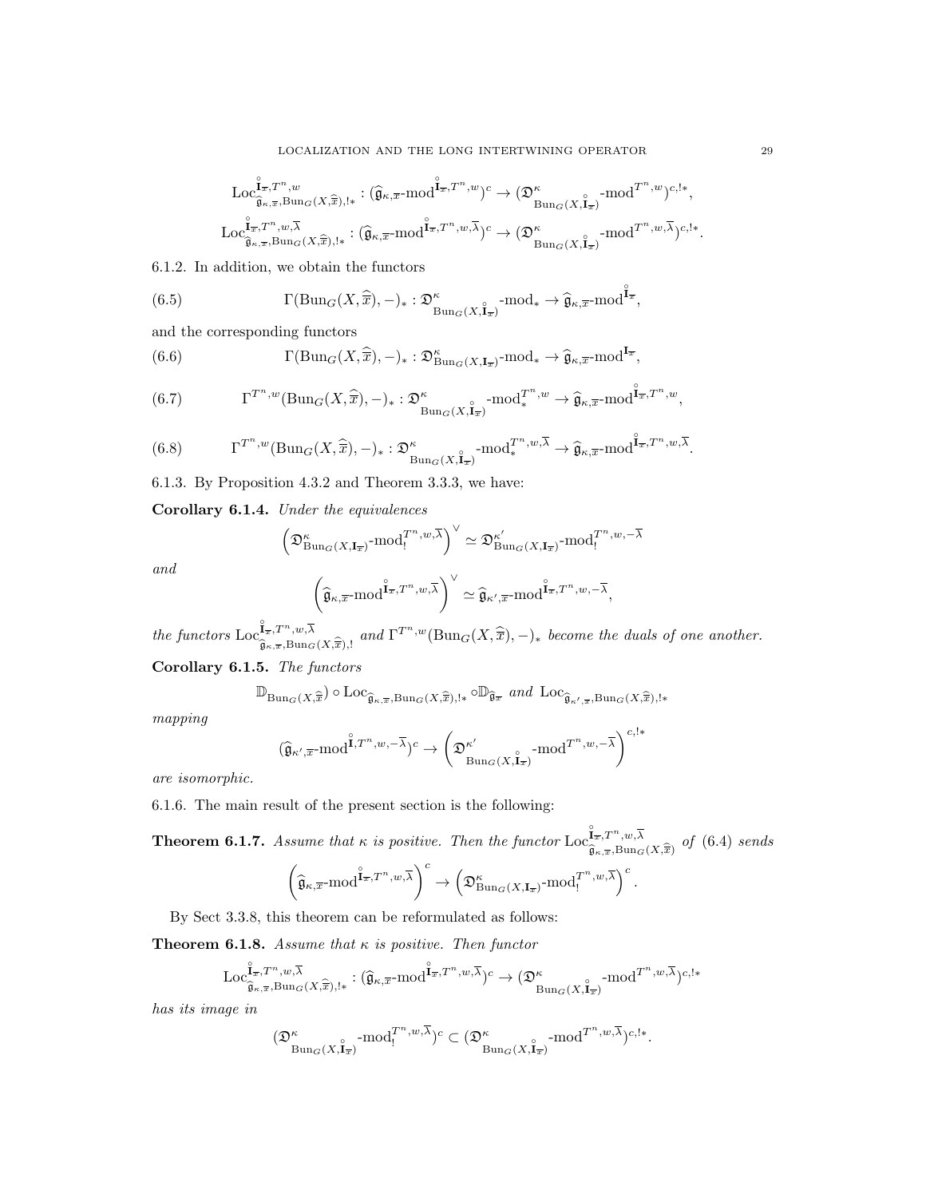$$\mathrm{Loc}^{\overset{\circ}{\mathbf{I}}_{\overline{x}},T^n,w}_{\widehat{\mathfrak{g}}_{\kappa,\overline{x}},\mathrm{Bun}_G(X,\widehat{\overline{x}}),!*} : (\widehat{\mathfrak{g}}_{\kappa,\overline{x}}\text{-mod}^{\overset{\circ}{\mathbf{I}}_{\overline{x}},T^n,w})^c \to (\mathfrak{D}^{\kappa}_{\mathrm{Bun}_G(X,\overset{\circ}{\mathbf{I}}_{\overline{x}})}\text{-mod}^{T^n,w})^{c,!*},$$

$$\mathrm{Loc}^{\overset{\circ}{\mathbf{I}}_{\overline{x}},T^n,w,\overline{\lambda}}_{\widehat{\mathfrak{g}}_{\kappa,\overline{x}},\mathrm{Bun}_G(X,\widehat{\overline{x}}),!*} : (\widehat{\mathfrak{g}}_{\kappa,\overline{x}}\text{-mod}^{\overset{\circ}{\mathbf{I}}_{\overline{x}},T^n,w,\overline{\lambda}})^c \to (\mathfrak{D}^{\kappa}_{\mathrm{Bun}_G(X,\overset{\circ}{\mathbf{I}}_{\overline{x}})}\text{-mod}^{T^n,w,\overline{\lambda}})^{c,!*}.$$

6.1.2. In addition, we obtain the functors

$$\Gamma(\mathrm{Bun}_G(X,\widehat{\overline{x}}),-)_* : \mathfrak{D}^{\kappa}_{\mathrm{Bun}_G(X,\overset{\circ}{\mathbf{I}}_{\overline{x}})}\text{-mod}_* \to \widehat{\mathfrak{g}}_{\kappa,\overline{x}}\text{-mod}^{\overset{\circ}{\mathbf{I}}_{\overline{x}}}, \tag{6.5}$$

and the corresponding functors

$$\Gamma(\mathrm{Bun}_G(X,\widehat{\overline{x}}),-)_* : \mathfrak{D}^{\kappa}_{\mathrm{Bun}_G(X,\mathbf{I}_{\overline{x}})}\text{-mod}_* \to \widehat{\mathfrak{g}}_{\kappa,\overline{x}}\text{-mod}^{\mathbf{I}_{\overline{x}}}, \tag{6.6}$$

$$\Gamma^{T^n,w}(\mathrm{Bun}_G(X,\widehat{\overline{x}}),-)_* : \mathfrak{D}^{\kappa}_{\mathrm{Bun}_G(X,\overset{\circ}{\mathbf{I}}_{\overline{x}})}\text{-mod}_*^{T^n,w} \to \widehat{\mathfrak{g}}_{\kappa,\overline{x}}\text{-mod}^{\overset{\circ}{\mathbf{I}}_{\overline{x}},T^n,w}, \tag{6.7}$$

$$\Gamma^{T^n,w}(\mathrm{Bun}_G(X,\widehat{\overline{x}}),-)_* : \mathfrak{D}^{\kappa}_{\mathrm{Bun}_G(X,\overset{\circ}{\mathbf{I}}_{\overline{x}})}\text{-mod}_*^{T^n,w,\overline{\lambda}} \to \widehat{\mathfrak{g}}_{\kappa,\overline{x}}\text{-mod}^{\overset{\circ}{\mathbf{I}}_{\overline{x}},T^n,w,\overline{\lambda}}. \tag{6.8}$$

6.1.3. By Proposition 4.3.2 and Theorem 3.3.3, we have:

**Corollary 6.1.4.** *Under the equivalences*

$$\left(\mathfrak{D}^{\kappa}_{\mathrm{Bun}_G(X,\mathbf{I}_{\overline{x}})}\text{-mod}_!^{T^n,w,\overline{\lambda}}\right)^\vee \simeq \mathfrak{D}^{\kappa'}_{\mathrm{Bun}_G(X,\mathbf{I}_{\overline{x}})}\text{-mod}_!^{T^n,w,-\overline{\lambda}}$$

*and*

$$\left(\widehat{\mathfrak{g}}_{\kappa,\overline{x}}\text{-mod}^{\overset{\circ}{\mathbf{I}}_{\overline{x}},T^n,w,\overline{\lambda}}\right)^\vee \simeq \widehat{\mathfrak{g}}_{\kappa',\overline{x}}\text{-mod}^{\overset{\circ}{\mathbf{I}}_{\overline{x}},T^n,w,-\overline{\lambda}},$$

*the functors* $\mathrm{Loc}^{\overset{\circ}{\mathbf{I}}_{\overline{x}},T^n,w,\overline{\lambda}}_{\widehat{\mathfrak{g}}_{\kappa,\overline{x}},\mathrm{Bun}_G(X,\widehat{\overline{x}}),!}$ *and* $\Gamma^{T^n,w}(\mathrm{Bun}_G(X,\widehat{\overline{x}}),-)_*$ *become the duals of one another.*

**Corollary 6.1.5.** *The functors*

$$\mathbb{D}_{\mathrm{Bun}_G(X,\widehat{\overline{x}})} \circ \mathrm{Loc}_{\widehat{\mathfrak{g}}_{\kappa,\overline{x}},\mathrm{Bun}_G(X,\widehat{\overline{x}}),!*} \circ \mathbb{D}_{\widehat{\mathfrak{g}}_{\overline{x}}} \text{ and } \mathrm{Loc}_{\widehat{\mathfrak{g}}_{\kappa',\overline{x}},\mathrm{Bun}_G(X,\widehat{\overline{x}}),!*}$$

*mapping*

$$(\widehat{\mathfrak{g}}_{\kappa',\overline{x}}\text{-mod}^{\overset{\circ}{\mathbf{I}},T^n,w,-\overline{\lambda}})^c \to \left(\mathfrak{D}^{\kappa'}_{\mathrm{Bun}_G(X,\overset{\circ}{\mathbf{I}}_{\overline{x}})}\text{-mod}^{T^n,w,-\overline{\lambda}}\right)^{c,!*}$$

*are isomorphic.*

6.1.6. The main result of the present section is the following:

**Theorem 6.1.7.** *Assume that $\kappa$ is positive. Then the functor* $\mathrm{Loc}^{\overset{\circ}{\mathbf{I}}_{\overline{x}},T^n,w,\overline{\lambda}}_{\widehat{\mathfrak{g}}_{\kappa,\overline{x}},\mathrm{Bun}_G(X,\widehat{\overline{x}})}$ *of* (6.4) *sends*

$$\left(\widehat{\mathfrak{g}}_{\kappa,\overline{x}}\text{-mod}^{\overset{\circ}{\mathbf{I}}_{\overline{x}},T^n,w,\overline{\lambda}}\right)^c \to \left(\mathfrak{D}^{\kappa}_{\mathrm{Bun}_G(X,\mathbf{I}_{\overline{x}})}\text{-mod}_!^{T^n,w,\overline{\lambda}}\right)^c.$$

By Sect 3.3.8, this theorem can be reformulated as follows:

**Theorem 6.1.8.** *Assume that $\kappa$ is positive. Then functor*

$$\mathrm{Loc}^{\overset{\circ}{\mathbf{I}}_{\overline{x}},T^n,w,\overline{\lambda}}_{\widehat{\mathfrak{g}}_{\kappa,\overline{x}},\mathrm{Bun}_G(X,\widehat{\overline{x}}),!*} : (\widehat{\mathfrak{g}}_{\kappa,\overline{x}}\text{-mod}^{\overset{\circ}{\mathbf{I}}_{\overline{x}},T^n,w,\overline{\lambda}})^c \to (\mathfrak{D}^{\kappa}_{\mathrm{Bun}_G(X,\overset{\circ}{\mathbf{I}}_{\overline{x}})}\text{-mod}^{T^n,w,\overline{\lambda}})^{c,!*}$$

*has its image in*

$$(\mathfrak{D}^{\kappa}_{\mathrm{Bun}_G(X,\overset{\circ}{\mathbf{I}}_{\overline{x}})}\text{-mod}_!^{T^n,w,\overline{\lambda}})^c \subset (\mathfrak{D}^{\kappa}_{\mathrm{Bun}_G(X,\overset{\circ}{\mathbf{I}}_{\overline{x}})}\text{-mod}^{T^n,w,\overline{\lambda}})^{c,!*}.$$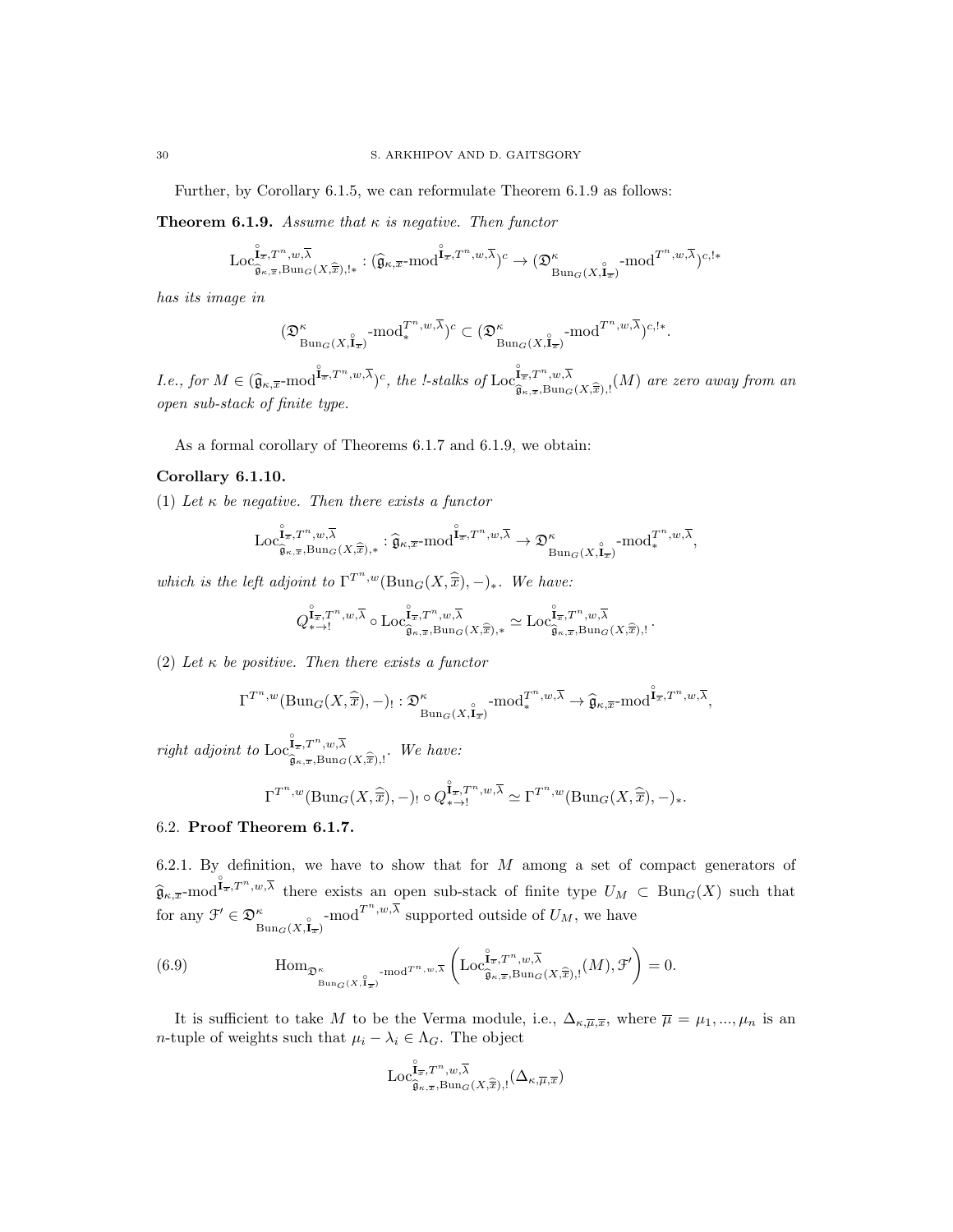Further, by Corollary 6.1.5, we can reformulate Theorem 6.1.9 as follows:

**Theorem 6.1.9.** *Assume that $\kappa$ is negative. Then functor*

$$\operatorname{Loc}^{\overset{\circ}{\mathbf{I}}_{\overline{x}},T^n,w,\overline{\lambda}}_{\widehat{\mathfrak{g}}_{\kappa,\overline{x}},\operatorname{Bun}_G(X,\widehat{\overline{x}}),!*} : (\widehat{\mathfrak{g}}_{\kappa,\overline{x}}\text{-mod}^{\overset{\circ}{\mathbf{I}}_{\overline{x}},T^n,w,\overline{\lambda}})^c \to (\mathfrak{D}^\kappa_{\operatorname{Bun}_G(X,\overset{\circ}{\mathbf{I}}_{\overline{x}})}\text{-mod}^{T^n,w,\overline{\lambda}})^{c,!*}$$

*has its image in*

$$(\mathfrak{D}^\kappa_{\operatorname{Bun}_G(X,\overset{\circ}{\mathbf{I}}_{\overline{x}})}\text{-mod}^{T^n,w,\overline{\lambda}}_*)^c \subset (\mathfrak{D}^\kappa_{\operatorname{Bun}_G(X,\overset{\circ}{\mathbf{I}}_{\overline{x}})}\text{-mod}^{T^n,w,\overline{\lambda}})^{c,!*}.$$

*I.e., for $M \in (\widehat{\mathfrak{g}}_{\kappa,\overline{x}}\text{-mod}^{\overset{\circ}{\mathbf{I}}_{\overline{x}},T^n,w,\overline{\lambda}})^c$, the !-stalks of $\operatorname{Loc}^{\overset{\circ}{\mathbf{I}}_{\overline{x}},T^n,w,\overline{\lambda}}_{\widehat{\mathfrak{g}}_{\kappa,\overline{x}},\operatorname{Bun}_G(X,\widehat{\overline{x}}),!}(M)$ are zero away from an open sub-stack of finite type.*

As a formal corollary of Theorems 6.1.7 and 6.1.9, we obtain:

**Corollary 6.1.10.**

(1) *Let $\kappa$ be negative. Then there exists a functor*

$$\operatorname{Loc}^{\overset{\circ}{\mathbf{I}}_{\overline{x}},T^n,w,\overline{\lambda}}_{\widehat{\mathfrak{g}}_{\kappa,\overline{x}},\operatorname{Bun}_G(X,\widehat{\overline{x}}),*} : \widehat{\mathfrak{g}}_{\kappa,\overline{x}}\text{-mod}^{\overset{\circ}{\mathbf{I}}_{\overline{x}},T^n,w,\overline{\lambda}} \to \mathfrak{D}^\kappa_{\operatorname{Bun}_G(X,\overset{\circ}{\mathbf{I}}_{\overline{x}})}\text{-mod}^{T^n,w,\overline{\lambda}}_*,$$

*which is the left adjoint to $\Gamma^{T^n,w}(\operatorname{Bun}_G(X,\widehat{\overline{x}}),-)_*$. We have:*

$$Q^{\overset{\circ}{\mathbf{I}}_{\overline{x}},T^n,w,\overline{\lambda}}_{*\to !} \circ \operatorname{Loc}^{\overset{\circ}{\mathbf{I}}_{\overline{x}},T^n,w,\overline{\lambda}}_{\widehat{\mathfrak{g}}_{\kappa,\overline{x}},\operatorname{Bun}_G(X,\widehat{\overline{x}}),*} \simeq \operatorname{Loc}^{\overset{\circ}{\mathbf{I}}_{\overline{x}},T^n,w,\overline{\lambda}}_{\widehat{\mathfrak{g}}_{\kappa,\overline{x}},\operatorname{Bun}_G(X,\widehat{\overline{x}}),!}.$$

(2) *Let $\kappa$ be positive. Then there exists a functor*

$$\Gamma^{T^n,w}(\operatorname{Bun}_G(X,\widehat{\overline{x}}),-)_! : \mathfrak{D}^\kappa_{\operatorname{Bun}_G(X,\overset{\circ}{\mathbf{I}}_{\overline{x}})}\text{-mod}^{T^n,w,\overline{\lambda}}_* \to \widehat{\mathfrak{g}}_{\kappa,\overline{x}}\text{-mod}^{\overset{\circ}{\mathbf{I}}_{\overline{x}},T^n,w,\overline{\lambda}},$$

*right adjoint to $\operatorname{Loc}^{\overset{\circ}{\mathbf{I}}_{\overline{x}},T^n,w,\overline{\lambda}}_{\widehat{\mathfrak{g}}_{\kappa,\overline{x}},\operatorname{Bun}_G(X,\widehat{\overline{x}}),!}$. We have:*

$$\Gamma^{T^n,w}(\operatorname{Bun}_G(X,\widehat{\overline{x}}),-)_! \circ Q^{\overset{\circ}{\mathbf{I}}_{\overline{x}},T^n,w,\overline{\lambda}}_{*\to !} \simeq \Gamma^{T^n,w}(\operatorname{Bun}_G(X,\widehat{\overline{x}}),-)_*.$$

## 6.2. Proof Theorem 6.1.7.

6.2.1. By definition, we have to show that for $M$ among a set of compact generators of $\widehat{\mathfrak{g}}_{\kappa,\overline{x}}\text{-mod}^{\overset{\circ}{\mathbf{I}}_{\overline{x}},T^n,w,\overline{\lambda}}$ there exists an open sub-stack of finite type $U_M \subset \operatorname{Bun}_G(X)$ such that for any $\mathcal{F}' \in \mathfrak{D}^\kappa_{\operatorname{Bun}_G(X,\overset{\circ}{\mathbf{I}}_{\overline{x}})}\text{-mod}^{T^n,w,\overline{\lambda}}$ supported outside of $U_M$, we have

$$\operatorname{Hom}_{\mathfrak{D}^\kappa_{\operatorname{Bun}_G(X,\overset{\circ}{\mathbf{I}}_{\overline{x}})}\text{-mod}^{T^n,w,\overline{\lambda}}}\left(\operatorname{Loc}^{\overset{\circ}{\mathbf{I}}_{\overline{x}},T^n,w,\overline{\lambda}}_{\widehat{\mathfrak{g}}_{\kappa,\overline{x}},\operatorname{Bun}_G(X,\widehat{\overline{x}}),!}(M),\mathcal{F}'\right) = 0. \tag{6.9}$$

It is sufficient to take $M$ to be the Verma module, i.e., $\Delta_{\kappa,\overline{\mu},\overline{x}}$, where $\overline{\mu} = \mu_1,...,\mu_n$ is an $n$-tuple of weights such that $\mu_i - \lambda_i \in \Lambda_G$. The object

$$\operatorname{Loc}^{\overset{\circ}{\mathbf{I}}_{\overline{x}},T^n,w,\overline{\lambda}}_{\widehat{\mathfrak{g}}_{\kappa,\overline{x}},\operatorname{Bun}_G(X,\widehat{\overline{x}}),!}(\Delta_{\kappa,\overline{\mu},\overline{x}})$$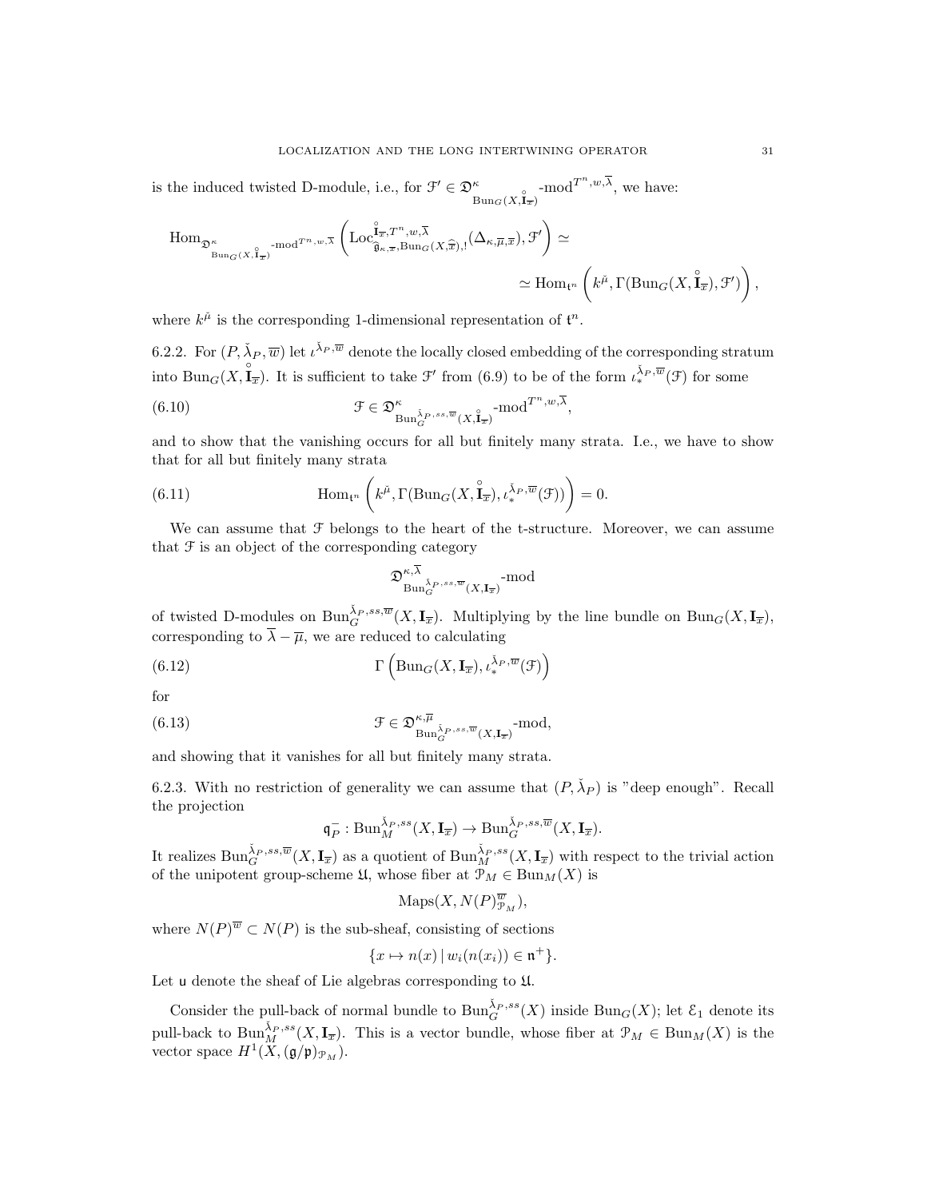is the induced twisted D-module, i.e., for $\mathcal{F}' \in \mathfrak{D}^{\kappa}_{\mathrm{Bun}_G(X,\overset{\circ}{\mathbf{I}}_{\overline{x}})}\text{-mod}^{T^n,w,\overline{\lambda}}$, we have:

$$\mathrm{Hom}_{\mathfrak{D}^{\kappa}_{\mathrm{Bun}_G(X,\overset{\circ}{\mathbf{I}}_{\overline{x}})}\text{-mod}^{T^n,w,\overline{\lambda}}}\left(\mathrm{Loc}^{\overset{\circ}{\mathbf{I}}_{\overline{x}},T^n,w,\overline{\lambda}}_{\widehat{\mathfrak{g}}_{\kappa,\overline{x}},\mathrm{Bun}_G(X,\widehat{\overline{x}}),!}(\Delta_{\kappa,\overline{\mu},\overline{x}}),\mathcal{F}'\right) \simeq$$
$$\simeq \mathrm{Hom}_{\mathfrak{t}^n}\left(k^{\check{\mu}}, \Gamma(\mathrm{Bun}_G(X,\overset{\circ}{\mathbf{I}}_{\overline{x}}),\mathcal{F}')\right),$$

where $k^{\check{\mu}}$ is the corresponding 1-dimensional representation of $\mathfrak{t}^n$.

6.2.2. For $(P,\check{\lambda}_P,\overline{w})$ let $\iota^{\check{\lambda}_P,\overline{w}}$ denote the locally closed embedding of the corresponding stratum into $\mathrm{Bun}_G(X,\overset{\circ}{\mathbf{I}}_{\overline{x}})$. It is sufficient to take $\mathcal{F}'$ from (6.9) to be of the form $\iota^{\check{\lambda}_P,\overline{w}}_*(\mathcal{F})$ for some

$$\mathcal{F} \in \mathfrak{D}^{\kappa}_{\mathrm{Bun}_G^{\check{\lambda}_P,ss,\overline{w}}(X,\overset{\circ}{\mathbf{I}}_{\overline{x}})}\text{-mod}^{T^n,w,\overline{\lambda}}, \tag{6.10}$$

and to show that the vanishing occurs for all but finitely many strata. I.e., we have to show that for all but finitely many strata

$$\mathrm{Hom}_{\mathfrak{t}^n}\left(k^{\check{\mu}}, \Gamma(\mathrm{Bun}_G(X,\overset{\circ}{\mathbf{I}}_{\overline{x}}),\iota^{\check{\lambda}_P,\overline{w}}_*(\mathcal{F}))\right) = 0. \tag{6.11}$$

We can assume that $\mathcal{F}$ belongs to the heart of the t-structure. Moreover, we can assume that $\mathcal{F}$ is an object of the corresponding category

$$\mathfrak{D}^{\kappa,\overline{\lambda}}_{\mathrm{Bun}_G^{\check{\lambda}_P,ss,\overline{w}}(X,\mathbf{I}_{\overline{x}})}\text{-mod}$$

of twisted D-modules on $\mathrm{Bun}_G^{\check{\lambda}_P,ss,\overline{w}}(X,\mathbf{I}_{\overline{x}})$. Multiplying by the line bundle on $\mathrm{Bun}_G(X,\mathbf{I}_{\overline{x}})$, corresponding to $\overline{\lambda}-\overline{\mu}$, we are reduced to calculating

$$\Gamma\left(\mathrm{Bun}_G(X,\mathbf{I}_{\overline{x}}),\iota^{\check{\lambda}_P,\overline{w}}_*(\mathcal{F})\right) \tag{6.12}$$

for

$$\mathcal{F} \in \mathfrak{D}^{\kappa,\overline{\mu}}_{\mathrm{Bun}_G^{\check{\lambda}_P,ss,\overline{w}}(X,\mathbf{I}_{\overline{x}})}\text{-mod}, \tag{6.13}$$

and showing that it vanishes for all but finitely many strata.

6.2.3. With no restriction of generality we can assume that $(P,\check{\lambda}_P)$ is "deep enough". Recall the projection

$$\mathfrak{q}_P^- : \mathrm{Bun}_M^{\check{\lambda}_P,ss}(X,\mathbf{I}_{\overline{x}}) \to \mathrm{Bun}_G^{\check{\lambda}_P,ss,\overline{w}}(X,\mathbf{I}_{\overline{x}}).$$

It realizes $\mathrm{Bun}_G^{\check{\lambda}_P,ss,\overline{w}}(X,\mathbf{I}_{\overline{x}})$ as a quotient of $\mathrm{Bun}_M^{\check{\lambda}_P,ss}(X,\mathbf{I}_{\overline{x}})$ with respect to the trivial action of the unipotent group-scheme $\mathfrak{U}$, whose fiber at $\mathcal{P}_M \in \mathrm{Bun}_M(X)$ is

$$\mathrm{Maps}(X, N(P)^{\overline{w}}_{\mathcal{P}_M}),$$

where $N(P)^{\overline{w}} \subset N(P)$ is the sub-sheaf, consisting of sections

$$\{x \mapsto n(x) \,|\, w_i(n(x_i)) \in \mathfrak{n}^+\}.$$

Let $\mathfrak{u}$ denote the sheaf of Lie algebras corresponding to $\mathfrak{U}$.

Consider the pull-back of normal bundle to $\mathrm{Bun}_G^{\check{\lambda}_P,ss}(X)$ inside $\mathrm{Bun}_G(X)$; let $\mathcal{E}_1$ denote its pull-back to $\mathrm{Bun}_M^{\check{\lambda}_P,ss}(X,\mathbf{I}_{\overline{x}})$. This is a vector bundle, whose fiber at $\mathcal{P}_M \in \mathrm{Bun}_M(X)$ is the vector space $H^1(X,(\mathfrak{g}/\mathfrak{p})_{\mathcal{P}_M})$.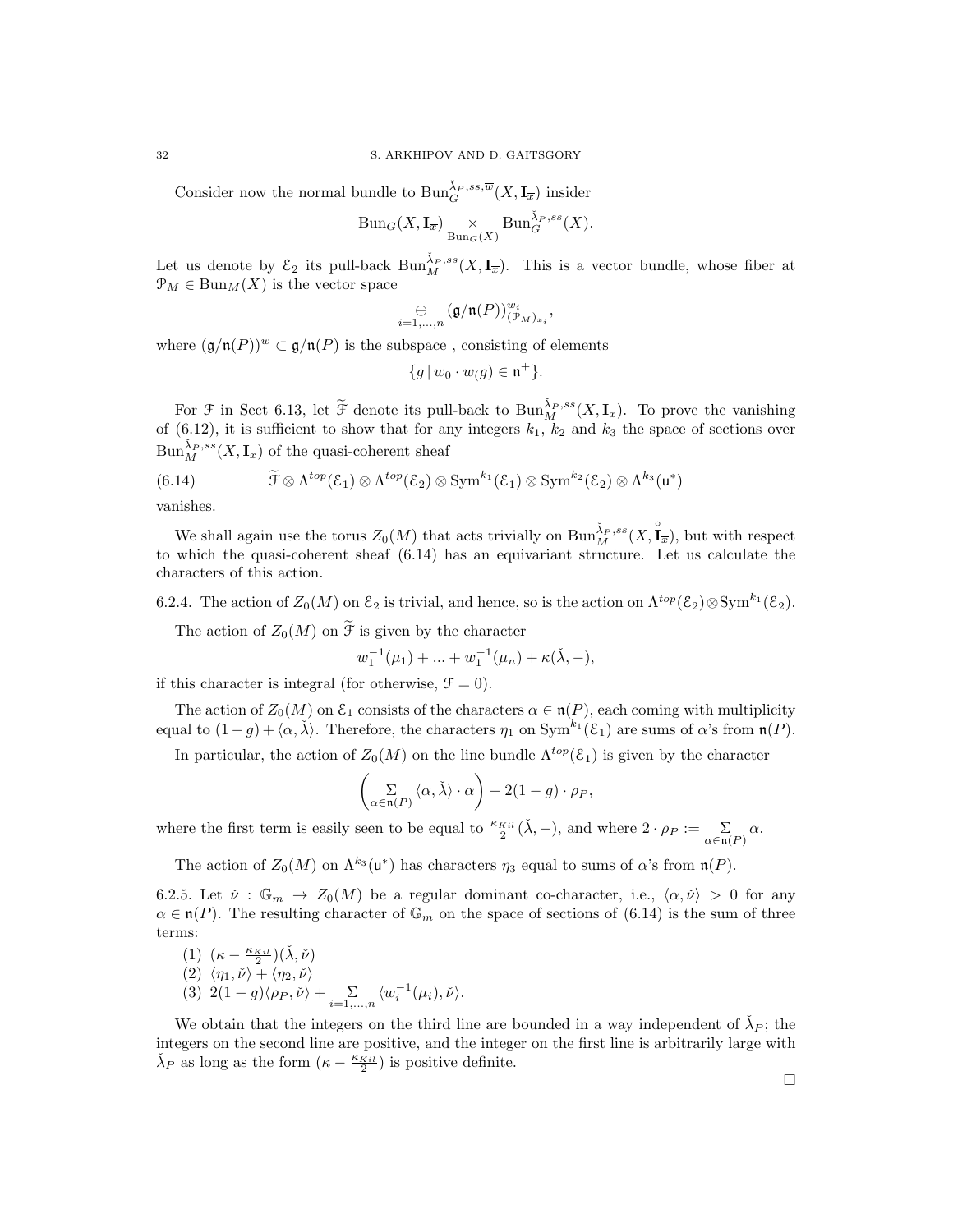Consider now the normal bundle to $\mathrm{Bun}_G^{\check{\lambda}_P,ss,\overline{w}}(X,\mathbf{I}_{\overline{x}})$ insider

$$\mathrm{Bun}_G(X,\mathbf{I}_{\overline{x}}) \underset{\mathrm{Bun}_G(X)}{\times} \mathrm{Bun}_G^{\check{\lambda}_P,ss}(X).$$

Let us denote by $\mathcal{E}_2$ its pull-back $\mathrm{Bun}_M^{\check{\lambda}_P,ss}(X,\mathbf{I}_{\overline{x}})$. This is a vector bundle, whose fiber at $\mathcal{P}_M \in \mathrm{Bun}_M(X)$ is the vector space

$$\underset{i=1,...,n}{\oplus} (\mathfrak{g}/\mathfrak{n}(P))^{w_i}_{(\mathcal{P}_M)_{x_i}},$$

where $(\mathfrak{g}/\mathfrak{n}(P))^w \subset \mathfrak{g}/\mathfrak{n}(P)$ is the subspace , consisting of elements

$$\{g \,|\, w_0 \cdot w_(g) \in \mathfrak{n}^+\}.$$

For $\mathcal{F}$ in Sect 6.13, let $\widetilde{\mathcal{F}}$ denote its pull-back to $\mathrm{Bun}_M^{\check{\lambda}_P,ss}(X,\mathbf{I}_{\overline{x}})$. To prove the vanishing of (6.12), it is sufficient to show that for any integers $k_1$, $k_2$ and $k_3$ the space of sections over $\mathrm{Bun}_M^{\check{\lambda}_P,ss}(X,\mathbf{I}_{\overline{x}})$ of the quasi-coherent sheaf

$$\widetilde{\mathcal{F}} \otimes \Lambda^{top}(\mathcal{E}_1) \otimes \Lambda^{top}(\mathcal{E}_2) \otimes \mathrm{Sym}^{k_1}(\mathcal{E}_1) \otimes \mathrm{Sym}^{k_2}(\mathcal{E}_2) \otimes \Lambda^{k_3}(\mathfrak{u}^*) \tag{6.14}$$

vanishes.

We shall again use the torus $Z_0(M)$ that acts trivially on $\mathrm{Bun}_M^{\check{\lambda}_P,ss}(X,\overset{\circ}{\mathbf{I}}_{\overline{x}})$, but with respect to which the quasi-coherent sheaf (6.14) has an equivariant structure. Let us calculate the characters of this action.

6.2.4. The action of $Z_0(M)$ on $\mathcal{E}_2$ is trivial, and hence, so is the action on $\Lambda^{top}(\mathcal{E}_2)\otimes \mathrm{Sym}^{k_1}(\mathcal{E}_2)$.

The action of $Z_0(M)$ on $\widetilde{\mathcal{F}}$ is given by the character

$$w_1^{-1}(\mu_1) + ... + w_1^{-1}(\mu_n) + \kappa(\check{\lambda}, -),$$

if this character is integral (for otherwise, $\mathcal{F} = 0$).

The action of $Z_0(M)$ on $\mathcal{E}_1$ consists of the characters $\alpha \in \mathfrak{n}(P)$, each coming with multiplicity equal to $(1-g) + \langle \alpha, \check{\lambda}\rangle$. Therefore, the characters $\eta_1$ on $\mathrm{Sym}^{k_1}(\mathcal{E}_1)$ are sums of $\alpha$'s from $\mathfrak{n}(P)$.

In particular, the action of $Z_0(M)$ on the line bundle $\Lambda^{top}(\mathcal{E}_1)$ is given by the character

$$\left( \underset{\alpha\in\mathfrak{n}(P)}{\Sigma} \langle \alpha, \check{\lambda}\rangle \cdot \alpha \right) + 2(1-g)\cdot \rho_P,$$

where the first term is easily seen to be equal to $\frac{\kappa_{Kil}}{2}(\check{\lambda}, -)$, and where $2\cdot\rho_P := \underset{\alpha\in\mathfrak{n}(P)}{\Sigma} \alpha$.

The action of $Z_0(M)$ on $\Lambda^{k_3}(\mathfrak{u}^*)$ has characters $\eta_3$ equal to sums of $\alpha$'s from $\mathfrak{n}(P)$.

6.2.5. Let $\check{\nu} : \mathbb{G}_m \to Z_0(M)$ be a regular dominant co-character, i.e., $\langle \alpha, \check{\nu}\rangle > 0$ for any $\alpha \in \mathfrak{n}(P)$. The resulting character of $\mathbb{G}_m$ on the space of sections of (6.14) is the sum of three terms:

(1) $(\kappa - \frac{\kappa_{Kil}}{2})(\check{\lambda}, \check{\nu})$
(2) $\langle \eta_1, \check{\nu}\rangle + \langle \eta_2, \check{\nu}\rangle$
(3) $2(1-g)\langle \rho_P, \check{\nu}\rangle + \underset{i=1,...,n}{\Sigma} \langle w_i^{-1}(\mu_i), \check{\nu}\rangle$.

We obtain that the integers on the third line are bounded in a way independent of $\check{\lambda}_P$; the integers on the second line are positive, and the integer on the first line is arbitrarily large with $\check{\lambda}_P$ as long as the form $(\kappa - \frac{\kappa_{Kil}}{2})$ is positive definite.

□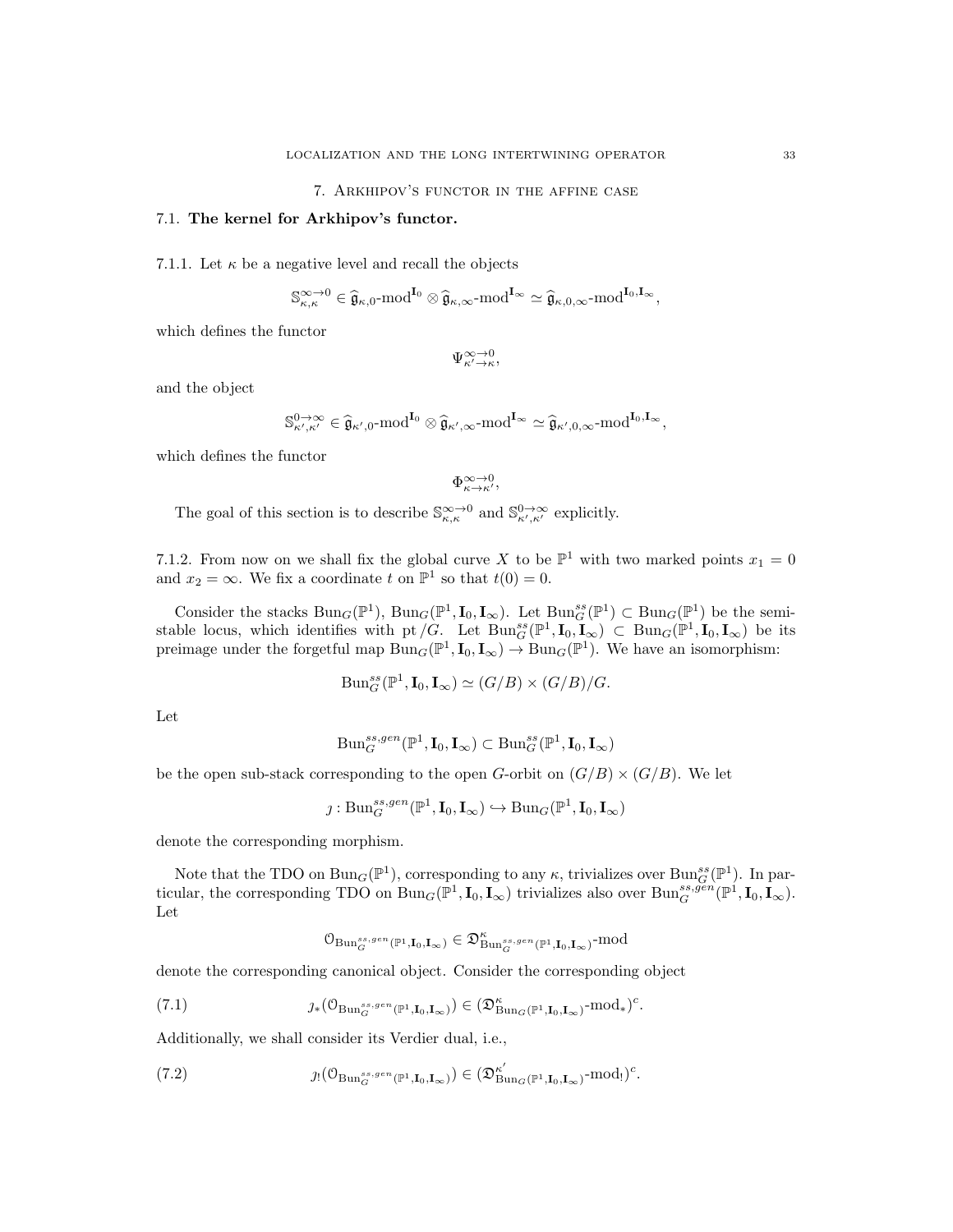## 7. Arkhipov's functor in the affine case

### 7.1. The kernel for Arkhipov's functor.

7.1.1. Let $\kappa$ be a negative level and recall the objects

$$\mathbb{S}^{\infty\to 0}_{\kappa,\kappa} \in \widehat{\mathfrak{g}}_{\kappa,0}\text{-mod}^{\mathbf{I}_0} \otimes \widehat{\mathfrak{g}}_{\kappa,\infty}\text{-mod}^{\mathbf{I}_\infty} \simeq \widehat{\mathfrak{g}}_{\kappa,0,\infty}\text{-mod}^{\mathbf{I}_0,\mathbf{I}_\infty},$$

which defines the functor

$$\Psi^{\infty\to 0}_{\kappa'\to\kappa},$$

and the object

$$\mathbb{S}^{0\to\infty}_{\kappa',\kappa'} \in \widehat{\mathfrak{g}}_{\kappa',0}\text{-mod}^{\mathbf{I}_0} \otimes \widehat{\mathfrak{g}}_{\kappa',\infty}\text{-mod}^{\mathbf{I}_\infty} \simeq \widehat{\mathfrak{g}}_{\kappa',0,\infty}\text{-mod}^{\mathbf{I}_0,\mathbf{I}_\infty},$$

which defines the functor

$$\Phi^{\infty\to 0}_{\kappa\to\kappa'},$$

The goal of this section is to describe $\mathbb{S}^{\infty\to 0}_{\kappa,\kappa}$ and $\mathbb{S}^{0\to\infty}_{\kappa',\kappa'}$ explicitly.

7.1.2. From now on we shall fix the global curve $X$ to be $\mathbb{P}^1$ with two marked points $x_1 = 0$ and $x_2 = \infty$. We fix a coordinate $t$ on $\mathbb{P}^1$ so that $t(0) = 0$.

Consider the stacks $\text{Bun}_G(\mathbb{P}^1)$, $\text{Bun}_G(\mathbb{P}^1, \mathbf{I}_0, \mathbf{I}_\infty)$. Let $\text{Bun}_G^{ss}(\mathbb{P}^1) \subset \text{Bun}_G(\mathbb{P}^1)$ be the semi-stable locus, which identifies with $\text{pt}/G$. Let $\text{Bun}_G^{ss}(\mathbb{P}^1, \mathbf{I}_0, \mathbf{I}_\infty) \subset \text{Bun}_G(\mathbb{P}^1, \mathbf{I}_0, \mathbf{I}_\infty)$ be its preimage under the forgetful map $\text{Bun}_G(\mathbb{P}^1, \mathbf{I}_0, \mathbf{I}_\infty) \to \text{Bun}_G(\mathbb{P}^1)$. We have an isomorphism:

$$\text{Bun}_G^{ss}(\mathbb{P}^1, \mathbf{I}_0, \mathbf{I}_\infty) \simeq (G/B) \times (G/B)/G.$$

Let

$$\text{Bun}_G^{ss,gen}(\mathbb{P}^1, \mathbf{I}_0, \mathbf{I}_\infty) \subset \text{Bun}_G^{ss}(\mathbb{P}^1, \mathbf{I}_0, \mathbf{I}_\infty)$$

be the open sub-stack corresponding to the open $G$-orbit on $(G/B) \times (G/B)$. We let

$$\jmath : \text{Bun}_G^{ss,gen}(\mathbb{P}^1, \mathbf{I}_0, \mathbf{I}_\infty) \hookrightarrow \text{Bun}_G(\mathbb{P}^1, \mathbf{I}_0, \mathbf{I}_\infty)$$

denote the corresponding morphism.

Note that the TDO on $\text{Bun}_G(\mathbb{P}^1)$, corresponding to any $\kappa$, trivializes over $\text{Bun}_G^{ss}(\mathbb{P}^1)$. In particular, the corresponding TDO on $\text{Bun}_G(\mathbb{P}^1, \mathbf{I}_0, \mathbf{I}_\infty)$ trivializes also over $\text{Bun}_G^{ss,gen}(\mathbb{P}^1, \mathbf{I}_0, \mathbf{I}_\infty)$. Let

$$\mathcal{O}_{\text{Bun}_G^{ss,gen}(\mathbb{P}^1,\mathbf{I}_0,\mathbf{I}_\infty)} \in \mathfrak{D}^\kappa_{\text{Bun}_G^{ss,gen}(\mathbb{P}^1,\mathbf{I}_0,\mathbf{I}_\infty)}\text{-mod}$$

denote the corresponding canonical object. Consider the corresponding object

$$\jmath_*(\mathcal{O}_{\text{Bun}_G^{ss,gen}(\mathbb{P}^1,\mathbf{I}_0,\mathbf{I}_\infty)}) \in (\mathfrak{D}^\kappa_{\text{Bun}_G(\mathbb{P}^1,\mathbf{I}_0,\mathbf{I}_\infty)}\text{-mod}_*)^c. \tag{7.1}$$

Additionally, we shall consider its Verdier dual, i.e.,

$$\jmath_!(\mathcal{O}_{\text{Bun}_G^{ss,gen}(\mathbb{P}^1,\mathbf{I}_0,\mathbf{I}_\infty)}) \in (\mathfrak{D}^{\kappa'}_{\text{Bun}_G(\mathbb{P}^1,\mathbf{I}_0,\mathbf{I}_\infty)}\text{-mod}_!)^c. \tag{7.2}$$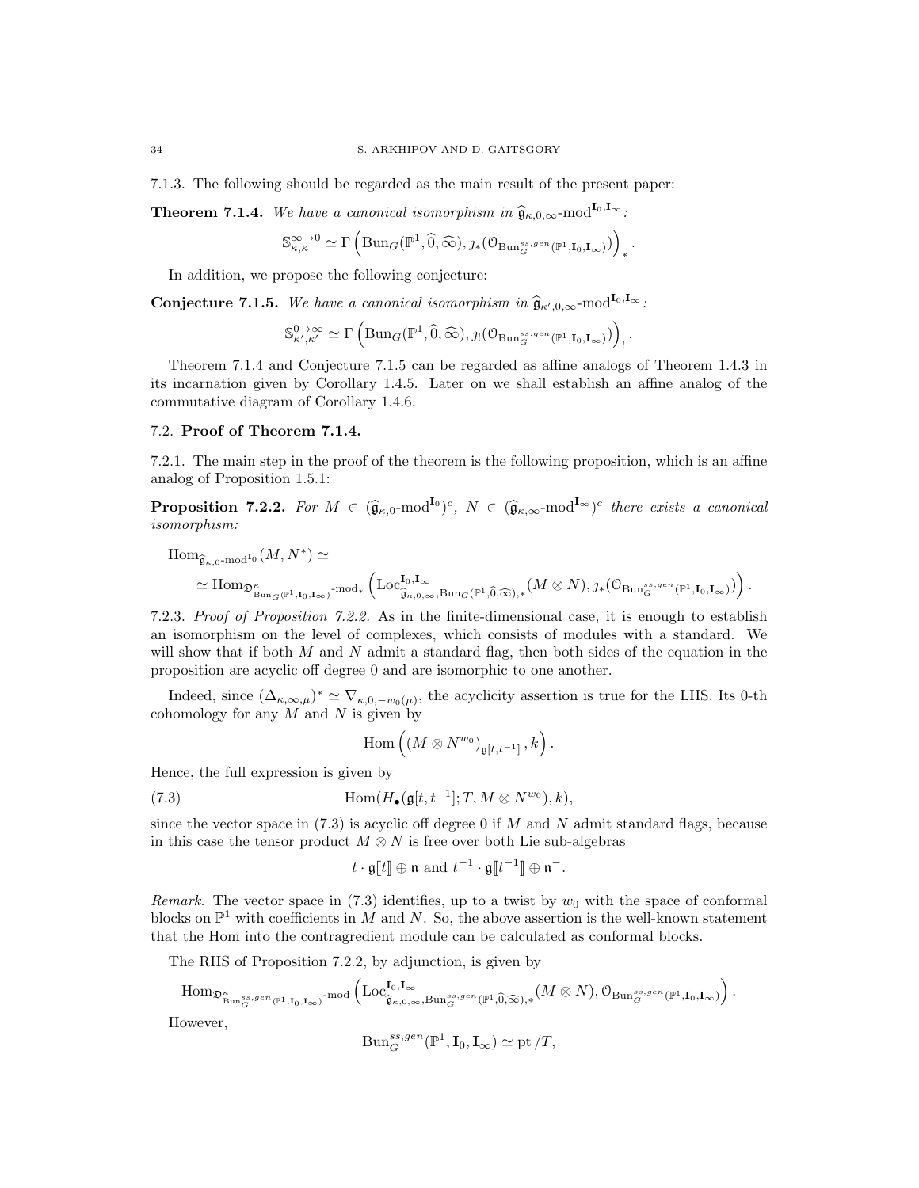7.1.3. The following should be regarded as the main result of the present paper:

**Theorem 7.1.4.** *We have a canonical isomorphism in* $\widehat{\mathfrak{g}}_{\kappa,0,\infty}\text{-mod}^{\mathbf{I}_0,\mathbf{I}_\infty}$*:*

$$\mathbb{S}^{\infty\to 0}_{\kappa,\kappa} \simeq \Gamma\left(\mathrm{Bun}_G(\mathbb{P}^1,\widehat{0},\widehat{\infty}), \jmath_*(\mathcal{O}_{\mathrm{Bun}_G^{ss,gen}(\mathbb{P}^1,\mathbf{I}_0,\mathbf{I}_\infty)})\right)_*.$$

In addition, we propose the following conjecture:

**Conjecture 7.1.5.** *We have a canonical isomorphism in* $\widehat{\mathfrak{g}}_{\kappa',0,\infty}\text{-mod}^{\mathbf{I}_0,\mathbf{I}_\infty}$*:*

$$\mathbb{S}^{0\to\infty}_{\kappa',\kappa'} \simeq \Gamma\left(\mathrm{Bun}_G(\mathbb{P}^1,\widehat{0},\widehat{\infty}), \jmath_!(\mathcal{O}_{\mathrm{Bun}_G^{ss,gen}(\mathbb{P}^1,\mathbf{I}_0,\mathbf{I}_\infty)})\right)_!.$$

Theorem 7.1.4 and Conjecture 7.1.5 can be regarded as affine analogs of Theorem 1.4.3 in its incarnation given by Corollary 1.4.5. Later on we shall establish an affine analog of the commutative diagram of Corollary 1.4.6.

## 7.2. Proof of Theorem 7.1.4.

7.2.1. The main step in the proof of the theorem is the following proposition, which is an affine analog of Proposition 1.5.1:

**Proposition 7.2.2.** *For* $M \in (\widehat{\mathfrak{g}}_{\kappa,0}\text{-mod}^{\mathbf{I}_0})^c$*,* $N \in (\widehat{\mathfrak{g}}_{\kappa,\infty}\text{-mod}^{\mathbf{I}_\infty})^c$ *there exists a canonical isomorphism:*

$$\begin{aligned}&\mathrm{Hom}_{\widehat{\mathfrak{g}}_{\kappa,0}\text{-mod}^{\mathbf{I}_0}}(M,N^*) \simeq \\ &\simeq \mathrm{Hom}_{\mathfrak{D}^\kappa_{\mathrm{Bun}_G(\mathbb{P}^1,\mathbf{I}_0,\mathbf{I}_\infty)}\text{-mod}_*}\left(\mathrm{Loc}^{\mathbf{I}_0,\mathbf{I}_\infty}_{\widehat{\mathfrak{g}}_{\kappa,0,\infty},\mathrm{Bun}_G(\mathbb{P}^1,\widehat{0},\widehat{\infty}),*}(M\otimes N), \jmath_*(\mathcal{O}_{\mathrm{Bun}_G^{ss,gen}(\mathbb{P}^1,\mathbf{I}_0,\mathbf{I}_\infty)})\right).\end{aligned}$$

7.2.3. *Proof of Proposition 7.2.2.* As in the finite-dimensional case, it is enough to establish an isomorphism on the level of complexes, which consists of modules with a standard. We will show that if both $M$ and $N$ admit a standard flag, then both sides of the equation in the proposition are acyclic off degree 0 and are isomorphic to one another.

Indeed, since $(\Delta_{\kappa,\infty,\mu})^* \simeq \nabla_{\kappa,0,-w_0(\mu)}$, the acyclicity assertion is true for the LHS. Its 0-th cohomology for any $M$ and $N$ is given by

$$\mathrm{Hom}\left((M\otimes N^{w_0})_{\mathfrak{g}[t,t^{-1}]}, k\right).$$

Hence, the full expression is given by

$$\mathrm{Hom}(H_\bullet(\mathfrak{g}[t,t^{-1}];T, M\otimes N^{w_0}),k), \tag{7.3}$$

since the vector space in (7.3) is acyclic off degree 0 if $M$ and $N$ admit standard flags, because in this case the tensor product $M\otimes N$ is free over both Lie sub-algebras

$$t\cdot\mathfrak{g}[\![t]\!]\oplus\mathfrak{n} \text{ and } t^{-1}\cdot\mathfrak{g}[\![t^{-1}]\!]\oplus\mathfrak{n}^-.$$

*Remark.* The vector space in (7.3) identifies, up to a twist by $w_0$ with the space of conformal blocks on $\mathbb{P}^1$ with coefficients in $M$ and $N$. So, the above assertion is the well-known statement that the Hom into the contragredient module can be calculated as conformal blocks.

The RHS of Proposition 7.2.2, by adjunction, is given by

$$\mathrm{Hom}_{\mathfrak{D}^\kappa_{\mathrm{Bun}_G^{ss,gen}(\mathbb{P}^1,\mathbf{I}_0,\mathbf{I}_\infty)}\text{-mod}}\left(\mathrm{Loc}^{\mathbf{I}_0,\mathbf{I}_\infty}_{\widehat{\mathfrak{g}}_{\kappa,0,\infty},\mathrm{Bun}_G^{ss,gen}(\mathbb{P}^1,\widehat{0},\widehat{\infty}),*}(M\otimes N), \mathcal{O}_{\mathrm{Bun}_G^{ss,gen}(\mathbb{P}^1,\mathbf{I}_0,\mathbf{I}_\infty)}\right).$$

However,

$$\mathrm{Bun}_G^{ss,gen}(\mathbb{P}^1,\mathbf{I}_0,\mathbf{I}_\infty) \simeq \mathrm{pt}/T,$$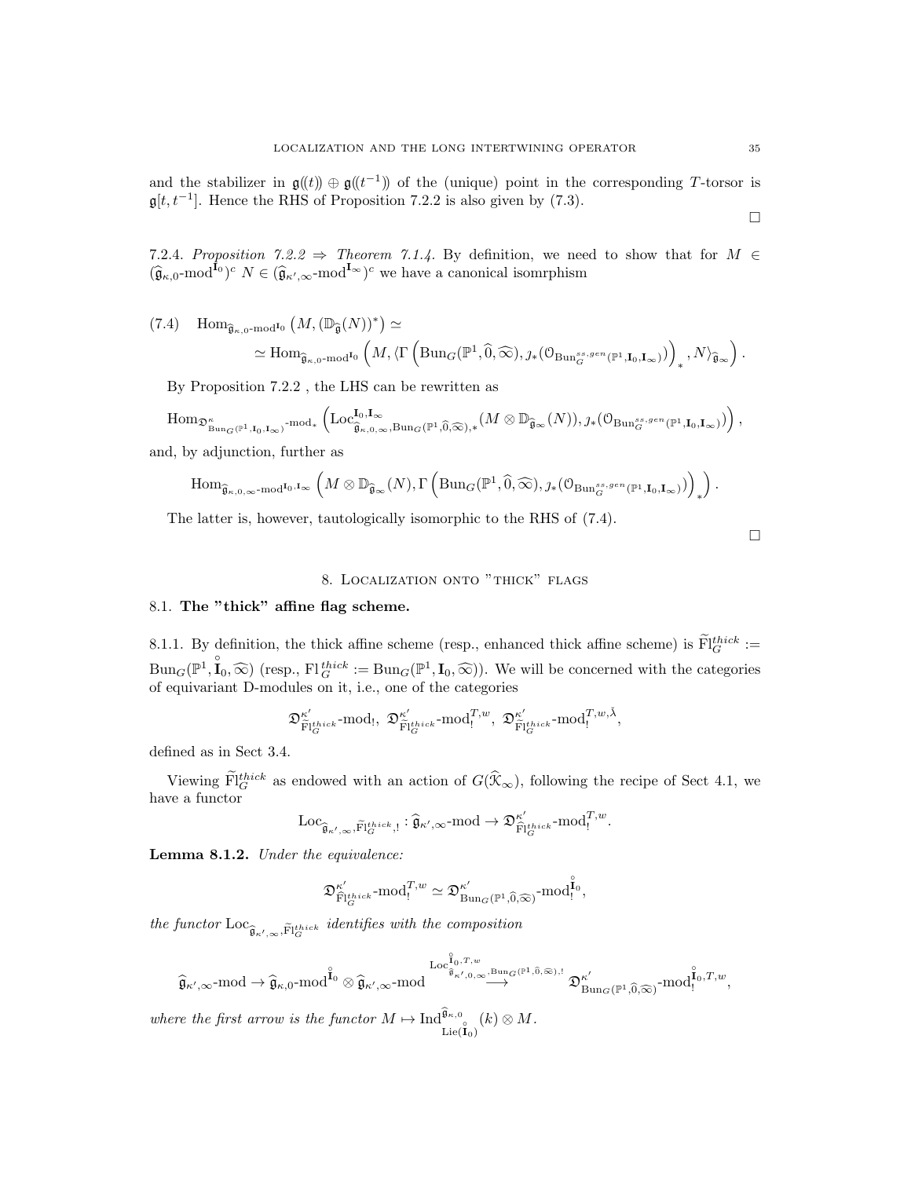and the stabilizer in $\mathfrak{g}((t)) \oplus \mathfrak{g}((t^{-1}))$ of the (unique) point in the corresponding $T$-torsor is $\mathfrak{g}[t, t^{-1}]$. Hence the RHS of Proposition 7.2.2 is also given by (7.3).

$\square$

7.2.4. *Proposition 7.2.2 $\Rightarrow$ Theorem 7.1.4.* By definition, we need to show that for $M \in (\widehat{\mathfrak{g}}_{\kappa,0}\text{-mod}^{\mathbf{I}_0})^c$ $N \in (\widehat{\mathfrak{g}}_{\kappa',\infty}\text{-mod}^{\mathbf{I}_\infty})^c$ we have a canonical isomrphism

$$(7.4) \quad \mathrm{Hom}_{\widehat{\mathfrak{g}}_{\kappa,0}\text{-mod}^{\mathbf{I}_0}}\left(M, (\mathbb{D}_{\widehat{\mathfrak{g}}}(N))^*\right) \simeq$$
$$\simeq \mathrm{Hom}_{\widehat{\mathfrak{g}}_{\kappa,0}\text{-mod}^{\mathbf{I}_0}}\left(M, \langle \Gamma\left(\mathrm{Bun}_G(\mathbb{P}^1, \widehat{0}, \widehat{\infty}), \jmath_*(\mathcal{O}_{\mathrm{Bun}_G^{ss,gen}(\mathbb{P}^1, \mathbf{I}_0, \mathbf{I}_\infty)})\right)_*, N\rangle_{\widehat{\mathfrak{g}}_\infty}\right).$$

By Proposition 7.2.2 , the LHS can be rewritten as

$$\mathrm{Hom}_{\mathfrak{D}^\kappa_{\mathrm{Bun}_G(\mathbb{P}^1, \mathbf{I}_0, \mathbf{I}_\infty)}\text{-mod}_*}\left(\mathrm{Loc}^{\mathbf{I}_0, \mathbf{I}_\infty}_{\widehat{\mathfrak{g}}_{\kappa,0,\infty}, \mathrm{Bun}_G(\mathbb{P}^1, \widehat{0}, \widehat{\infty}), *}(M \otimes \mathbb{D}_{\widehat{\mathfrak{g}}_\infty}(N)), \jmath_*(\mathcal{O}_{\mathrm{Bun}_G^{ss,gen}(\mathbb{P}^1, \mathbf{I}_0, \mathbf{I}_\infty)})\right),$$

and, by adjunction, further as

$$\mathrm{Hom}_{\widehat{\mathfrak{g}}_{\kappa,0,\infty}\text{-mod}^{\mathbf{I}_0, \mathbf{I}_\infty}}\left(M \otimes \mathbb{D}_{\widehat{\mathfrak{g}}_\infty}(N), \Gamma\left(\mathrm{Bun}_G(\mathbb{P}^1, \widehat{0}, \widehat{\infty}), \jmath_*(\mathcal{O}_{\mathrm{Bun}_G^{ss,gen}(\mathbb{P}^1, \mathbf{I}_0, \mathbf{I}_\infty)})\right)_*\right).$$

The latter is, however, tautologically isomorphic to the RHS of (7.4).

$\square$

## 8. Localization onto "thick" flags

### 8.1. **The "thick" affine flag scheme.**

8.1.1. By definition, the thick affine scheme (resp., enhanced thick affine scheme) is $\widetilde{\mathrm{Fl}}^{thick}_G := \mathrm{Bun}_G(\mathbb{P}^1, \overset{\circ}{\mathbf{I}}_0, \widehat{\infty})$ (resp., $\mathrm{Fl}^{thick}_G := \mathrm{Bun}_G(\mathbb{P}^1, \mathbf{I}_0, \widehat{\infty})$). We will be concerned with the categories of equivariant D-modules on it, i.e., one of the categories

$$\mathfrak{D}^{\kappa'}_{\mathrm{Fl}^{thick}_G}\text{-mod}_!, \; \mathfrak{D}^{\kappa'}_{\mathrm{Fl}^{thick}_G}\text{-mod}_!^{T,w}, \; \mathfrak{D}^{\kappa'}_{\widetilde{\mathrm{Fl}}^{thick}_G}\text{-mod}_!^{T,w,\check{\lambda}},$$

defined as in Sect 3.4.

Viewing $\widetilde{\mathrm{Fl}}^{thick}_G$ as endowed with an action of $G(\widehat{\mathcal{K}}_\infty)$, following the recipe of Sect 4.1, we have a functor

$$\mathrm{Loc}_{\widehat{\mathfrak{g}}_{\kappa',\infty}, \widetilde{\mathrm{Fl}}^{thick}_G, !} : \widehat{\mathfrak{g}}_{\kappa',\infty}\text{-mod} \to \mathfrak{D}^{\kappa'}_{\widehat{\mathrm{Fl}}^{thick}_G}\text{-mod}_!^{T,w}.$$

**Lemma 8.1.2.** *Under the equivalence:*

$$\mathfrak{D}^{\kappa'}_{\widehat{\mathrm{Fl}}^{thick}_G}\text{-mod}_!^{T,w} \simeq \mathfrak{D}^{\kappa'}_{\mathrm{Bun}_G(\mathbb{P}^1, \widehat{0}, \widehat{\infty})}\text{-mod}_!^{\overset{\circ}{\mathbf{I}}_0},$$

*the functor $\mathrm{Loc}_{\widehat{\mathfrak{g}}_{\kappa',\infty}, \widetilde{\mathrm{Fl}}^{thick}_G}$ identifies with the composition*

$$\widehat{\mathfrak{g}}_{\kappa',\infty}\text{-mod} \to \widehat{\mathfrak{g}}_{\kappa,0}\text{-mod}^{\overset{\circ}{\mathbf{I}}_0} \otimes \widehat{\mathfrak{g}}_{\kappa',\infty}\text{-mod} \overset{\mathrm{Loc}^{\overset{\circ}{\mathbf{I}}_0, T, w}_{\widehat{\mathfrak{g}}_{\kappa',0,\infty}, \mathrm{Bun}_G(\mathbb{P}^1, \widehat{0}, \widehat{\infty}), !}}{\longrightarrow} \mathfrak{D}^{\kappa'}_{\mathrm{Bun}_G(\mathbb{P}^1, \widehat{0}, \widehat{\infty})}\text{-mod}_!^{\overset{\circ}{\mathbf{I}}_0, T, w},$$

*where the first arrow is the functor $M \mapsto \mathrm{Ind}^{\widehat{\mathfrak{g}}_{\kappa,0}}_{\mathrm{Lie}(\overset{\circ}{\mathbf{I}}_0)}(k) \otimes M$.*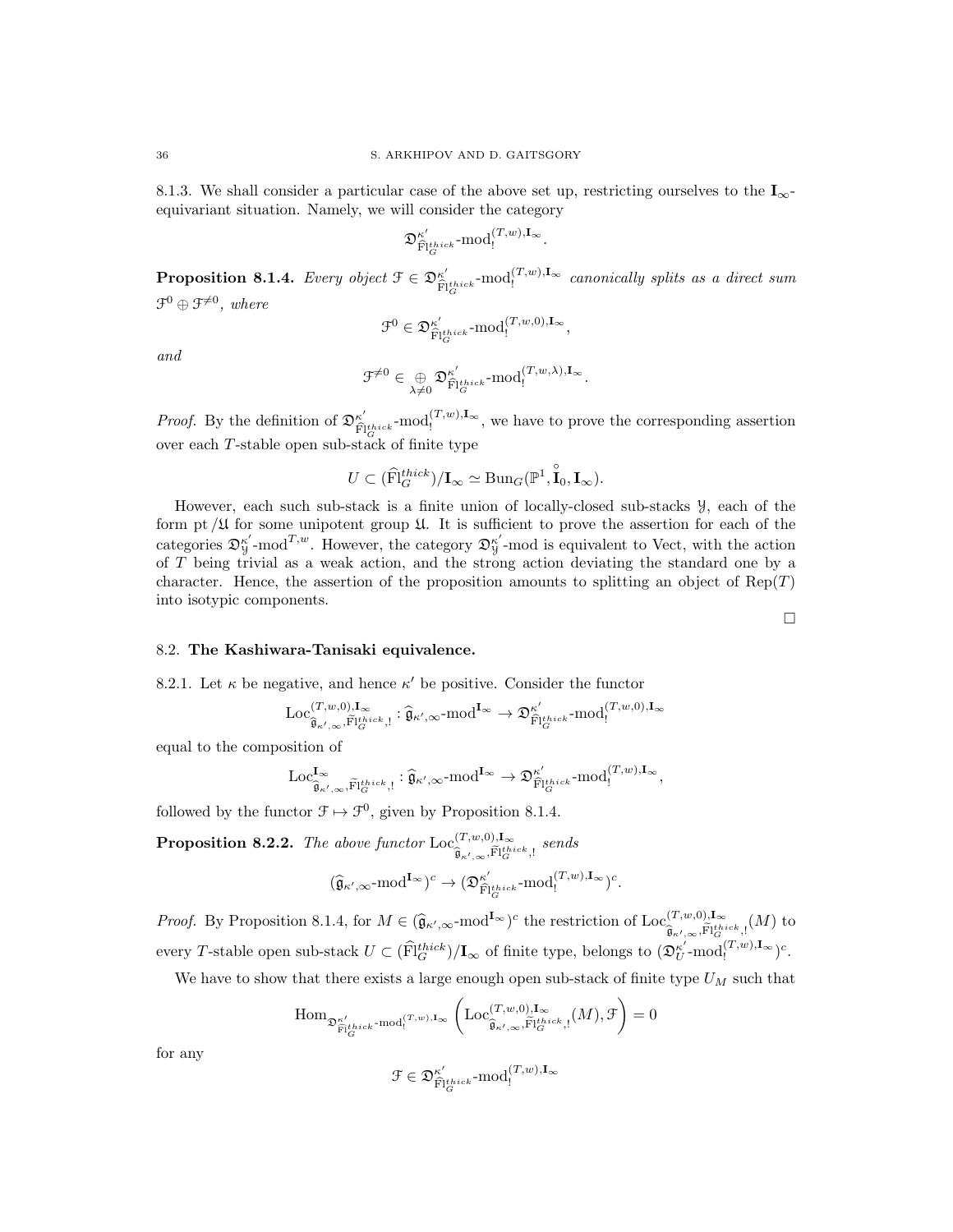8.1.3. We shall consider a particular case of the above set up, restricting ourselves to the $\mathbf{I}_\infty$-equivariant situation. Namely, we will consider the category

$$\mathfrak{D}^{\kappa'}_{\widehat{\mathrm{Fl}}^{thick}_G}\text{-mod}_!^{(T,w),\mathbf{I}_\infty}.$$

**Proposition 8.1.4.** *Every object* $\mathcal{F} \in \mathfrak{D}^{\kappa'}_{\widehat{\mathrm{Fl}}^{thick}_G}\text{-mod}_!^{(T,w),\mathbf{I}_\infty}$ *canonically splits as a direct sum* $\mathcal{F}^0 \oplus \mathcal{F}^{\neq 0}$, *where*

$$\mathcal{F}^0 \in \mathfrak{D}^{\kappa'}_{\widehat{\mathrm{Fl}}^{thick}_G}\text{-mod}_!^{(T,w,0),\mathbf{I}_\infty},$$

*and*

$$\mathcal{F}^{\neq 0} \in \underset{\lambda \neq 0}{\oplus} \mathfrak{D}^{\kappa'}_{\widehat{\mathrm{Fl}}^{thick}_G}\text{-mod}_!^{(T,w,\lambda),\mathbf{I}_\infty}.$$

*Proof.* By the definition of $\mathfrak{D}^{\kappa'}_{\widehat{\mathrm{Fl}}^{thick}_G}\text{-mod}_!^{(T,w),\mathbf{I}_\infty}$, we have to prove the corresponding assertion over each $T$-stable open sub-stack of finite type

$$U \subset (\widehat{\mathrm{Fl}}^{thick}_G)/\mathbf{I}_\infty \simeq \mathrm{Bun}_G(\mathbb{P}^1, \overset{\circ}{\mathbf{I}}_0, \mathbf{I}_\infty).$$

However, each such sub-stack is a finite union of locally-closed sub-stacks $\mathcal{Y}$, each of the form $\mathrm{pt}/\mathfrak{U}$ for some unipotent group $\mathfrak{U}$. It is sufficient to prove the assertion for each of the categories $\mathfrak{D}^{\kappa'}_{\mathcal{Y}}\text{-mod}^{T,w}$. However, the category $\mathfrak{D}^{\kappa'}_{\mathcal{Y}}\text{-mod}$ is equivalent to Vect, with the action of $T$ being trivial as a weak action, and the strong action deviating the standard one by a character. Hence, the assertion of the proposition amounts to splitting an object of $\mathrm{Rep}(T)$ into isotypic components.

$\square$

## 8.2. The Kashiwara-Tanisaki equivalence.

8.2.1. Let $\kappa$ be negative, and hence $\kappa'$ be positive. Consider the functor

$$\mathrm{Loc}^{(T,w,0),\mathbf{I}_\infty}_{\widehat{\mathfrak{g}}_{\kappa',\infty},\widetilde{\mathrm{Fl}}^{thick}_G,!} : \widehat{\mathfrak{g}}_{\kappa',\infty}\text{-mod}^{\mathbf{I}_\infty} \to \mathfrak{D}^{\kappa'}_{\widehat{\mathrm{Fl}}^{thick}_G}\text{-mod}_!^{(T,w,0),\mathbf{I}_\infty}$$

equal to the composition of

$$\mathrm{Loc}^{\mathbf{I}_\infty}_{\widehat{\mathfrak{g}}_{\kappa',\infty},\widetilde{\mathrm{Fl}}^{thick}_G,!} : \widehat{\mathfrak{g}}_{\kappa',\infty}\text{-mod}^{\mathbf{I}_\infty} \to \mathfrak{D}^{\kappa'}_{\widehat{\mathrm{Fl}}^{thick}_G}\text{-mod}_!^{(T,w),\mathbf{I}_\infty},$$

followed by the functor $\mathcal{F} \mapsto \mathcal{F}^0$, given by Proposition 8.1.4.

**Proposition 8.2.2.** *The above functor* $\mathrm{Loc}^{(T,w,0),\mathbf{I}_\infty}_{\widehat{\mathfrak{g}}_{\kappa',\infty},\widetilde{\mathrm{Fl}}^{thick}_G,!}$ *sends*

$$(\widehat{\mathfrak{g}}_{\kappa',\infty}\text{-mod}^{\mathbf{I}_\infty})^c \to (\mathfrak{D}^{\kappa'}_{\widehat{\mathrm{Fl}}^{thick}_G}\text{-mod}_!^{(T,w),\mathbf{I}_\infty})^c.$$

*Proof.* By Proposition 8.1.4, for $M \in (\widehat{\mathfrak{g}}_{\kappa',\infty}\text{-mod}^{\mathbf{I}_\infty})^c$ the restriction of $\mathrm{Loc}^{(T,w,0),\mathbf{I}_\infty}_{\widehat{\mathfrak{g}}_{\kappa',\infty},\widetilde{\mathrm{Fl}}^{thick}_G,!}(M)$ to every $T$-stable open sub-stack $U \subset (\widehat{\mathrm{Fl}}^{thick}_G)/\mathbf{I}_\infty$ of finite type, belongs to $(\mathfrak{D}^{\kappa'}_U\text{-mod}_!^{(T,w),\mathbf{I}_\infty})^c$.

We have to show that there exists a large enough open sub-stack of finite type $U_M$ such that

$$\mathrm{Hom}_{\mathfrak{D}^{\kappa'}_{\widehat{\mathrm{Fl}}^{thick}_G}\text{-mod}_!^{(T,w),\mathbf{I}_\infty}}\left(\mathrm{Loc}^{(T,w,0),\mathbf{I}_\infty}_{\widehat{\mathfrak{g}}_{\kappa',\infty},\widetilde{\mathrm{Fl}}^{thick}_G,!}(M), \mathcal{F}\right) = 0$$

for any

$$\mathcal{F} \in \mathfrak{D}^{\kappa'}_{\widehat{\mathrm{Fl}}^{thick}_G}\text{-mod}_!^{(T,w),\mathbf{I}_\infty}$$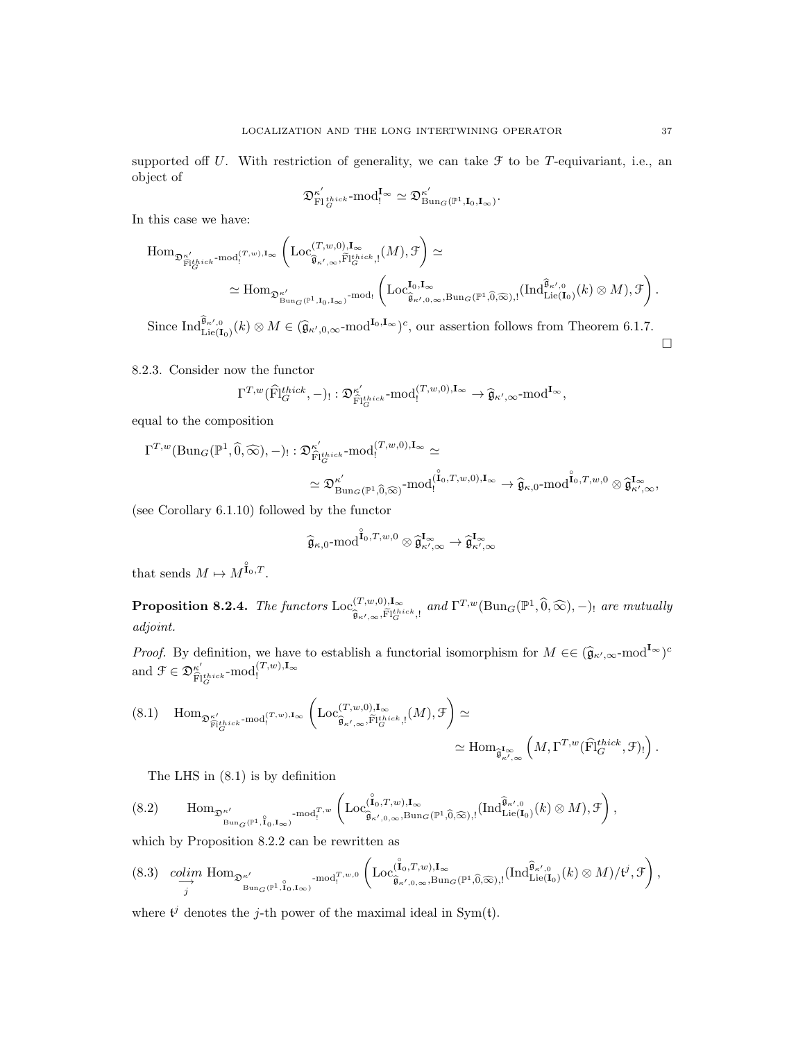supported off $U$. With restriction of generality, we can take $\mathcal{F}$ to be $T$-equivariant, i.e., an object of

$$\mathfrak{D}^{\kappa'}_{\mathrm{Fl}^{thick}_G}\text{-mod}^{\mathbf{I}_\infty}_! \simeq \mathfrak{D}^{\kappa'}_{\mathrm{Bun}_G(\mathbb{P}^1,\mathbf{I}_0,\mathbf{I}_\infty)}.$$

In this case we have:

$$\mathrm{Hom}_{\mathfrak{D}^{\kappa'}_{\widetilde{\mathrm{Fl}}^{thick}_G}\text{-mod}^{(T,w),\mathbf{I}_\infty}_!}\left(\mathrm{Loc}^{(T,w,0),\mathbf{I}_\infty}_{\widehat{\mathfrak{g}}_{\kappa',\infty},\widetilde{\mathrm{Fl}}^{thick}_G,!}(M),\mathcal{F}\right) \simeq$$
$$\simeq \mathrm{Hom}_{\mathfrak{D}^{\kappa'}_{\mathrm{Bun}_G(\mathbb{P}^1,\mathbf{I}_0,\mathbf{I}_\infty)}\text{-mod}_!}\left(\mathrm{Loc}^{\mathbf{I}_0,\mathbf{I}_\infty}_{\widehat{\mathfrak{g}}_{\kappa',0,\infty},\mathrm{Bun}_G(\mathbb{P}^1,\widehat{0},\widehat{\infty}),!}(\mathrm{Ind}^{\widehat{\mathfrak{g}}_{\kappa',0}}_{\mathrm{Lie}(\mathbf{I}_0)}(k)\otimes M),\mathcal{F}\right).$$

Since $\mathrm{Ind}^{\widehat{\mathfrak{g}}_{\kappa',0}}_{\mathrm{Lie}(\mathbf{I}_0)}(k)\otimes M \in (\widehat{\mathfrak{g}}_{\kappa',0,\infty}\text{-mod}^{\mathbf{I}_0,\mathbf{I}_\infty})^c$, our assertion follows from Theorem 6.1.7. □

8.2.3. Consider now the functor

$$\Gamma^{T,w}(\widehat{\mathrm{Fl}}^{thick}_G,-)_! : \mathfrak{D}^{\kappa'}_{\widehat{\mathrm{Fl}}^{thick}_G}\text{-mod}^{(T,w,0),\mathbf{I}_\infty}_! \to \widehat{\mathfrak{g}}_{\kappa',\infty}\text{-mod}^{\mathbf{I}_\infty},$$

equal to the composition

$$\Gamma^{T,w}(\mathrm{Bun}_G(\mathbb{P}^1,\widehat{0},\widehat{\infty}),-)_! : \mathfrak{D}^{\kappa'}_{\widehat{\mathrm{Fl}}^{thick}_G}\text{-mod}^{(T,w,0),\mathbf{I}_\infty}_! \simeq$$
$$\simeq \mathfrak{D}^{\kappa'}_{\mathrm{Bun}_G(\mathbb{P}^1,\widehat{0},\widehat{\infty})}\text{-mod}^{(\mathring{\mathbf{I}}_0,T,w,0),\mathbf{I}_\infty}_! \to \widehat{\mathfrak{g}}_{\kappa,0}\text{-mod}^{\mathring{\mathbf{I}}_0,T,w,0}\otimes \widehat{\mathfrak{g}}^{\mathbf{I}_\infty}_{\kappa',\infty},$$

(see Corollary 6.1.10) followed by the functor

$$\widehat{\mathfrak{g}}_{\kappa,0}\text{-mod}^{\mathring{\mathbf{I}}_0,T,w,0}\otimes \widehat{\mathfrak{g}}^{\mathbf{I}_\infty}_{\kappa',\infty} \to \widehat{\mathfrak{g}}^{\mathbf{I}_\infty}_{\kappa',\infty}$$

that sends $M \mapsto M^{\mathring{\mathbf{I}}_0,T}$.

**Proposition 8.2.4.** *The functors* $\mathrm{Loc}^{(T,w,0),\mathbf{I}_\infty}_{\widehat{\mathfrak{g}}_{\kappa',\infty},\widetilde{\mathrm{Fl}}^{thick}_G,!}$ *and* $\Gamma^{T,w}(\mathrm{Bun}_G(\mathbb{P}^1,\widehat{0},\widehat{\infty}),-)_!$ *are mutually adjoint.*

*Proof.* By definition, we have to establish a functorial isomorphism for $M \in\in (\widehat{\mathfrak{g}}_{\kappa',\infty}\text{-mod}^{\mathbf{I}_\infty})^c$ and $\mathcal{F}\in \mathfrak{D}^{\kappa'}_{\widehat{\mathrm{Fl}}^{thick}_G}\text{-mod}^{(T,w),\mathbf{I}_\infty}_!$

$$\text{(8.1)}\quad \mathrm{Hom}_{\mathfrak{D}^{\kappa'}_{\widetilde{\mathrm{Fl}}^{thick}_G}\text{-mod}^{(T,w),\mathbf{I}_\infty}_!}\left(\mathrm{Loc}^{(T,w,0),\mathbf{I}_\infty}_{\widehat{\mathfrak{g}}_{\kappa',\infty},\widetilde{\mathrm{Fl}}^{thick}_G,!}(M),\mathcal{F}\right) \simeq$$
$$\simeq \mathrm{Hom}_{\widehat{\mathfrak{g}}^{\mathbf{I}_\infty}_{\kappa',\infty}}\left(M,\Gamma^{T,w}(\widehat{\mathrm{Fl}}^{thick}_G,\mathcal{F})_!\right).$$

The LHS in (8.1) is by definition

$$\text{(8.2)}\qquad \mathrm{Hom}_{\mathfrak{D}^{\kappa'}_{\mathrm{Bun}_G(\mathbb{P}^1,\mathring{\mathbf{I}}_0,\mathbf{I}_\infty)}\text{-mod}^{T,w}_!}\left(\mathrm{Loc}^{(\mathring{\mathbf{I}}_0,T,w),\mathbf{I}_\infty}_{\widehat{\mathfrak{g}}_{\kappa',0,\infty},\mathrm{Bun}_G(\mathbb{P}^1,\widehat{0},\widehat{\infty}),!}(\mathrm{Ind}^{\widehat{\mathfrak{g}}_{\kappa',0}}_{\mathrm{Lie}(\mathbf{I}_0)}(k)\otimes M),\mathcal{F}\right),$$

which by Proposition 8.2.2 can be rewritten as

$$\text{(8.3)}\quad \underset{j}{\underrightarrow{colim}}\, \mathrm{Hom}_{\mathfrak{D}^{\kappa'}_{\mathrm{Bun}_G(\mathbb{P}^1,\mathring{\mathbf{I}}_0,\mathbf{I}_\infty)}\text{-mod}^{T,w,0}_!}\left(\mathrm{Loc}^{(\mathring{\mathbf{I}}_0,T,w),\mathbf{I}_\infty}_{\widehat{\mathfrak{g}}_{\kappa',0,\infty},\mathrm{Bun}_G(\mathbb{P}^1,\widehat{0},\widehat{\infty}),!}(\mathrm{Ind}^{\widehat{\mathfrak{g}}_{\kappa',0}}_{\mathrm{Lie}(\mathbf{I}_0)}(k)\otimes M)/\mathfrak{t}^j,\mathcal{F}\right),$$

where $\mathfrak{t}^j$ denotes the $j$-th power of the maximal ideal in $\mathrm{Sym}(\mathfrak{t})$.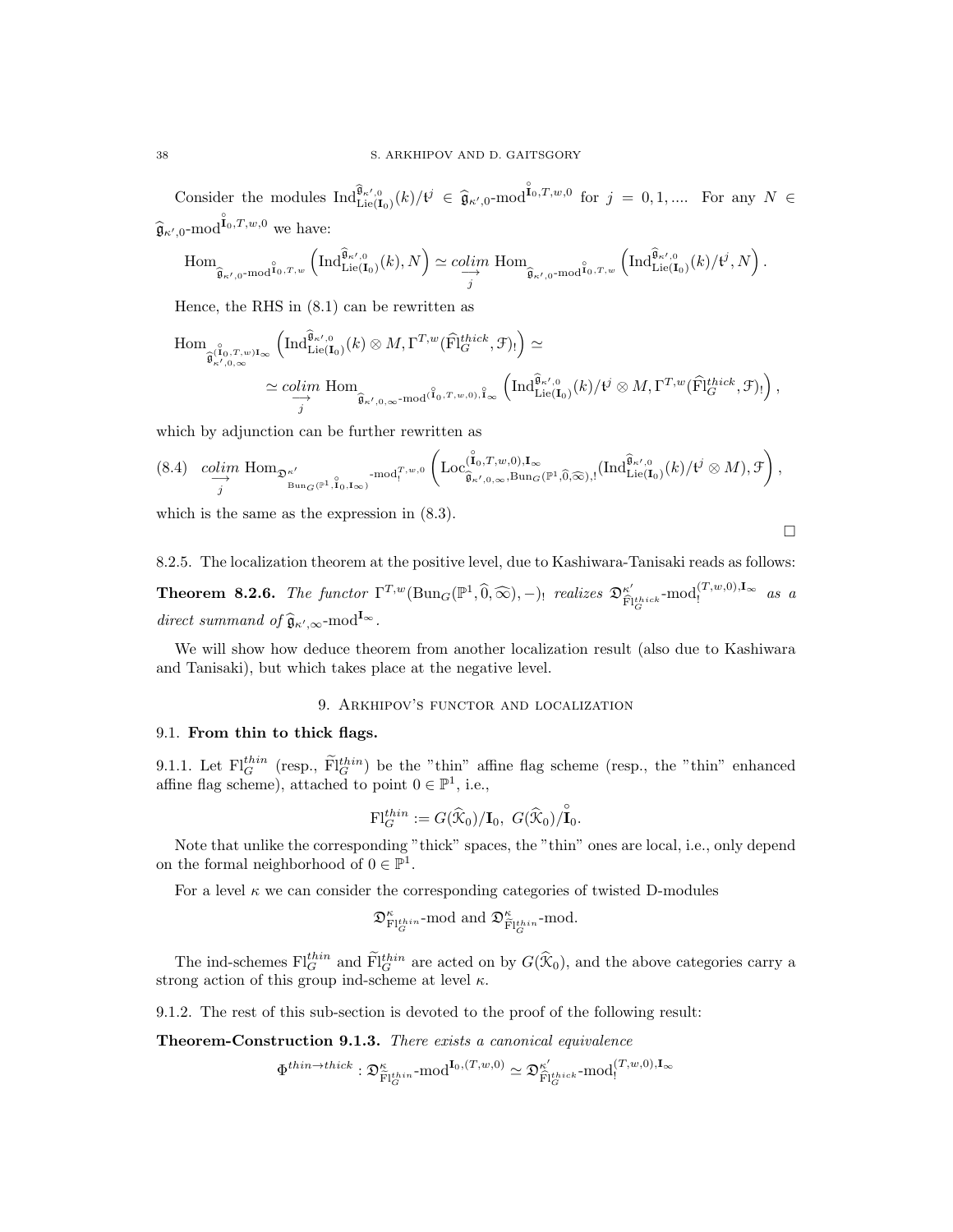Consider the modules $\mathrm{Ind}^{\widehat{\mathfrak{g}}_{\kappa',0}}_{\mathrm{Lie}(\mathbf{I}_0)}(k)/\mathfrak{t}^j \in \widehat{\mathfrak{g}}_{\kappa',0}\text{-mod}^{\overset{\circ}{\mathbf{I}}_0,T,w,0}$ for $j = 0, 1, \ldots$. For any $N \in \widehat{\mathfrak{g}}_{\kappa',0}\text{-mod}^{\overset{\circ}{\mathbf{I}}_0,T,w,0}$ we have:

$$\mathrm{Hom}_{\widehat{\mathfrak{g}}_{\kappa',0}\text{-mod}^{\overset{\circ}{\mathbf{I}}_0,T,w}}\left(\mathrm{Ind}^{\widehat{\mathfrak{g}}_{\kappa',0}}_{\mathrm{Lie}(\mathbf{I}_0)}(k), N\right) \simeq \underset{j}{\underrightarrow{colim}}\ \mathrm{Hom}_{\widehat{\mathfrak{g}}_{\kappa',0}\text{-mod}^{\overset{\circ}{\mathbf{I}}_0,T,w}}\left(\mathrm{Ind}^{\widehat{\mathfrak{g}}_{\kappa',0}}_{\mathrm{Lie}(\mathbf{I}_0)}(k)/\mathfrak{t}^j, N\right).$$

Hence, the RHS in (8.1) can be rewritten as

$$\mathrm{Hom}_{\widehat{\mathfrak{g}}_{\kappa',0,\infty}^{(\overset{\circ}{\mathbf{I}}_0,T,w)\mathbf{I}_\infty}}\left(\mathrm{Ind}^{\widehat{\mathfrak{g}}_{\kappa',0}}_{\mathrm{Lie}(\mathbf{I}_0)}(k)\otimes M, \Gamma^{T,w}(\widehat{\mathrm{Fl}}^{thick}_G, \mathcal{F})_!\right) \simeq$$

$$\simeq \underset{j}{\underrightarrow{colim}}\ \mathrm{Hom}_{\widehat{\mathfrak{g}}_{\kappa',0,\infty}\text{-mod}^{(\overset{\circ}{\mathbf{I}}_0,T,w,0),\overset{\circ}{\mathbf{I}}_\infty}}\left(\mathrm{Ind}^{\widehat{\mathfrak{g}}_{\kappa',0}}_{\mathrm{Lie}(\mathbf{I}_0)}(k)/\mathfrak{t}^j\otimes M, \Gamma^{T,w}(\widehat{\mathrm{Fl}}^{thick}_G, \mathcal{F})_!\right),$$

which by adjunction can be further rewritten as

$$\underset{j}{\underrightarrow{colim}}\ \mathrm{Hom}_{\mathfrak{D}^{\kappa'}_{\mathrm{Bun}_G(\mathbb{P}^1,\overset{\circ}{\mathbf{I}}_0,\mathbf{I}_\infty)}\text{-mod}^{T,w,0}_!}\left(\mathrm{Loc}^{(\overset{\circ}{\mathbf{I}}_0,T,w,0),\mathbf{I}_\infty}_{\widehat{\mathfrak{g}}_{\kappa',0,\infty},\mathrm{Bun}_G(\mathbb{P}^1,\widehat{0},\widehat{\infty}),!}(\mathrm{Ind}^{\widehat{\mathfrak{g}}_{\kappa',0}}_{\mathrm{Lie}(\mathbf{I}_0)}(k)/\mathfrak{t}^j\otimes M), \mathcal{F}\right), \tag{8.4}$$

which is the same as the expression in (8.3).

□

8.2.5. The localization theorem at the positive level, due to Kashiwara-Tanisaki reads as follows:

**Theorem 8.2.6.** *The functor $\Gamma^{T,w}(\mathrm{Bun}_G(\mathbb{P}^1,\widehat{0},\widehat{\infty}),-)_!$ realizes $\mathfrak{D}^{\kappa'}_{\widehat{\mathrm{Fl}}^{thick}_G}\text{-mod}^{(T,w,0),\mathbf{I}_\infty}_!$ as a direct summand of $\widehat{\mathfrak{g}}_{\kappa',\infty}\text{-mod}^{\mathbf{I}_\infty}$.*

We will show how deduce theorem from another localization result (also due to Kashiwara and Tanisaki), but which takes place at the negative level.

## 9. Arkhipov's functor and localization

### 9.1. From thin to thick flags.

9.1.1. Let $\mathrm{Fl}^{thin}_G$ (resp., $\widetilde{\mathrm{Fl}}^{thin}_G$) be the "thin" affine flag scheme (resp., the "thin" enhanced affine flag scheme), attached to point $0 \in \mathbb{P}^1$, i.e.,

$$\mathrm{Fl}^{thin}_G := G(\widehat{\mathcal{K}}_0)/\mathbf{I}_0,\ G(\widehat{\mathcal{K}}_0)/\overset{\circ}{\mathbf{I}}_0.$$

Note that unlike the corresponding "thick" spaces, the "thin" ones are local, i.e., only depend on the formal neighborhood of $0 \in \mathbb{P}^1$.

For a level $\kappa$ we can consider the corresponding categories of twisted D-modules

$$\mathfrak{D}^{\kappa}_{\mathrm{Fl}^{thin}_G}\text{-mod and } \mathfrak{D}^{\kappa}_{\widetilde{\mathrm{Fl}}^{thin}_G}\text{-mod}.$$

The ind-schemes $\mathrm{Fl}^{thin}_G$ and $\widetilde{\mathrm{Fl}}^{thin}_G$ are acted on by $G(\widehat{\mathcal{K}}_0)$, and the above categories carry a strong action of this group ind-scheme at level $\kappa$.

9.1.2. The rest of this sub-section is devoted to the proof of the following result:

**Theorem-Construction 9.1.3.** *There exists a canonical equivalence*

$$\Phi^{thin\to thick} : \mathfrak{D}^{\kappa}_{\widetilde{\mathrm{Fl}}^{thin}_G}\text{-mod}^{\mathbf{I}_0,(T,w,0)} \simeq \mathfrak{D}^{\kappa'}_{\widehat{\mathrm{Fl}}^{thick}_G}\text{-mod}^{(T,w,0),\mathbf{I}_\infty}_!$$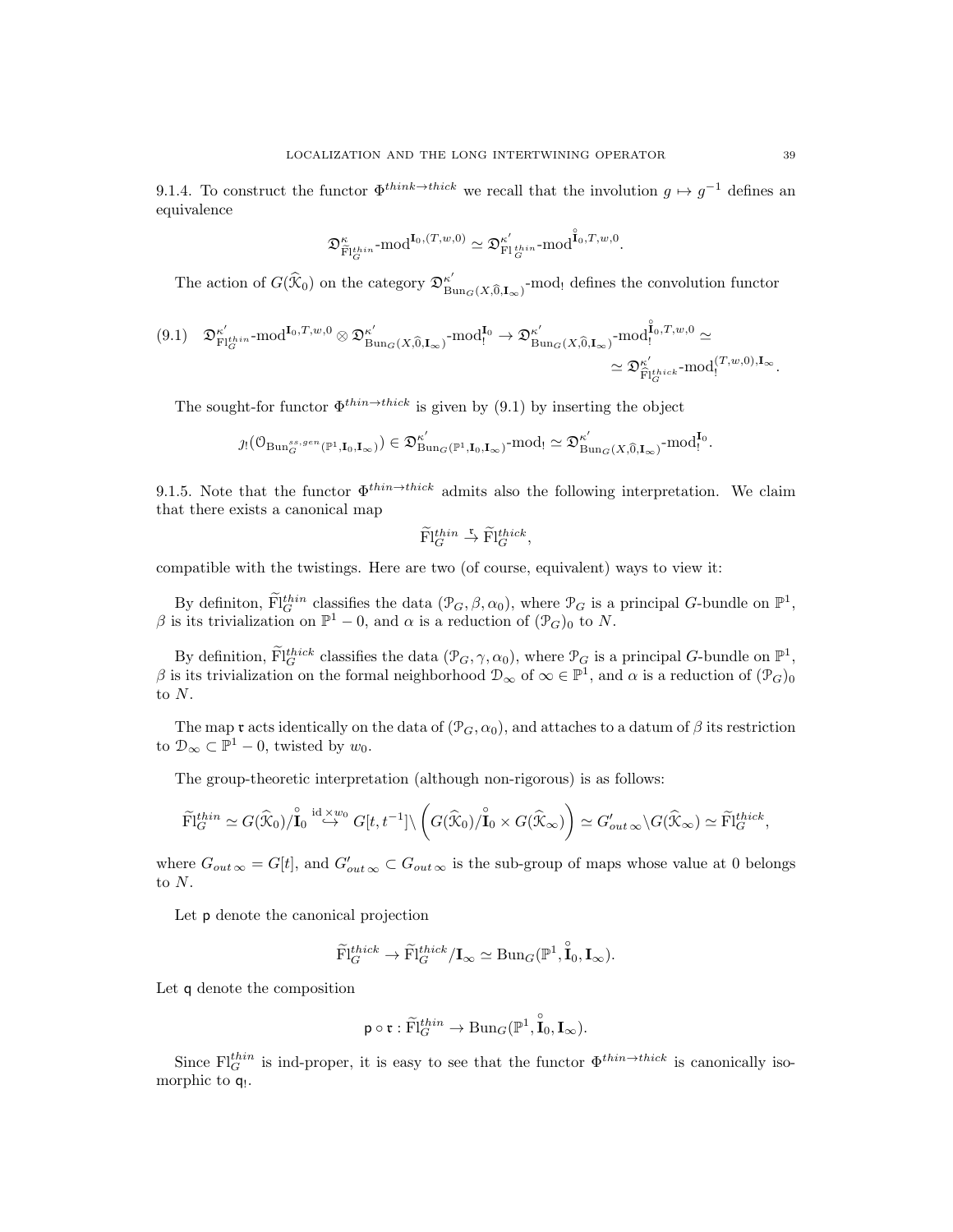9.1.4. To construct the functor $\Phi^{think\to thick}$ we recall that the involution $g\mapsto g^{-1}$ defines an equivalence

$$\mathfrak{D}^{\kappa}_{\mathrm{Fl}_G^{thin}}\text{-mod}^{\mathbf{I}_0,(T,w,0)} \simeq \mathfrak{D}^{\kappa'}_{\mathrm{Fl}_G^{thin}}\text{-mod}^{\overset{\circ}{\mathbf{I}}_0,T,w,0}.$$

The action of $G(\widehat{\mathcal{K}}_0)$ on the category $\mathfrak{D}^{\kappa'}_{\mathrm{Bun}_G(X,\widehat{0},\mathbf{I}_\infty)}\text{-mod}_!$ defines the convolution functor

$$(9.1)\quad \mathfrak{D}^{\kappa'}_{\mathrm{Fl}_G^{thin}}\text{-mod}^{\mathbf{I}_0,T,w,0}\otimes \mathfrak{D}^{\kappa'}_{\mathrm{Bun}_G(X,\widehat{0},\mathbf{I}_\infty)}\text{-mod}_!^{\mathbf{I}_0}\to \mathfrak{D}^{\kappa'}_{\mathrm{Bun}_G(X,\widehat{0},\mathbf{I}_\infty)}\text{-mod}_!^{\overset{\circ}{\mathbf{I}}_0,T,w,0}\simeq$$
$$\simeq \mathfrak{D}^{\kappa'}_{\widetilde{\mathrm{Fl}}_G^{thick}}\text{-mod}_!^{(T,w,0),\mathbf{I}_\infty}.$$

The sought-for functor $\Phi^{thin\to thick}$ is given by (9.1) by inserting the object

$$\jmath_!(\mathcal{O}_{\mathrm{Bun}_G^{ss,gen}(\mathbb{P}^1,\mathbf{I}_0,\mathbf{I}_\infty)})\in \mathfrak{D}^{\kappa'}_{\mathrm{Bun}_G(\mathbb{P}^1,\mathbf{I}_0,\mathbf{I}_\infty)}\text{-mod}_!\simeq \mathfrak{D}^{\kappa'}_{\mathrm{Bun}_G(X,\widehat{0},\mathbf{I}_\infty)}\text{-mod}_!^{\mathbf{I}_0}.$$

9.1.5. Note that the functor $\Phi^{thin\to thick}$ admits also the following interpretation. We claim that there exists a canonical map

$$\widetilde{\mathrm{Fl}}_G^{thin}\overset{\mathfrak{r}}{\to}\widetilde{\mathrm{Fl}}_G^{thick},$$

compatible with the twistings. Here are two (of course, equivalent) ways to view it:

By definiton, $\widetilde{\mathrm{Fl}}_G^{thin}$ classifies the data $(\mathcal{P}_G,\beta,\alpha_0)$, where $\mathcal{P}_G$ is a principal $G$-bundle on $\mathbb{P}^1$, $\beta$ is its trivialization on $\mathbb{P}^1-0$, and $\alpha$ is a reduction of $(\mathcal{P}_G)_0$ to $N$.

By definition, $\widetilde{\mathrm{Fl}}_G^{thick}$ classifies the data $(\mathcal{P}_G,\gamma,\alpha_0)$, where $\mathcal{P}_G$ is a principal $G$-bundle on $\mathbb{P}^1$, $\beta$ is its trivialization on the formal neighborhood $\mathcal{D}_\infty$ of $\infty\in\mathbb{P}^1$, and $\alpha$ is a reduction of $(\mathcal{P}_G)_0$ to $N$.

The map $\mathfrak{r}$ acts identically on the data of $(\mathcal{P}_G,\alpha_0)$, and attaches to a datum of $\beta$ its restriction to $\mathcal{D}_\infty\subset\mathbb{P}^1-0$, twisted by $w_0$.

The group-theoretic interpretation (although non-rigorous) is as follows:

$$\widetilde{\mathrm{Fl}}_G^{thin}\simeq G(\widehat{\mathcal{K}}_0)/\overset{\circ}{\mathbf{I}}_0\overset{\mathrm{id}\times w_0}{\hookrightarrow} G[t,t^{-1}]\backslash\left(G(\widehat{\mathcal{K}}_0)/\overset{\circ}{\mathbf{I}}_0\times G(\widehat{\mathcal{K}}_\infty)\right)\simeq G'_{out\,\infty}\backslash G(\widehat{\mathcal{K}}_\infty)\simeq \widetilde{\mathrm{Fl}}_G^{thick},$$

where $G_{out\,\infty}=G[t]$, and $G'_{out\,\infty}\subset G_{out\,\infty}$ is the sub-group of maps whose value at 0 belongs to $N$.

Let $\mathsf{p}$ denote the canonical projection

$$\widetilde{\mathrm{Fl}}_G^{thick}\to\widetilde{\mathrm{Fl}}_G^{thick}/\mathbf{I}_\infty\simeq \mathrm{Bun}_G(\mathbb{P}^1,\overset{\circ}{\mathbf{I}}_0,\mathbf{I}_\infty).$$

Let $\mathsf{q}$ denote the composition

$$\mathsf{p}\circ\mathfrak{r}:\widetilde{\mathrm{Fl}}_G^{thin}\to \mathrm{Bun}_G(\mathbb{P}^1,\overset{\circ}{\mathbf{I}}_0,\mathbf{I}_\infty).$$

Since $\mathrm{Fl}_G^{thin}$ is ind-proper, it is easy to see that the functor $\Phi^{thin\to thick}$ is canonically isomorphic to $\mathsf{q}_!$.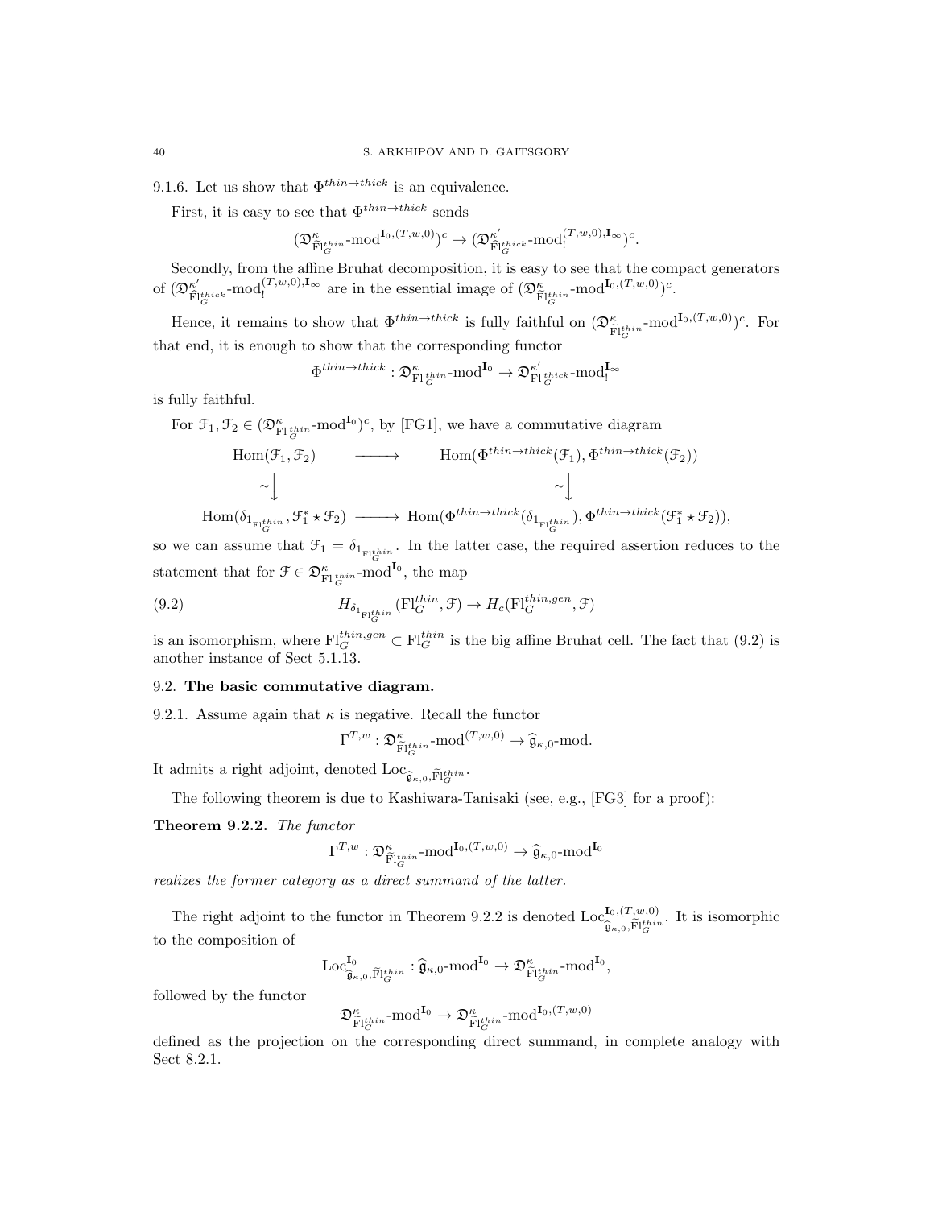9.1.6. Let us show that $\Phi^{thin\to thick}$ is an equivalence.

First, it is easy to see that $\Phi^{thin\to thick}$ sends

$$(\mathfrak{D}^{\kappa}_{\widetilde{\mathrm{Fl}}^{thin}_G}\text{-mod}^{\mathbf{I}_0,(T,w,0)})^c \to (\mathfrak{D}^{\kappa'}_{\widehat{\mathrm{Fl}}^{thick}_G}\text{-mod}_!^{(T,w,0),\mathbf{I}_\infty})^c.$$

Secondly, from the affine Bruhat decomposition, it is easy to see that the compact generators of $(\mathfrak{D}^{\kappa'}_{\widehat{\mathrm{Fl}}^{thick}_G}\text{-mod}_!^{(T,w,0),\mathbf{I}_\infty}$ are in the essential image of $(\mathfrak{D}^{\kappa}_{\widetilde{\mathrm{Fl}}^{thin}_G}\text{-mod}^{\mathbf{I}_0,(T,w,0)})^c$.

Hence, it remains to show that $\Phi^{thin\to thick}$ is fully faithful on $(\mathfrak{D}^{\kappa}_{\widetilde{\mathrm{Fl}}^{thin}_G}\text{-mod}^{\mathbf{I}_0,(T,w,0)})^c$. For that end, it is enough to show that the corresponding functor

$$\Phi^{thin\to thick}: \mathfrak{D}^{\kappa}_{\mathrm{Fl}^{thin}_G}\text{-mod}^{\mathbf{I}_0} \to \mathfrak{D}^{\kappa'}_{\mathrm{Fl}^{thick}_G}\text{-mod}_!^{\mathbf{I}_\infty}$$

is fully faithful.

For $\mathcal{F}_1, \mathcal{F}_2 \in (\mathfrak{D}^{\kappa}_{\mathrm{Fl}^{thin}_G}\text{-mod}^{\mathbf{I}_0})^c$, by [FG1], we have a commutative diagram

$$\begin{array}{ccc}
\mathrm{Hom}(\mathcal{F}_1, \mathcal{F}_2) & \longrightarrow & \mathrm{Hom}(\Phi^{thin\to thick}(\mathcal{F}_1), \Phi^{thin\to thick}(\mathcal{F}_2)) \\
\sim\downarrow & & \sim\downarrow \\
\mathrm{Hom}(\delta_{1_{\mathrm{Fl}^{thin}_G}}, \mathcal{F}_1^* \star \mathcal{F}_2) & \longrightarrow & \mathrm{Hom}(\Phi^{thin\to thick}(\delta_{1_{\mathrm{Fl}^{thin}_G}}), \Phi^{thin\to thick}(\mathcal{F}_1^* \star \mathcal{F}_2)),
\end{array}$$

so we can assume that $\mathcal{F}_1 = \delta_{1_{\mathrm{Fl}^{thin}_G}}$. In the latter case, the required assertion reduces to the statement that for $\mathcal{F} \in \mathfrak{D}^{\kappa}_{\mathrm{Fl}^{thin}_G}\text{-mod}^{\mathbf{I}_0}$, the map

$$H_{\delta_{1_{\mathrm{Fl}^{thin}_G}}}(\mathrm{Fl}^{thin}_G, \mathcal{F}) \to H_c(\mathrm{Fl}^{thin,gen}_G, \mathcal{F}) \tag{9.2}$$

is an isomorphism, where $\mathrm{Fl}^{thin,gen}_G \subset \mathrm{Fl}^{thin}_G$ is the big affine Bruhat cell. The fact that (9.2) is another instance of Sect 5.1.13.

## 9.2. The basic commutative diagram.

9.2.1. Assume again that $\kappa$ is negative. Recall the functor

$$\Gamma^{T,w}: \mathfrak{D}^{\kappa}_{\widetilde{\mathrm{Fl}}^{thin}_G}\text{-mod}^{(T,w,0)} \to \widehat{\mathfrak{g}}_{\kappa,0}\text{-mod}.$$

It admits a right adjoint, denoted $\mathrm{Loc}_{\widehat{\mathfrak{g}}_{\kappa,0},\widetilde{\mathrm{Fl}}^{thin}_G}$.

The following theorem is due to Kashiwara-Tanisaki (see, e.g., [FG3] for a proof):

**Theorem 9.2.2.** *The functor*

$$\Gamma^{T,w}: \mathfrak{D}^{\kappa}_{\widetilde{\mathrm{Fl}}^{thin}_G}\text{-mod}^{\mathbf{I}_0,(T,w,0)} \to \widehat{\mathfrak{g}}_{\kappa,0}\text{-mod}^{\mathbf{I}_0}$$

*realizes the former category as a direct summand of the latter.*

The right adjoint to the functor in Theorem 9.2.2 is denoted $\mathrm{Loc}^{\mathbf{I}_0,(T,w,0)}_{\widehat{\mathfrak{g}}_{\kappa,0},\widetilde{\mathrm{Fl}}^{thin}_G}$. It is isomorphic to the composition of

$$\mathrm{Loc}^{\mathbf{I}_0}_{\widehat{\mathfrak{g}}_{\kappa,0},\widetilde{\mathrm{Fl}}^{thin}_G}: \widehat{\mathfrak{g}}_{\kappa,0}\text{-mod}^{\mathbf{I}_0} \to \mathfrak{D}^{\kappa}_{\widetilde{\mathrm{Fl}}^{thin}_G}\text{-mod}^{\mathbf{I}_0},$$

followed by the functor

$$\mathfrak{D}^{\kappa}_{\widetilde{\mathrm{Fl}}^{thin}_G}\text{-mod}^{\mathbf{I}_0} \to \mathfrak{D}^{\kappa}_{\widetilde{\mathrm{Fl}}^{thin}_G}\text{-mod}^{\mathbf{I}_0,(T,w,0)}$$

defined as the projection on the corresponding direct summand, in complete analogy with Sect 8.2.1.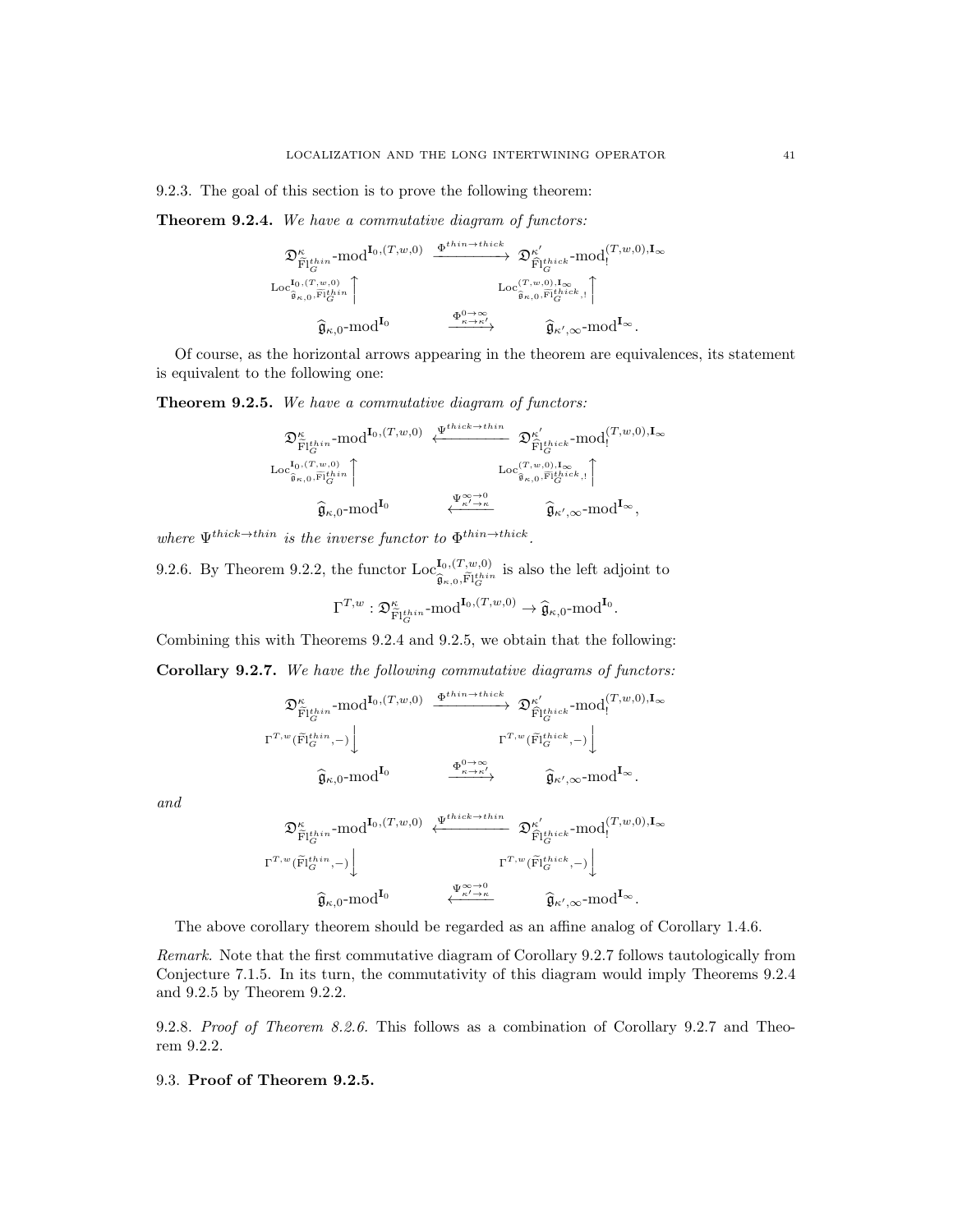9.2.3. The goal of this section is to prove the following theorem:

**Theorem 9.2.4.** *We have a commutative diagram of functors:*

$$\begin{array}{ccc}
\mathfrak{D}^{\kappa}_{\widetilde{\mathrm{Fl}}^{thin}_G}\text{-mod}^{\mathbf{I}_0,(T,w,0)} & \xrightarrow{\Phi^{thin\to thick}} & \mathfrak{D}^{\kappa'}_{\widehat{\mathrm{Fl}}^{thick}_G}\text{-mod}_!^{(T,w,0),\mathbf{I}_\infty} \\
{\scriptstyle \mathrm{Loc}^{\mathbf{I}_0,(T,w,0)}_{\widehat{\mathfrak{g}}_{\kappa,0},\widetilde{\mathrm{Fl}}^{thin}_G}} \Big\uparrow & & {\scriptstyle \mathrm{Loc}^{(T,w,0),\mathbf{I}_\infty}_{\widehat{\mathfrak{g}}_{\kappa,0},\widehat{\mathrm{Fl}}^{thick}_G,!}} \Big\uparrow \\
\widehat{\mathfrak{g}}_{\kappa,0}\text{-mod}^{\mathbf{I}_0} & \xrightarrow{\Phi^{0\to\infty}_{\kappa\to\kappa'}} & \widehat{\mathfrak{g}}_{\kappa',\infty}\text{-mod}^{\mathbf{I}_\infty}.
\end{array}$$

Of course, as the horizontal arrows appearing in the theorem are equivalences, its statement is equivalent to the following one:

**Theorem 9.2.5.** *We have a commutative diagram of functors:*

$$\begin{array}{ccc}
\mathfrak{D}^{\kappa}_{\widetilde{\mathrm{Fl}}^{thin}_G}\text{-mod}^{\mathbf{I}_0,(T,w,0)} & \xleftarrow{\Psi^{thick\to thin}} & \mathfrak{D}^{\kappa'}_{\widehat{\mathrm{Fl}}^{thick}_G}\text{-mod}_!^{(T,w,0),\mathbf{I}_\infty} \\
{\scriptstyle \mathrm{Loc}^{\mathbf{I}_0,(T,w,0)}_{\widehat{\mathfrak{g}}_{\kappa,0},\widetilde{\mathrm{Fl}}^{thin}_G}} \Big\uparrow & & {\scriptstyle \mathrm{Loc}^{(T,w,0),\mathbf{I}_\infty}_{\widehat{\mathfrak{g}}_{\kappa,0},\widehat{\mathrm{Fl}}^{thick}_G,!}} \Big\uparrow \\
\widehat{\mathfrak{g}}_{\kappa,0}\text{-mod}^{\mathbf{I}_0} & \xleftarrow{\Psi^{\infty\to 0}_{\kappa'\to\kappa}} & \widehat{\mathfrak{g}}_{\kappa',\infty}\text{-mod}^{\mathbf{I}_\infty},
\end{array}$$

*where $\Psi^{thick\to thin}$ is the inverse functor to $\Phi^{thin\to thick}$.*

9.2.6. By Theorem 9.2.2, the functor $\mathrm{Loc}^{\mathbf{I}_0,(T,w,0)}_{\widehat{\mathfrak{g}}_{\kappa,0},\widetilde{\mathrm{Fl}}^{thin}_G}$ is also the left adjoint to

$$\Gamma^{T,w} : \mathfrak{D}^{\kappa}_{\widetilde{\mathrm{Fl}}^{thin}_G}\text{-mod}^{\mathbf{I}_0,(T,w,0)} \to \widehat{\mathfrak{g}}_{\kappa,0}\text{-mod}^{\mathbf{I}_0}.$$

Combining this with Theorems 9.2.4 and 9.2.5, we obtain that the following:

**Corollary 9.2.7.** *We have the following commutative diagrams of functors:*

$$\begin{array}{ccc}
\mathfrak{D}^{\kappa}_{\widetilde{\mathrm{Fl}}^{thin}_G}\text{-mod}^{\mathbf{I}_0,(T,w,0)} & \xrightarrow{\Phi^{thin\to thick}} & \mathfrak{D}^{\kappa'}_{\widehat{\mathrm{Fl}}^{thick}_G}\text{-mod}_!^{(T,w,0),\mathbf{I}_\infty} \\
{\scriptstyle \Gamma^{T,w}(\widetilde{\mathrm{Fl}}^{thin}_G,-)} \Big\downarrow & & {\scriptstyle \Gamma^{T,w}(\widetilde{\mathrm{Fl}}^{thick}_G,-)} \Big\downarrow \\
\widehat{\mathfrak{g}}_{\kappa,0}\text{-mod}^{\mathbf{I}_0} & \xrightarrow{\Phi^{0\to\infty}_{\kappa\to\kappa'}} & \widehat{\mathfrak{g}}_{\kappa',\infty}\text{-mod}^{\mathbf{I}_\infty}.
\end{array}$$

*and*

$$\begin{array}{ccc}
\mathfrak{D}^{\kappa}_{\widetilde{\mathrm{Fl}}^{thin}_G}\text{-mod}^{\mathbf{I}_0,(T,w,0)} & \xleftarrow{\Psi^{thick\to thin}} & \mathfrak{D}^{\kappa'}_{\widehat{\mathrm{Fl}}^{thick}_G}\text{-mod}_!^{(T,w,0),\mathbf{I}_\infty} \\
{\scriptstyle \Gamma^{T,w}(\widetilde{\mathrm{Fl}}^{thin}_G,-)} \Big\downarrow & & {\scriptstyle \Gamma^{T,w}(\widetilde{\mathrm{Fl}}^{thick}_G,-)} \Big\downarrow \\
\widehat{\mathfrak{g}}_{\kappa,0}\text{-mod}^{\mathbf{I}_0} & \xleftarrow{\Psi^{\infty\to 0}_{\kappa'\to\kappa}} & \widehat{\mathfrak{g}}_{\kappa',\infty}\text{-mod}^{\mathbf{I}_\infty}.
\end{array}$$

The above corollary theorem should be regarded as an affine analog of Corollary 1.4.6.

*Remark.* Note that the first commutative diagram of Corollary 9.2.7 follows tautologically from Conjecture 7.1.5. In its turn, the commutativity of this diagram would imply Theorems 9.2.4 and 9.2.5 by Theorem 9.2.2.

9.2.8. *Proof of Theorem 8.2.6.* This follows as a combination of Corollary 9.2.7 and Theorem 9.2.2.

### 9.3. **Proof of Theorem 9.2.5.**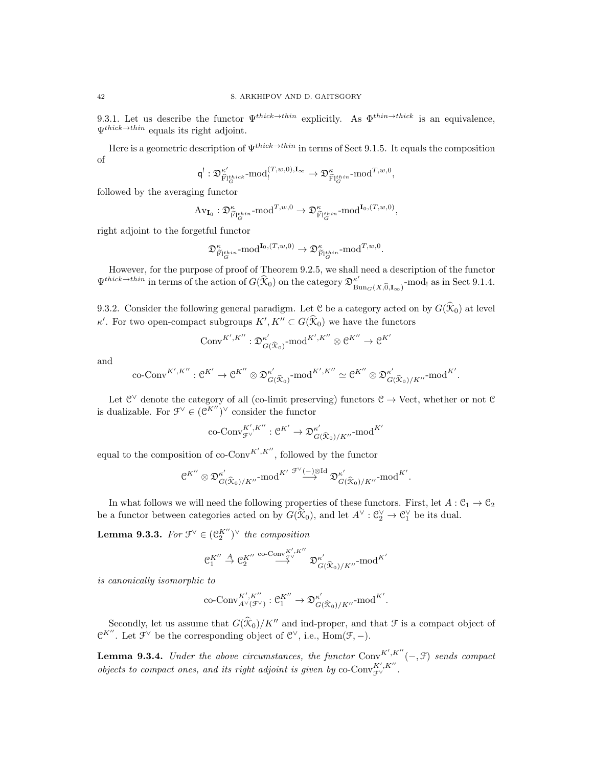9.3.1. Let us describe the functor $\Psi^{thick\to thin}$ explicitly. As $\Phi^{thin\to thick}$ is an equivalence, $\Psi^{thick\to thin}$ equals its right adjoint.

Here is a geometric description of $\Psi^{thick\to thin}$ in terms of Sect 9.1.5. It equals the composition of

$$\mathsf{q}^! : \mathfrak{D}^{\kappa'}_{\widetilde{\mathrm{Fl}}^{thick}_G}\text{-mod}_!^{(T,w,0),\mathbf{I}_\infty} \to \mathfrak{D}^{\kappa}_{\widetilde{\mathrm{Fl}}^{thin}_G}\text{-mod}^{T,w,0},$$

followed by the averaging functor

$$\mathrm{Av}_{\mathbf{I}_0} : \mathfrak{D}^{\kappa}_{\widetilde{\mathrm{Fl}}^{thin}_G}\text{-mod}^{T,w,0} \to \mathfrak{D}^{\kappa}_{\widetilde{\mathrm{Fl}}^{thin}_G}\text{-mod}^{\mathbf{I}_0,(T,w,0)},$$

right adjoint to the forgetful functor

$$\mathfrak{D}^{\kappa}_{\widetilde{\mathrm{Fl}}^{thin}_G}\text{-mod}^{\mathbf{I}_0,(T,w,0)} \to \mathfrak{D}^{\kappa}_{\widetilde{\mathrm{Fl}}^{thin}_G}\text{-mod}^{T,w,0}.$$

However, for the purpose of proof of Theorem 9.2.5, we shall need a description of the functor $\Psi^{thick\to thin}$ in terms of the action of $G(\widehat{\mathcal{K}}_0)$ on the category $\mathfrak{D}^{\kappa'}_{\mathrm{Bun}_G(X,\widehat{0},\mathbf{I}_\infty)}\text{-mod}_!$ as in Sect 9.1.4.

9.3.2. Consider the following general paradigm. Let $\mathcal{C}$ be a category acted on by $G(\widehat{\mathcal{K}}_0)$ at level $\kappa'$. For two open-compact subgroups $K', K'' \subset G(\widehat{\mathcal{K}}_0)$ we have the functors

$$\mathrm{Conv}^{K',K''} : \mathfrak{D}^{\kappa'}_{G(\widehat{\mathcal{K}}_0)}\text{-mod}^{K',K''} \otimes \mathcal{C}^{K''} \to \mathcal{C}^{K'}$$

and

$$\text{co-Conv}^{K',K''} : \mathcal{C}^{K'} \to \mathcal{C}^{K''} \otimes \mathfrak{D}^{\kappa'}_{G(\widehat{\mathcal{K}}_0)}\text{-mod}^{K',K''} \simeq \mathcal{C}^{K''} \otimes \mathfrak{D}^{\kappa'}_{G(\widehat{\mathcal{K}}_0)/K''}\text{-mod}^{K'}.$$

Let $\mathcal{C}^\vee$ denote the category of all (co-limit preserving) functors $\mathcal{C} \to \mathrm{Vect}$, whether or not $\mathcal{C}$ is dualizable. For $\mathcal{F}^\vee \in (\mathcal{C}^{K''})^\vee$ consider the functor

$$\text{co-Conv}^{K',K''}_{\mathcal{F}^\vee} : \mathcal{C}^{K'} \to \mathfrak{D}^{\kappa'}_{G(\widehat{\mathcal{K}}_0)/K''}\text{-mod}^{K'}$$

equal to the composition of $\text{co-Conv}^{K',K''}$, followed by the functor

$$\mathcal{C}^{K''} \otimes \mathfrak{D}^{\kappa'}_{G(\widehat{\mathcal{K}}_0)/K''}\text{-mod}^{K'} \overset{\mathcal{F}^\vee(-)\otimes \mathrm{Id}}{\longrightarrow} \mathfrak{D}^{\kappa'}_{G(\widehat{\mathcal{K}}_0)/K''}\text{-mod}^{K'}.$$

In what follows we will need the following properties of these functors. First, let $A : \mathcal{C}_1 \to \mathcal{C}_2$ be a functor between categories acted on by $G(\widehat{\mathcal{K}}_0)$, and let $A^\vee : \mathcal{C}_2^\vee \to \mathcal{C}_1^\vee$ be its dual.

**Lemma 9.3.3.** *For $\mathcal{F}^\vee \in (\mathcal{C}_2^{K''})^\vee$ the composition*

$$\mathcal{C}_1^{K''} \overset{A}{\to} \mathcal{C}_2^{K''} \overset{\text{co-Conv}^{K',K''}_{\mathcal{F}^\vee}}{\longrightarrow} \mathfrak{D}^{\kappa'}_{G(\widehat{\mathcal{K}}_0)/K''}\text{-mod}^{K'}$$

*is canonically isomorphic to*

$$\text{co-Conv}^{K',K''}_{A^\vee(\mathcal{F}^\vee)} : \mathcal{C}_1^{K''} \to \mathfrak{D}^{\kappa'}_{G(\widehat{\mathcal{K}}_0)/K''}\text{-mod}^{K'}.$$

Secondly, let us assume that $G(\widehat{\mathcal{K}}_0)/K''$ and ind-proper, and that $\mathcal{F}$ is a compact object of $\mathcal{C}^{K''}$. Let $\mathcal{F}^\vee$ be the corresponding object of $\mathcal{C}^\vee$, i.e., $\mathrm{Hom}(\mathcal{F}, -)$.

**Lemma 9.3.4.** *Under the above circumstances, the functor $\mathrm{Conv}^{K',K''}(-,\mathcal{F})$ sends compact objects to compact ones, and its right adjoint is given by $\text{co-Conv}^{K',K''}_{\mathcal{F}^\vee}$.*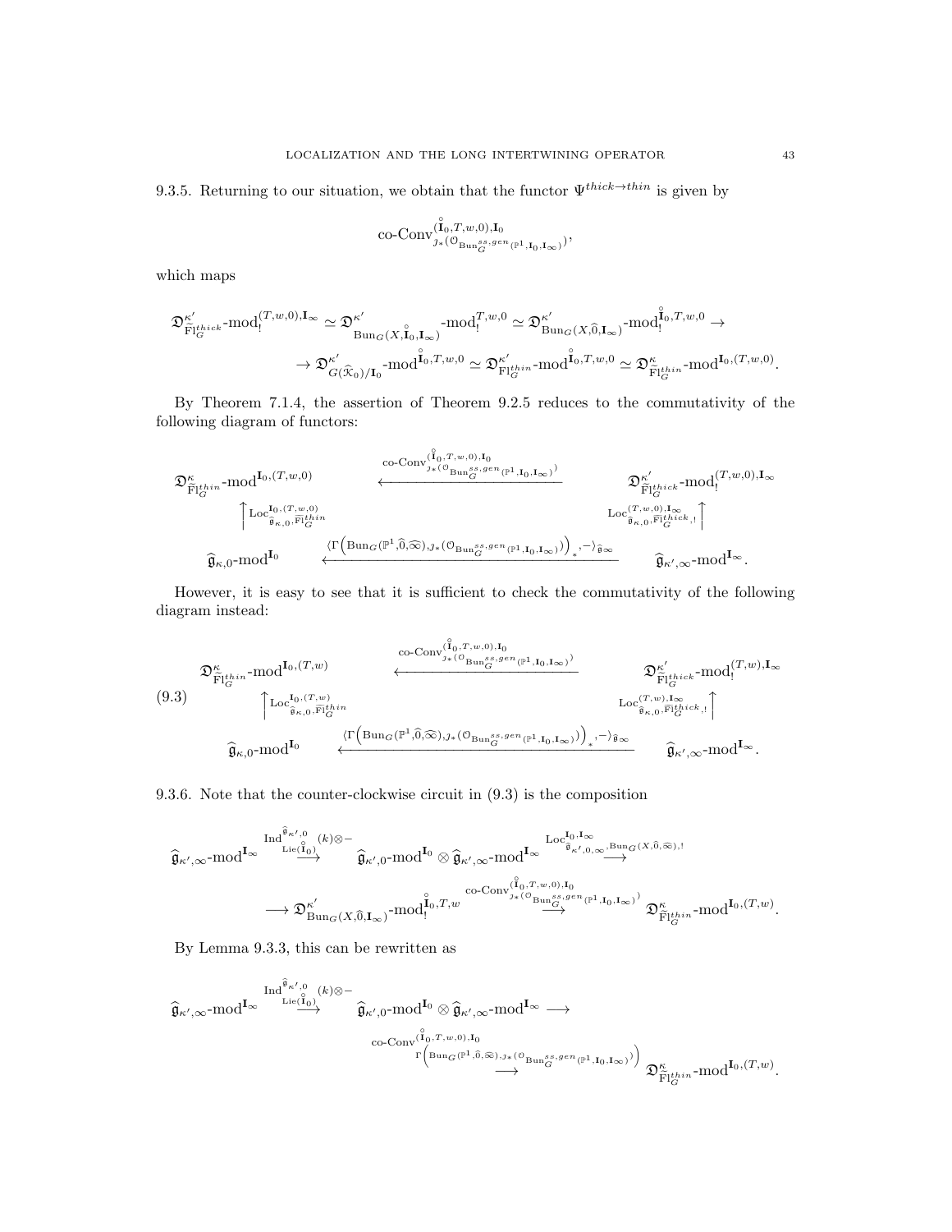9.3.5. Returning to our situation, we obtain that the functor $\Psi^{thick\to thin}$ is given by

$$\text{co-Conv}^{(\overset{\circ}{\mathbf{I}}_0,T,w,0),\mathbf{I}_0}_{\jmath_*(\mathcal{O}_{\mathrm{Bun}_G^{ss,gen}(\mathbb{P}^1,\mathbf{I}_0,\mathbf{I}_\infty)})},$$

which maps

$$\mathfrak{D}^{\kappa'}_{\widetilde{\mathrm{Fl}}_G^{thick}}\text{-mod}_!^{(T,w,0),\mathbf{I}_\infty} \simeq \mathfrak{D}^{\kappa'}_{\mathrm{Bun}_G(X,\overset{\circ}{\mathbf{I}}_0,\mathbf{I}_\infty)}\text{-mod}_!^{T,w,0} \simeq \mathfrak{D}^{\kappa'}_{\mathrm{Bun}_G(X,\widehat{0},\mathbf{I}_\infty)}\text{-mod}_!^{\overset{\circ}{\mathbf{I}}_0,T,w,0} \to$$
$$\to \mathfrak{D}^{\kappa'}_{G(\widehat{\mathcal{K}}_0)/\mathbf{I}_0}\text{-mod}^{\overset{\circ}{\mathbf{I}}_0,T,w,0} \simeq \mathfrak{D}^{\kappa'}_{\widetilde{\mathrm{Fl}}_G^{thin}}\text{-mod}^{\overset{\circ}{\mathbf{I}}_0,T,w,0} \simeq \mathfrak{D}^{\kappa}_{\widetilde{\mathrm{Fl}}_G^{thin}}\text{-mod}^{\mathbf{I}_0,(T,w,0)}.$$

By Theorem 7.1.4, the assertion of Theorem 9.2.5 reduces to the commutativity of the following diagram of functors:

$$\begin{array}{ccc}
\mathfrak{D}^{\kappa}_{\widetilde{\mathrm{Fl}}_G^{thin}}\text{-mod}^{\mathbf{I}_0,(T,w,0)} & \xleftarrow{\text{co-Conv}^{(\overset{\circ}{\mathbf{I}}_0,T,w,0),\mathbf{I}_0}_{\jmath_*(\mathcal{O}_{\mathrm{Bun}_G^{ss,gen}(\mathbb{P}^1,\mathbf{I}_0,\mathbf{I}_\infty)})}} & \mathfrak{D}^{\kappa'}_{\widetilde{\mathrm{Fl}}_G^{thick}}\text{-mod}_!^{(T,w,0),\mathbf{I}_\infty} \\
\Big\uparrow \mathrm{Loc}^{\mathbf{I}_0,(T,w,0)}_{\widehat{\mathfrak{g}}_{\kappa,0},\widetilde{\mathrm{Fl}}_G^{thin}} & & \mathrm{Loc}^{(T,w,0),\mathbf{I}_\infty}_{\widehat{\mathfrak{g}}_{\kappa,0},\widetilde{\mathrm{Fl}}_G^{thick},!}\Big\uparrow \\
\widehat{\mathfrak{g}}_{\kappa,0}\text{-mod}^{\mathbf{I}_0} & \xleftarrow{\langle\Gamma\left(\mathrm{Bun}_G(\mathbb{P}^1,\widehat{0},\widehat{\infty}),\jmath_*(\mathcal{O}_{\mathrm{Bun}_G^{ss,gen}(\mathbb{P}^1,\mathbf{I}_0,\mathbf{I}_\infty)})\right)_*,-\rangle_{\widehat{\mathfrak{g}}_\infty}} & \widehat{\mathfrak{g}}_{\kappa',\infty}\text{-mod}^{\mathbf{I}_\infty}.
\end{array}$$

However, it is easy to see that it is sufficient to check the commutativity of the following diagram instead:

$$\begin{array}{ccc}
\mathfrak{D}^{\kappa}_{\widetilde{\mathrm{Fl}}_G^{thin}}\text{-mod}^{\mathbf{I}_0,(T,w)} & \xleftarrow{\text{co-Conv}^{(\overset{\circ}{\mathbf{I}}_0,T,w,0),\mathbf{I}_0}_{\jmath_*(\mathcal{O}_{\mathrm{Bun}_G^{ss,gen}(\mathbb{P}^1,\mathbf{I}_0,\mathbf{I}_\infty)})}} & \mathfrak{D}^{\kappa'}_{\widetilde{\mathrm{Fl}}_G^{thick}}\text{-mod}_!^{(T,w),\mathbf{I}_\infty} \\
\Big\uparrow \mathrm{Loc}^{\mathbf{I}_0,(T,w)}_{\widehat{\mathfrak{g}}_{\kappa,0},\widetilde{\mathrm{Fl}}_G^{thin}} & & \mathrm{Loc}^{(T,w),\mathbf{I}_\infty}_{\widehat{\mathfrak{g}}_{\kappa,0},\widetilde{\mathrm{Fl}}_G^{thick},!}\Big\uparrow \\
\widehat{\mathfrak{g}}_{\kappa,0}\text{-mod}^{\mathbf{I}_0} & \xleftarrow{\langle\Gamma\left(\mathrm{Bun}_G(\mathbb{P}^1,\widehat{0},\widehat{\infty}),\jmath_*(\mathcal{O}_{\mathrm{Bun}_G^{ss,gen}(\mathbb{P}^1,\mathbf{I}_0,\mathbf{I}_\infty)})\right)_*,-\rangle_{\widehat{\mathfrak{g}}_\infty}} & \widehat{\mathfrak{g}}_{\kappa',\infty}\text{-mod}^{\mathbf{I}_\infty}.
\end{array} \tag{9.3}$$

9.3.6. Note that the counter-clockwise circuit in (9.3) is the composition

$$\widehat{\mathfrak{g}}_{\kappa',\infty}\text{-mod}^{\mathbf{I}_\infty} \overset{\mathrm{Ind}^{\widehat{\mathfrak{g}}_{\kappa',0}}_{\mathrm{Lie}(\overset{\circ}{\mathbf{I}}_0)}(k)\otimes -}{\longrightarrow} \widehat{\mathfrak{g}}_{\kappa',0}\text{-mod}^{\mathbf{I}_0}\otimes\widehat{\mathfrak{g}}_{\kappa',\infty}\text{-mod}^{\mathbf{I}_\infty} \overset{\mathrm{Loc}^{\mathbf{I}_0,\mathbf{I}_\infty}_{\widehat{\mathfrak{g}}_{\kappa',0,\infty},\mathrm{Bun}_G(X,\widehat{0},\widehat{\infty}),!}}{\longrightarrow}$$
$$\longrightarrow \mathfrak{D}^{\kappa'}_{\mathrm{Bun}_G(X,\widehat{0},\mathbf{I}_\infty)}\text{-mod}_!^{\overset{\circ}{\mathbf{I}}_0,T,w} \overset{\text{co-Conv}^{(\overset{\circ}{\mathbf{I}}_0,T,w,0),\mathbf{I}_0}_{\jmath_*(\mathcal{O}_{\mathrm{Bun}_G^{ss,gen}(\mathbb{P}^1,\mathbf{I}_0,\mathbf{I}_\infty)})}}{\longrightarrow} \mathfrak{D}^{\kappa}_{\widetilde{\mathrm{Fl}}_G^{thin}}\text{-mod}^{\mathbf{I}_0,(T,w)}.$$

By Lemma 9.3.3, this can be rewritten as

$$\widehat{\mathfrak{g}}_{\kappa',\infty}\text{-mod}^{\mathbf{I}_\infty} \overset{\mathrm{Ind}^{\widehat{\mathfrak{g}}_{\kappa',0}}_{\mathrm{Lie}(\overset{\circ}{\mathbf{I}}_0)}(k)\otimes -}{\longrightarrow} \widehat{\mathfrak{g}}_{\kappa',0}\text{-mod}^{\mathbf{I}_0}\otimes\widehat{\mathfrak{g}}_{\kappa',\infty}\text{-mod}^{\mathbf{I}_\infty} \longrightarrow$$
$$\overset{\text{co-Conv}^{(\overset{\circ}{\mathbf{I}}_0,T,w,0),\mathbf{I}_0}_{\Gamma\left(\mathrm{Bun}_G(\mathbb{P}^1,\widehat{0},\widehat{\infty}),\jmath_*(\mathcal{O}_{\mathrm{Bun}_G^{ss,gen}(\mathbb{P}^1,\mathbf{I}_0,\mathbf{I}_\infty)})\right)}}{\longrightarrow} \mathfrak{D}^{\kappa}_{\widetilde{\mathrm{Fl}}_G^{thin}}\text{-mod}^{\mathbf{I}_0,(T,w)}.$$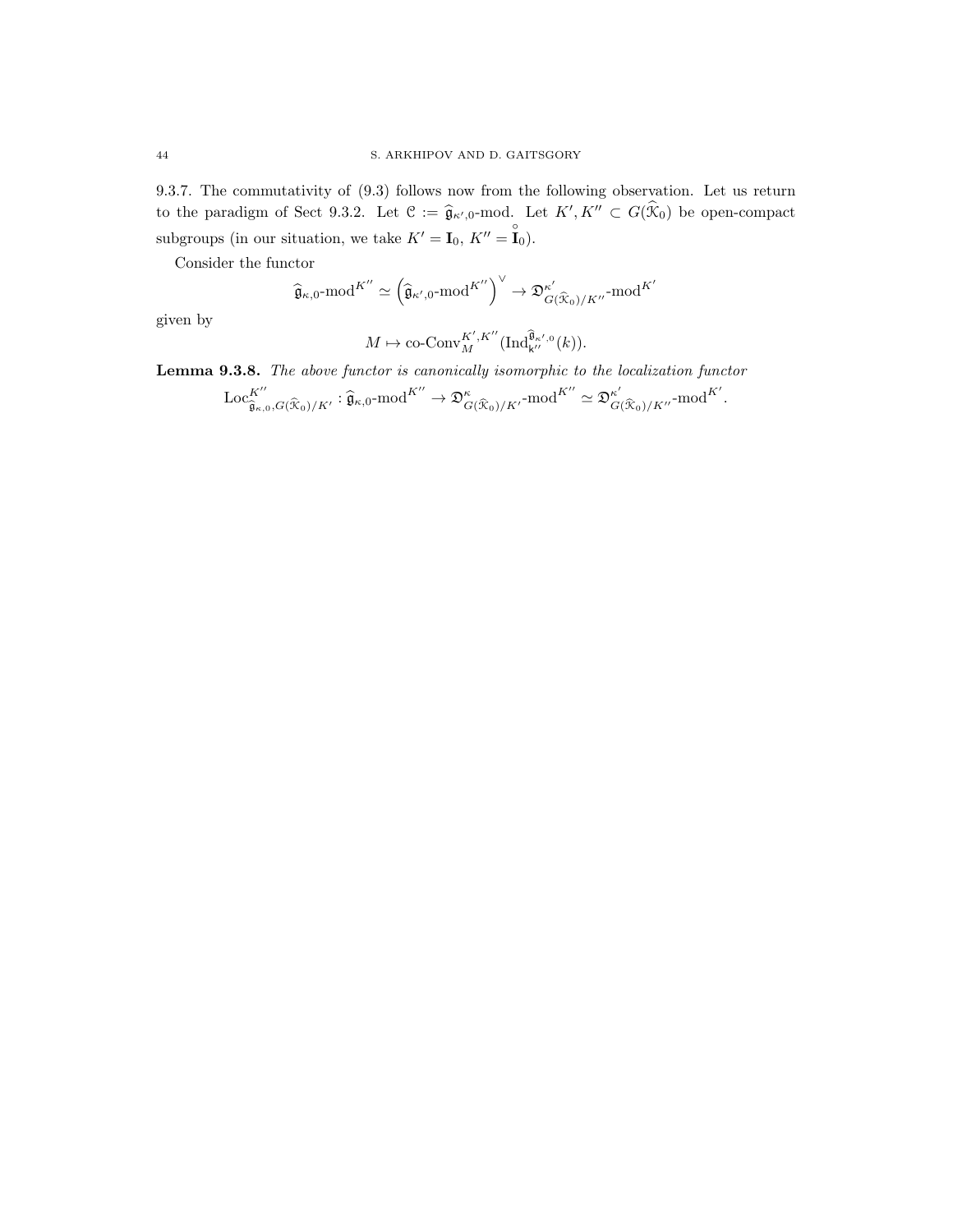9.3.7. The commutativity of (9.3) follows now from the following observation. Let us return to the paradigm of Sect 9.3.2. Let $\mathcal{C} := \widehat{\mathfrak{g}}_{\kappa',0}\text{-mod}$. Let $K', K'' \subset G(\widehat{\mathcal{K}}_0)$ be open-compact subgroups (in our situation, we take $K' = \mathbf{I}_0$, $K'' = \overset{\circ}{\mathbf{I}}_0$).

Consider the functor

$$\widehat{\mathfrak{g}}_{\kappa,0}\text{-mod}^{K''} \simeq \left(\widehat{\mathfrak{g}}_{\kappa',0}\text{-mod}^{K''}\right)^{\vee} \to \mathfrak{D}^{\kappa'}_{G(\widehat{\mathcal{K}}_0)/K''}\text{-mod}^{K'}$$

given by

$$M \mapsto \text{co-Conv}^{K',K''}_M(\text{Ind}^{\widehat{\mathfrak{g}}_{\kappa',0}}_{\mathfrak{k}''}(k)).$$

**Lemma 9.3.8.** *The above functor is canonically isomorphic to the localization functor*

$$\text{Loc}^{K''}_{\widehat{\mathfrak{g}}_{\kappa,0},G(\widehat{\mathcal{K}}_0)/K'} : \widehat{\mathfrak{g}}_{\kappa,0}\text{-mod}^{K''} \to \mathfrak{D}^{\kappa}_{G(\widehat{\mathcal{K}}_0)/K'}\text{-mod}^{K''} \simeq \mathfrak{D}^{\kappa'}_{G(\widehat{\mathcal{K}}_0)/K''}\text{-mod}^{K'}.$$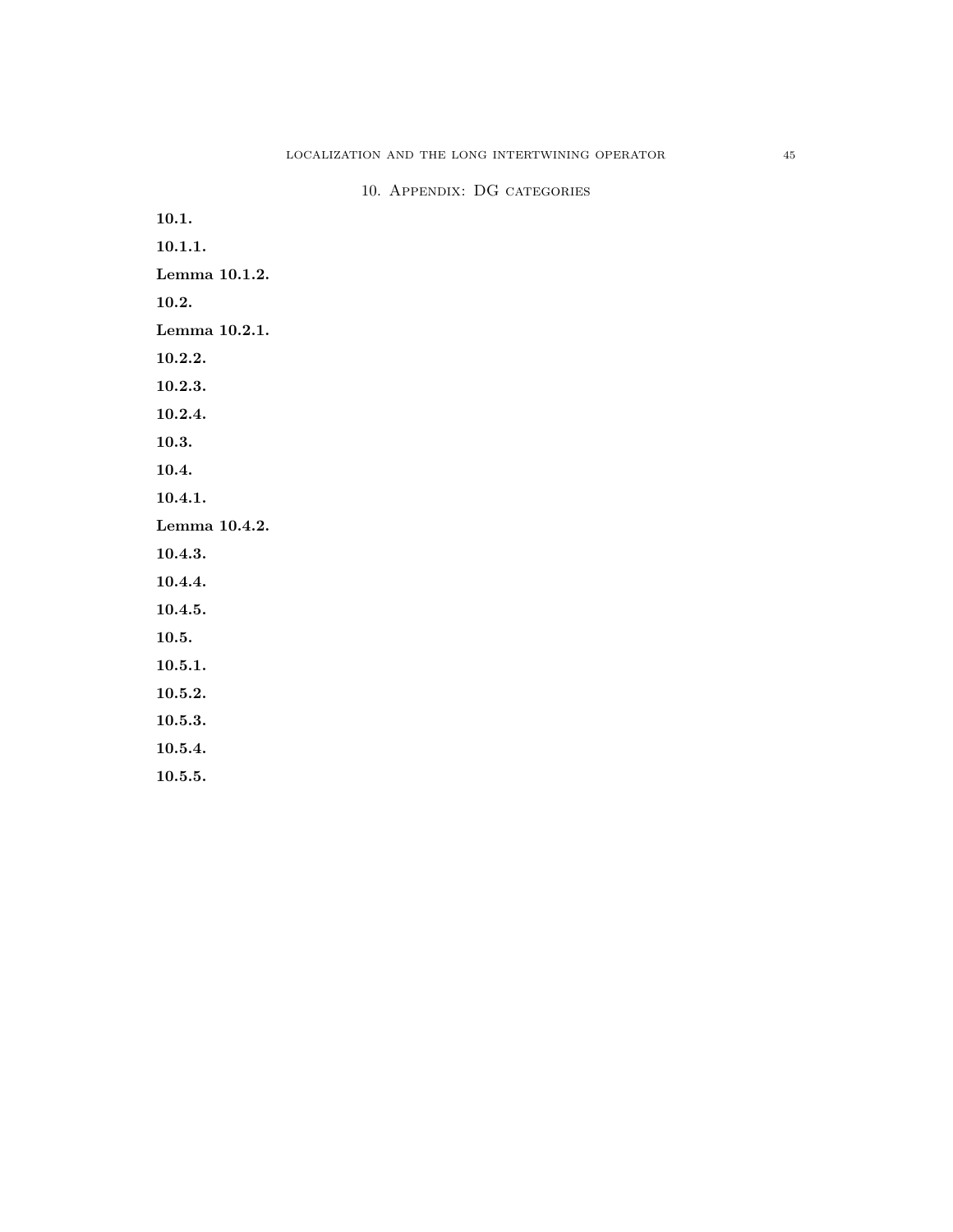## 10. Appendix: DG categories

**10.1.**

**10.1.1.**

**Lemma 10.1.2.**

**10.2.**

**Lemma 10.2.1.**

**10.2.2.**

**10.2.3.**

**10.2.4.**

**10.3.**

**10.4.**

**10.4.1.**

**Lemma 10.4.2.**

**10.4.3.**

**10.4.4.**

**10.4.5.**

**10.5.**

**10.5.1.**

**10.5.2.**

**10.5.3.**

**10.5.4.**

**10.5.5.**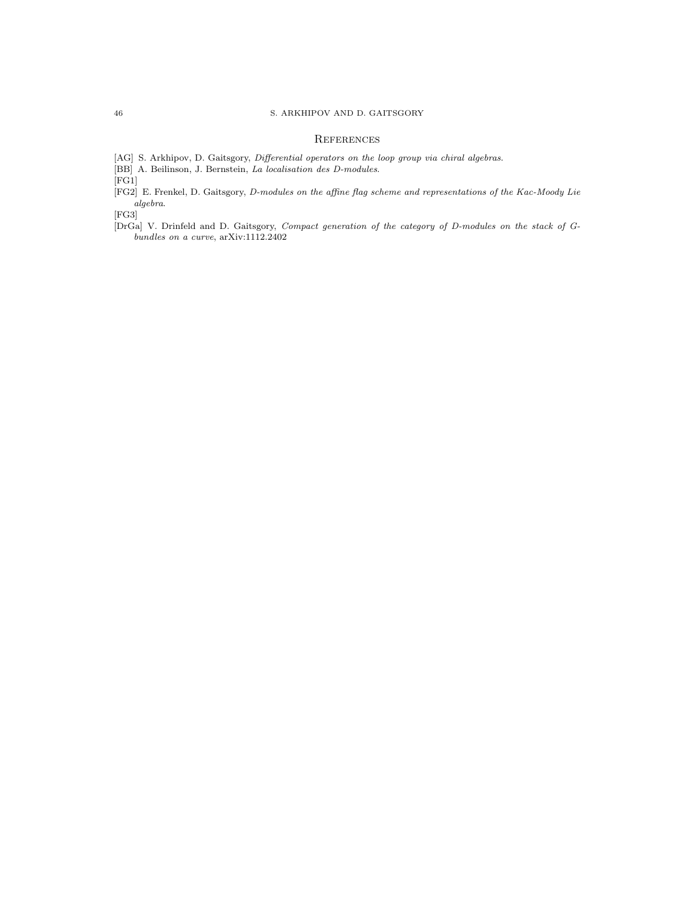## References

[AG] S. Arkhipov, D. Gaitsgory, *Differential operators on the loop group via chiral algebras.*

[BB] A. Beilinson, J. Bernstein, *La localisation des D-modules.*

[FG1]

[FG2] E. Frenkel, D. Gaitsgory, *D-modules on the affine flag scheme and representations of the Kac-Moody Lie algebra.*

[FG3]

[DrGa] V. Drinfeld and D. Gaitsgory, *Compact generation of the category of D-modules on the stack of G-bundles on a curve*, arXiv:1112.2402